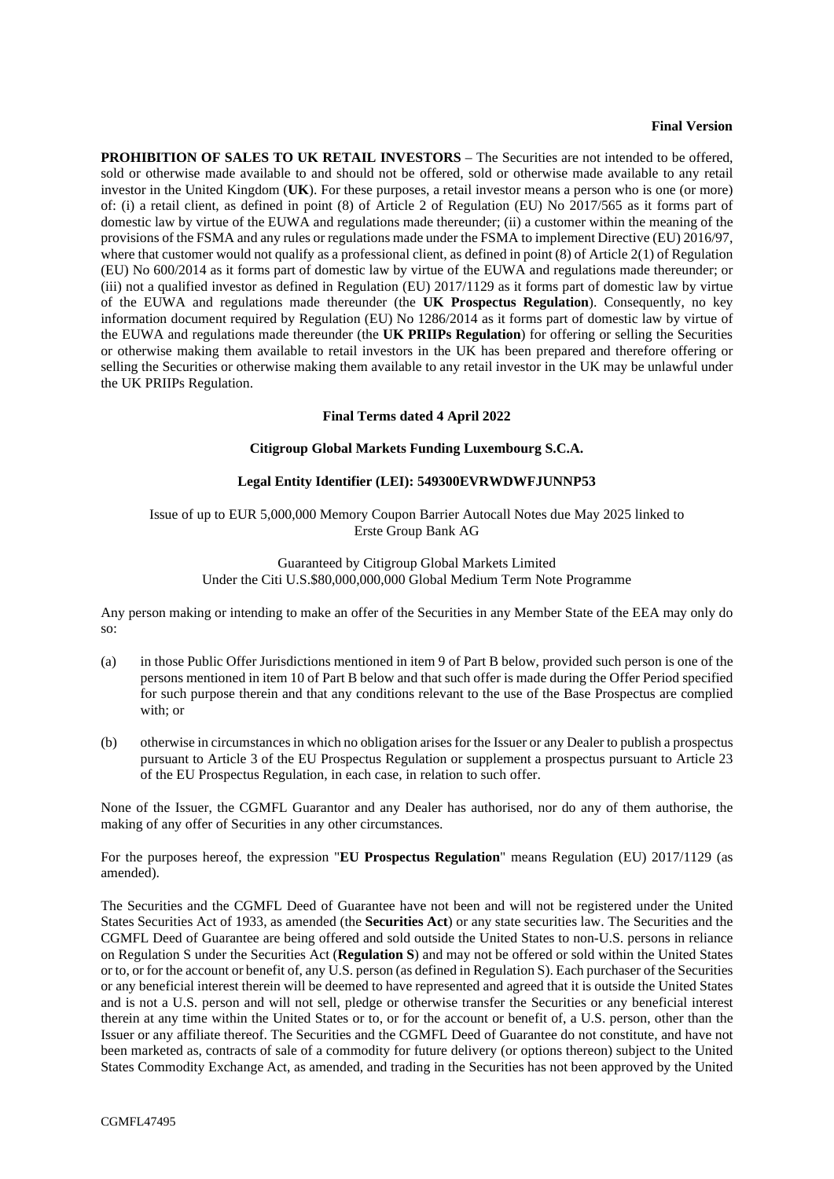**Final Version**

**PROHIBITION OF SALES TO UK RETAIL INVESTORS** – The Securities are not intended to be offered, sold or otherwise made available to and should not be offered, sold or otherwise made available to any retail investor in the United Kingdom (**UK**). For these purposes, a retail investor means a person who is one (or more) of: (i) a retail client, as defined in point (8) of Article 2 of Regulation (EU) No 2017/565 as it forms part of domestic law by virtue of the EUWA and regulations made thereunder; (ii) a customer within the meaning of the provisions of the FSMA and any rules or regulations made under the FSMA to implement Directive (EU) 2016/97, where that customer would not qualify as a professional client, as defined in point (8) of Article 2(1) of Regulation (EU) No 600/2014 as it forms part of domestic law by virtue of the EUWA and regulations made thereunder; or (iii) not a qualified investor as defined in Regulation (EU) 2017/1129 as it forms part of domestic law by virtue of the EUWA and regulations made thereunder (the **UK Prospectus Regulation**). Consequently, no key information document required by Regulation (EU) No 1286/2014 as it forms part of domestic law by virtue of the EUWA and regulations made thereunder (the **UK PRIIPs Regulation**) for offering or selling the Securities or otherwise making them available to retail investors in the UK has been prepared and therefore offering or selling the Securities or otherwise making them available to any retail investor in the UK may be unlawful under the UK PRIIPs Regulation.

**Final Terms dated 4 April 2022**

**Citigroup Global Markets Funding Luxembourg S.C.A.**

**Legal Entity Identifier (LEI): 549300EVRWDWFJUNNP53**

Issue of up to EUR 5,000,000 Memory Coupon Barrier Autocall Notes due May 2025 linked to Erste Group Bank AG

Guaranteed by Citigroup Global Markets Limited
Under the Citi U.S.$80,000,000,000 Global Medium Term Note Programme

Any person making or intending to make an offer of the Securities in any Member State of the EEA may only do so:

(a) in those Public Offer Jurisdictions mentioned in item 9 of Part B below, provided such person is one of the persons mentioned in item 10 of Part B below and that such offer is made during the Offer Period specified for such purpose therein and that any conditions relevant to the use of the Base Prospectus are complied with; or

(b) otherwise in circumstances in which no obligation arises for the Issuer or any Dealer to publish a prospectus pursuant to Article 3 of the EU Prospectus Regulation or supplement a prospectus pursuant to Article 23 of the EU Prospectus Regulation, in each case, in relation to such offer.

None of the Issuer, the CGMFL Guarantor and any Dealer has authorised, nor do any of them authorise, the making of any offer of Securities in any other circumstances.

For the purposes hereof, the expression "**EU Prospectus Regulation**" means Regulation (EU) 2017/1129 (as amended).

The Securities and the CGMFL Deed of Guarantee have not been and will not be registered under the United States Securities Act of 1933, as amended (the **Securities Act**) or any state securities law. The Securities and the CGMFL Deed of Guarantee are being offered and sold outside the United States to non-U.S. persons in reliance on Regulation S under the Securities Act (**Regulation S**) and may not be offered or sold within the United States or to, or for the account or benefit of, any U.S. person (as defined in Regulation S). Each purchaser of the Securities or any beneficial interest therein will be deemed to have represented and agreed that it is outside the United States and is not a U.S. person and will not sell, pledge or otherwise transfer the Securities or any beneficial interest therein at any time within the United States or to, or for the account or benefit of, a U.S. person, other than the Issuer or any affiliate thereof. The Securities and the CGMFL Deed of Guarantee do not constitute, and have not been marketed as, contracts of sale of a commodity for future delivery (or options thereon) subject to the United States Commodity Exchange Act, as amended, and trading in the Securities has not been approved by the United

CGMFL47495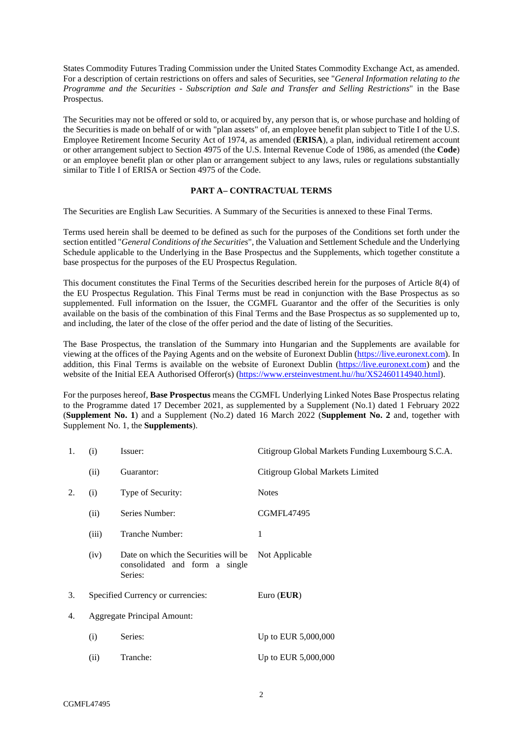States Commodity Futures Trading Commission under the United States Commodity Exchange Act, as amended. For a description of certain restrictions on offers and sales of Securities, see "*General Information relating to the Programme and the Securities - Subscription and Sale and Transfer and Selling Restrictions*" in the Base Prospectus.

The Securities may not be offered or sold to, or acquired by, any person that is, or whose purchase and holding of the Securities is made on behalf of or with "plan assets" of, an employee benefit plan subject to Title I of the U.S. Employee Retirement Income Security Act of 1974, as amended (**ERISA**), a plan, individual retirement account or other arrangement subject to Section 4975 of the U.S. Internal Revenue Code of 1986, as amended (the **Code**) or an employee benefit plan or other plan or arrangement subject to any laws, rules or regulations substantially similar to Title I of ERISA or Section 4975 of the Code.

## PART A– CONTRACTUAL TERMS

The Securities are English Law Securities. A Summary of the Securities is annexed to these Final Terms.

Terms used herein shall be deemed to be defined as such for the purposes of the Conditions set forth under the section entitled "*General Conditions of the Securities*", the Valuation and Settlement Schedule and the Underlying Schedule applicable to the Underlying in the Base Prospectus and the Supplements, which together constitute a base prospectus for the purposes of the EU Prospectus Regulation.

This document constitutes the Final Terms of the Securities described herein for the purposes of Article 8(4) of the EU Prospectus Regulation. This Final Terms must be read in conjunction with the Base Prospectus as so supplemented. Full information on the Issuer, the CGMFL Guarantor and the offer of the Securities is only available on the basis of the combination of this Final Terms and the Base Prospectus as so supplemented up to, and including, the later of the close of the offer period and the date of listing of the Securities.

The Base Prospectus, the translation of the Summary into Hungarian and the Supplements are available for viewing at the offices of the Paying Agents and on the website of Euronext Dublin (https://live.euronext.com). In addition, this Final Terms is available on the website of Euronext Dublin (https://live.euronext.com) and the website of the Initial EEA Authorised Offeror(s) (https://www.ersteinvestment.hu//hu/XS2460114940.html).

For the purposes hereof, **Base Prospectus** means the CGMFL Underlying Linked Notes Base Prospectus relating to the Programme dated 17 December 2021, as supplemented by a Supplement (No.1) dated 1 February 2022 (**Supplement No. 1**) and a Supplement (No.2) dated 16 March 2022 (**Supplement No. 2** and, together with Supplement No. 1, the **Supplements**).

| | | | |
|---|---|---|---|
| 1. | (i) | Issuer: | Citigroup Global Markets Funding Luxembourg S.C.A. |
| | (ii) | Guarantor: | Citigroup Global Markets Limited |
| 2. | (i) | Type of Security: | Notes |
| | (ii) | Series Number: | CGMFL47495 |
| | (iii) | Tranche Number: | 1 |
| | (iv) | Date on which the Securities will be consolidated and form a single Series: | Not Applicable |
| 3. | Specified Currency or currencies: | | Euro (**EUR**) |
| 4. | Aggregate Principal Amount: | | |
| | (i) | Series: | Up to EUR 5,000,000 |
| | (ii) | Tranche: | Up to EUR 5,000,000 |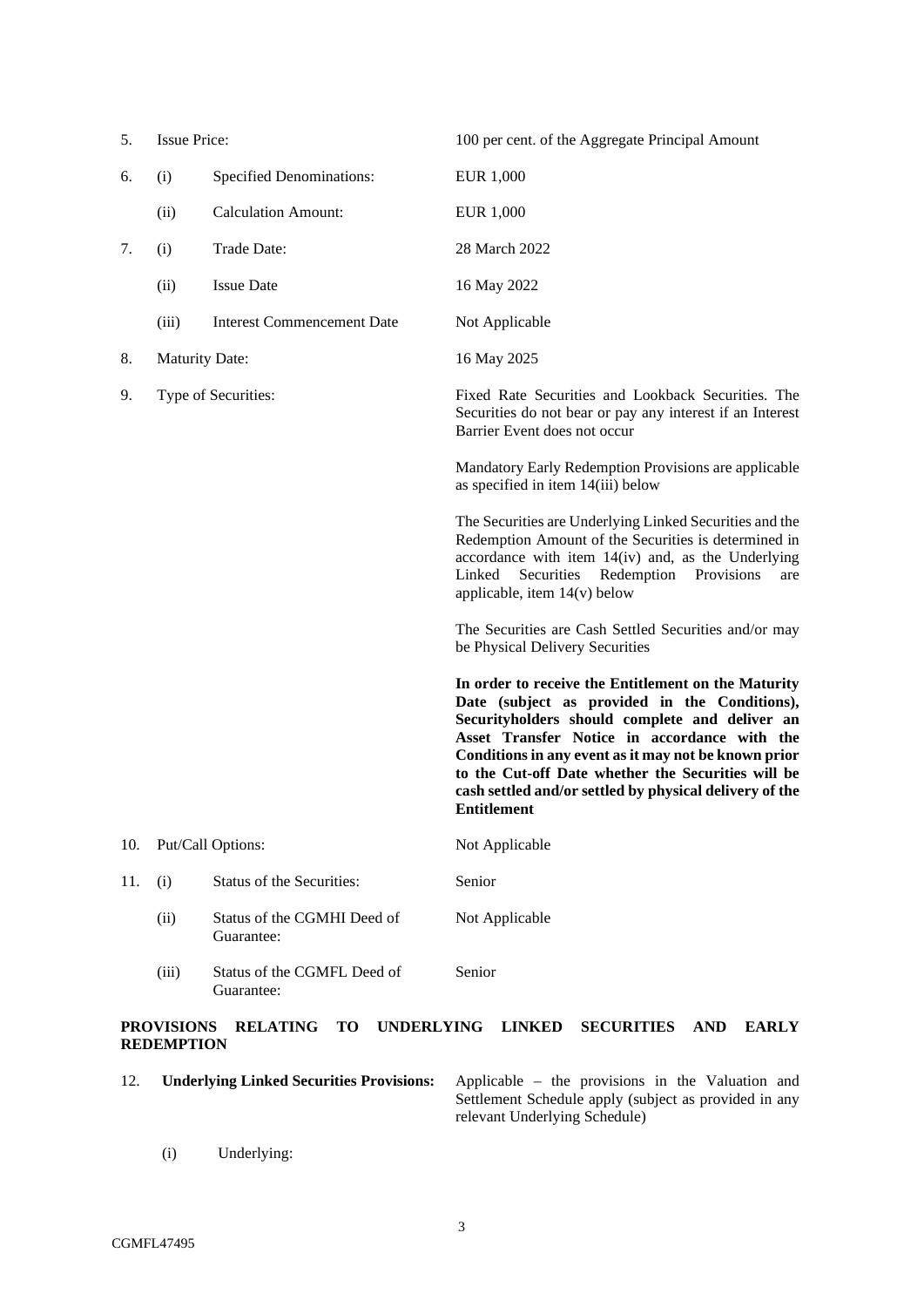| | | | |
|---|---|---|---|
| 5. | Issue Price: | | 100 per cent. of the Aggregate Principal Amount |
| 6. | (i) | Specified Denominations: | EUR 1,000 |
| | (ii) | Calculation Amount: | EUR 1,000 |
| 7. | (i) | Trade Date: | 28 March 2022 |
| | (ii) | Issue Date | 16 May 2022 |
| | (iii) | Interest Commencement Date | Not Applicable |
| 8. | Maturity Date: | | 16 May 2025 |
| 9. | Type of Securities: | | Fixed Rate Securities and Lookback Securities. The Securities do not bear or pay any interest if an Interest Barrier Event does not occur<br><br>Mandatory Early Redemption Provisions are applicable as specified in item 14(iii) below<br><br>The Securities are Underlying Linked Securities and the Redemption Amount of the Securities is determined in accordance with item 14(iv) and, as the Underlying Linked Securities Redemption Provisions are applicable, item 14(v) below<br><br>The Securities are Cash Settled Securities and/or may be Physical Delivery Securities<br><br>**In order to receive the Entitlement on the Maturity Date (subject as provided in the Conditions), Securityholders should complete and deliver an Asset Transfer Notice in accordance with the Conditions in any event as it may not be known prior to the Cut-off Date whether the Securities will be cash settled and/or settled by physical delivery of the Entitlement** |
| 10. | Put/Call Options: | | Not Applicable |
| 11. | (i) | Status of the Securities: | Senior |
| | (ii) | Status of the CGMHI Deed of Guarantee: | Not Applicable |
| | (iii) | Status of the CGMFL Deed of Guarantee: | Senior |

**PROVISIONS RELATING TO UNDERLYING LINKED SECURITIES AND EARLY REDEMPTION**

12. **Underlying Linked Securities Provisions:** Applicable – the provisions in the Valuation and Settlement Schedule apply (subject as provided in any relevant Underlying Schedule)

    (i) Underlying: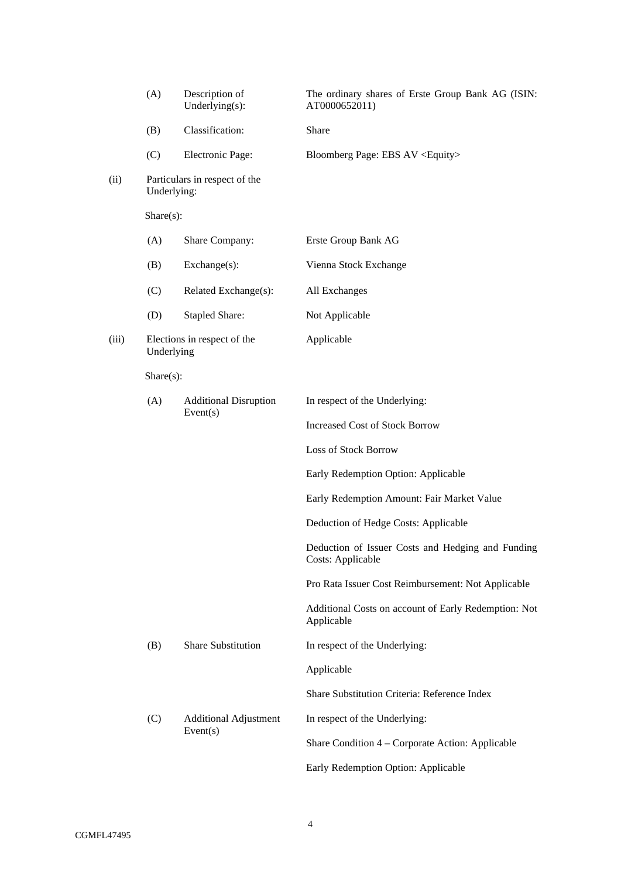| | | | |
|---|---|---|---|
| | (A) | Description of Underlying(s): | The ordinary shares of Erste Group Bank AG (ISIN: AT0000652011) |
| | (B) | Classification: | Share |
| | (C) | Electronic Page: | Bloomberg Page: EBS AV <Equity> |
| (ii) | Particulars in respect of the Underlying: | | |
| | Share(s): | | |
| | (A) | Share Company: | Erste Group Bank AG |
| | (B) | Exchange(s): | Vienna Stock Exchange |
| | (C) | Related Exchange(s): | All Exchanges |
| | (D) | Stapled Share: | Not Applicable |
| (iii) | Elections in respect of the Underlying | | Applicable |
| | Share(s): | | |
| | (A) | Additional Disruption Event(s) | In respect of the Underlying:<br><br>Increased Cost of Stock Borrow<br><br>Loss of Stock Borrow<br><br>Early Redemption Option: Applicable<br><br>Early Redemption Amount: Fair Market Value<br><br>Deduction of Hedge Costs: Applicable<br><br>Deduction of Issuer Costs and Hedging and Funding Costs: Applicable<br><br>Pro Rata Issuer Cost Reimbursement: Not Applicable<br><br>Additional Costs on account of Early Redemption: Not Applicable |
| | (B) | Share Substitution | In respect of the Underlying:<br><br>Applicable<br><br>Share Substitution Criteria: Reference Index |
| | (C) | Additional Adjustment Event(s) | In respect of the Underlying:<br><br>Share Condition 4 – Corporate Action: Applicable<br><br>Early Redemption Option: Applicable |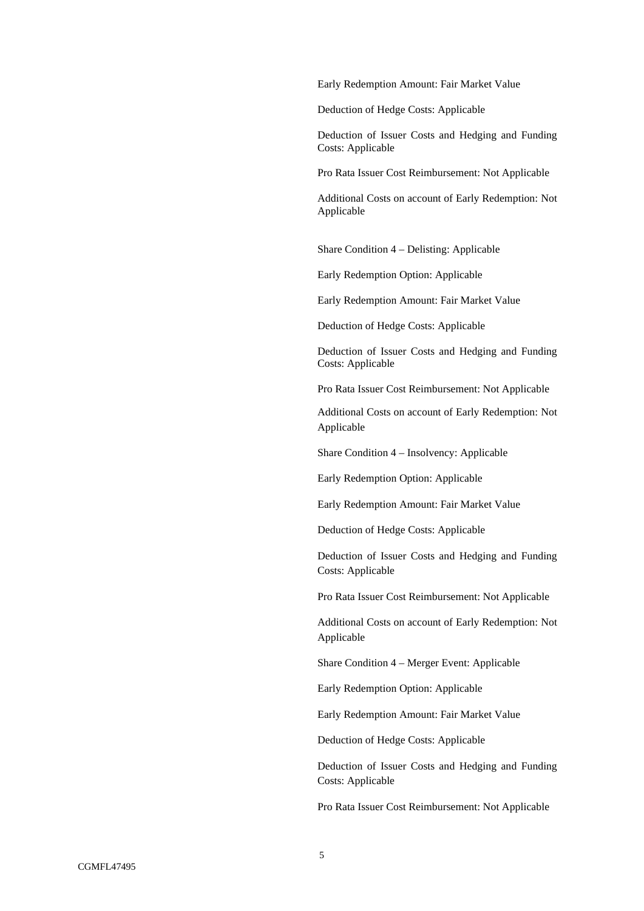Early Redemption Amount: Fair Market Value

Deduction of Hedge Costs: Applicable

Deduction of Issuer Costs and Hedging and Funding Costs: Applicable

Pro Rata Issuer Cost Reimbursement: Not Applicable

Additional Costs on account of Early Redemption: Not Applicable

Share Condition 4 – Delisting: Applicable

Early Redemption Option: Applicable

Early Redemption Amount: Fair Market Value

Deduction of Hedge Costs: Applicable

Deduction of Issuer Costs and Hedging and Funding Costs: Applicable

Pro Rata Issuer Cost Reimbursement: Not Applicable

Additional Costs on account of Early Redemption: Not Applicable

Share Condition 4 – Insolvency: Applicable

Early Redemption Option: Applicable

Early Redemption Amount: Fair Market Value

Deduction of Hedge Costs: Applicable

Deduction of Issuer Costs and Hedging and Funding Costs: Applicable

Pro Rata Issuer Cost Reimbursement: Not Applicable

Additional Costs on account of Early Redemption: Not Applicable

Share Condition 4 – Merger Event: Applicable

Early Redemption Option: Applicable

Early Redemption Amount: Fair Market Value

Deduction of Hedge Costs: Applicable

Deduction of Issuer Costs and Hedging and Funding Costs: Applicable

Pro Rata Issuer Cost Reimbursement: Not Applicable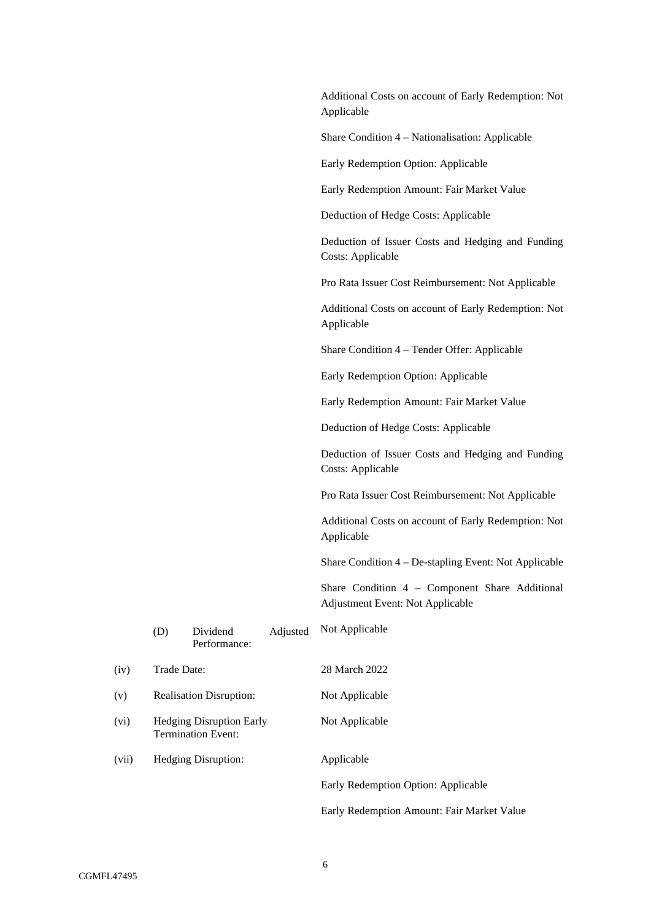Additional Costs on account of Early Redemption: Not Applicable

Share Condition 4 – Nationalisation: Applicable

Early Redemption Option: Applicable

Early Redemption Amount: Fair Market Value

Deduction of Hedge Costs: Applicable

Deduction of Issuer Costs and Hedging and Funding Costs: Applicable

Pro Rata Issuer Cost Reimbursement: Not Applicable

Additional Costs on account of Early Redemption: Not Applicable

Share Condition 4 – Tender Offer: Applicable

Early Redemption Option: Applicable

Early Redemption Amount: Fair Market Value

Deduction of Hedge Costs: Applicable

Deduction of Issuer Costs and Hedging and Funding Costs: Applicable

Pro Rata Issuer Cost Reimbursement: Not Applicable

Additional Costs on account of Early Redemption: Not Applicable

Share Condition 4 – De-stapling Event: Not Applicable

Share Condition 4 – Component Share Additional Adjustment Event: Not Applicable

| | | |
|---|---|---|
| | (D) Dividend Adjusted Performance: | Not Applicable |
| (iv) | Trade Date: | 28 March 2022 |
| (v) | Realisation Disruption: | Not Applicable |
| (vi) | Hedging Disruption Early Termination Event: | Not Applicable |
| (vii) | Hedging Disruption: | Applicable |
| | | Early Redemption Option: Applicable |
| | | Early Redemption Amount: Fair Market Value |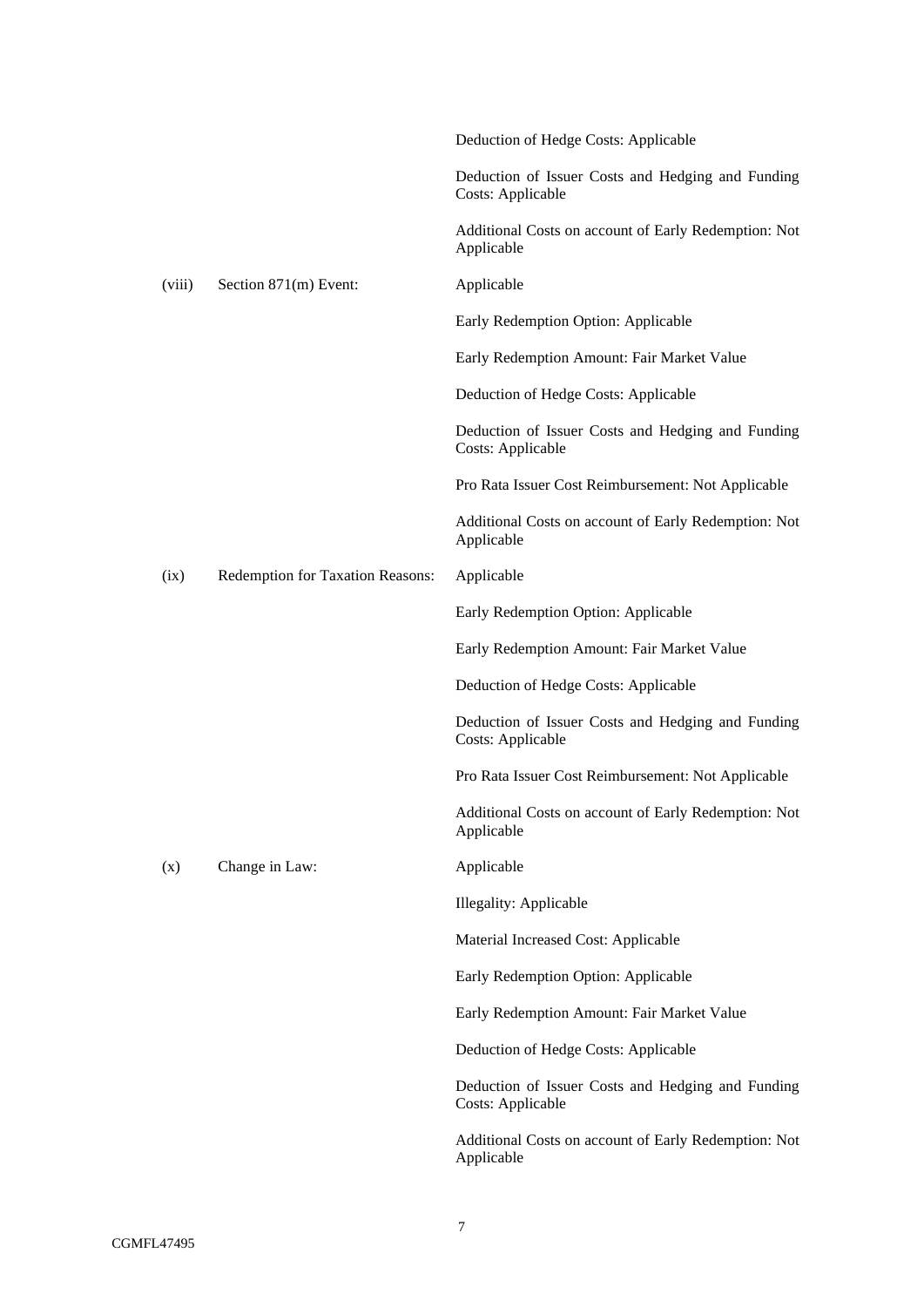| | | |
|---|---|---|
| | | Deduction of Hedge Costs: Applicable |
| | | Deduction of Issuer Costs and Hedging and Funding Costs: Applicable |
| | | Additional Costs on account of Early Redemption: Not Applicable |
| (viii) | Section 871(m) Event: | Applicable |
| | | Early Redemption Option: Applicable |
| | | Early Redemption Amount: Fair Market Value |
| | | Deduction of Hedge Costs: Applicable |
| | | Deduction of Issuer Costs and Hedging and Funding Costs: Applicable |
| | | Pro Rata Issuer Cost Reimbursement: Not Applicable |
| | | Additional Costs on account of Early Redemption: Not Applicable |
| (ix) | Redemption for Taxation Reasons: | Applicable |
| | | Early Redemption Option: Applicable |
| | | Early Redemption Amount: Fair Market Value |
| | | Deduction of Hedge Costs: Applicable |
| | | Deduction of Issuer Costs and Hedging and Funding Costs: Applicable |
| | | Pro Rata Issuer Cost Reimbursement: Not Applicable |
| | | Additional Costs on account of Early Redemption: Not Applicable |
| (x) | Change in Law: | Applicable |
| | | Illegality: Applicable |
| | | Material Increased Cost: Applicable |
| | | Early Redemption Option: Applicable |
| | | Early Redemption Amount: Fair Market Value |
| | | Deduction of Hedge Costs: Applicable |
| | | Deduction of Issuer Costs and Hedging and Funding Costs: Applicable |
| | | Additional Costs on account of Early Redemption: Not Applicable |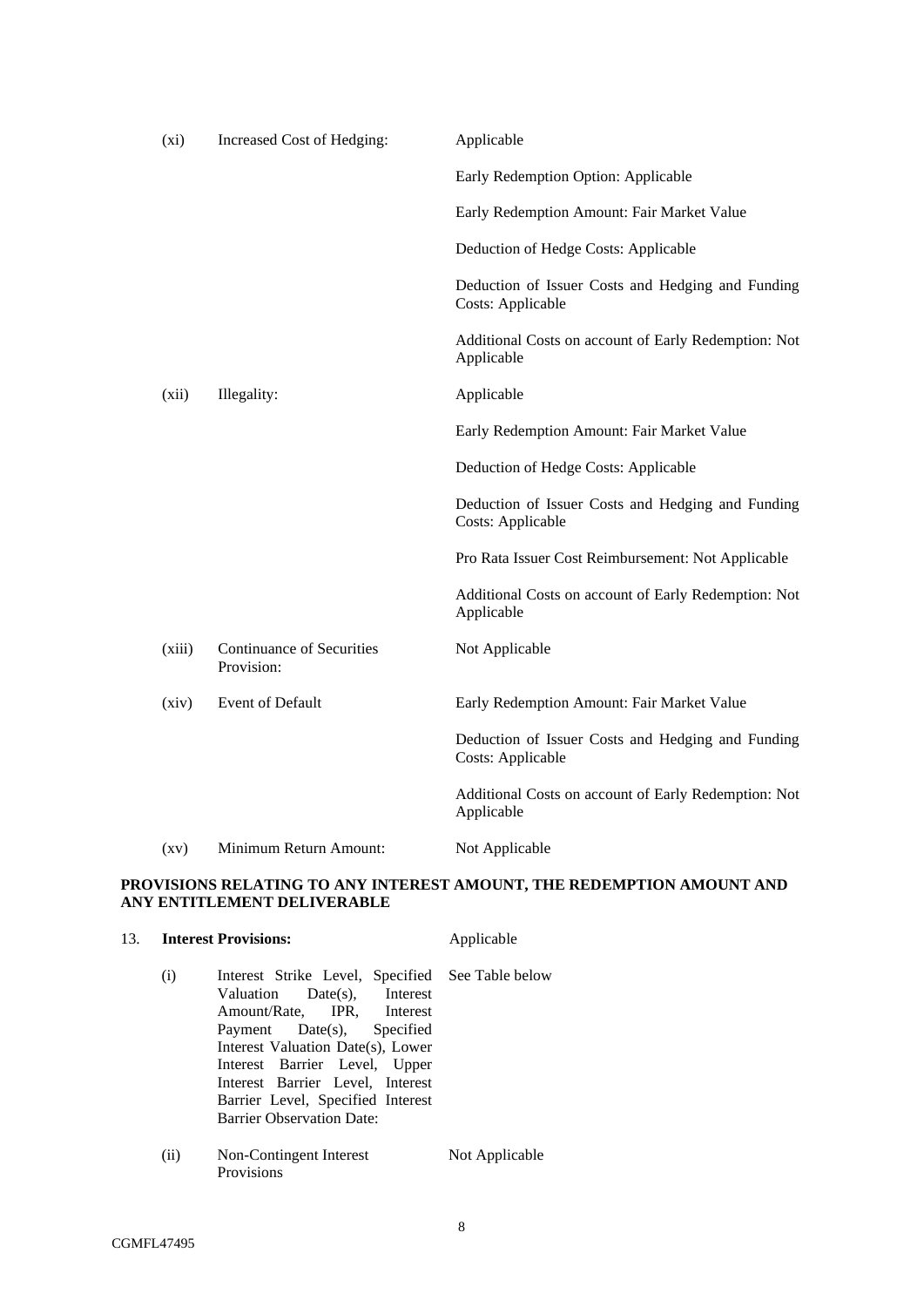| | | |
|---|---|---|
| (xi) | Increased Cost of Hedging: | Applicable<br><br>Early Redemption Option: Applicable<br><br>Early Redemption Amount: Fair Market Value<br><br>Deduction of Hedge Costs: Applicable<br><br>Deduction of Issuer Costs and Hedging and Funding Costs: Applicable<br><br>Additional Costs on account of Early Redemption: Not Applicable |
| (xii) | Illegality: | Applicable<br><br>Early Redemption Amount: Fair Market Value<br><br>Deduction of Hedge Costs: Applicable<br><br>Deduction of Issuer Costs and Hedging and Funding Costs: Applicable<br><br>Pro Rata Issuer Cost Reimbursement: Not Applicable<br><br>Additional Costs on account of Early Redemption: Not Applicable |
| (xiii) | Continuance of Securities Provision: | Not Applicable |
| (xiv) | Event of Default | Early Redemption Amount: Fair Market Value<br><br>Deduction of Issuer Costs and Hedging and Funding Costs: Applicable<br><br>Additional Costs on account of Early Redemption: Not Applicable |
| (xv) | Minimum Return Amount: | Not Applicable |

**PROVISIONS RELATING TO ANY INTEREST AMOUNT, THE REDEMPTION AMOUNT AND ANY ENTITLEMENT DELIVERABLE**

| | | |
|---|---|---|
| 13. | **Interest Provisions:** | Applicable |
| (i) | Interest Strike Level, Specified Valuation Date(s), Interest Amount/Rate, IPR, Interest Payment Date(s), Specified Interest Valuation Date(s), Lower Interest Barrier Level, Upper Interest Barrier Level, Interest Barrier Level, Specified Interest Barrier Observation Date: | See Table below |
| (ii) | Non-Contingent Interest Provisions | Not Applicable |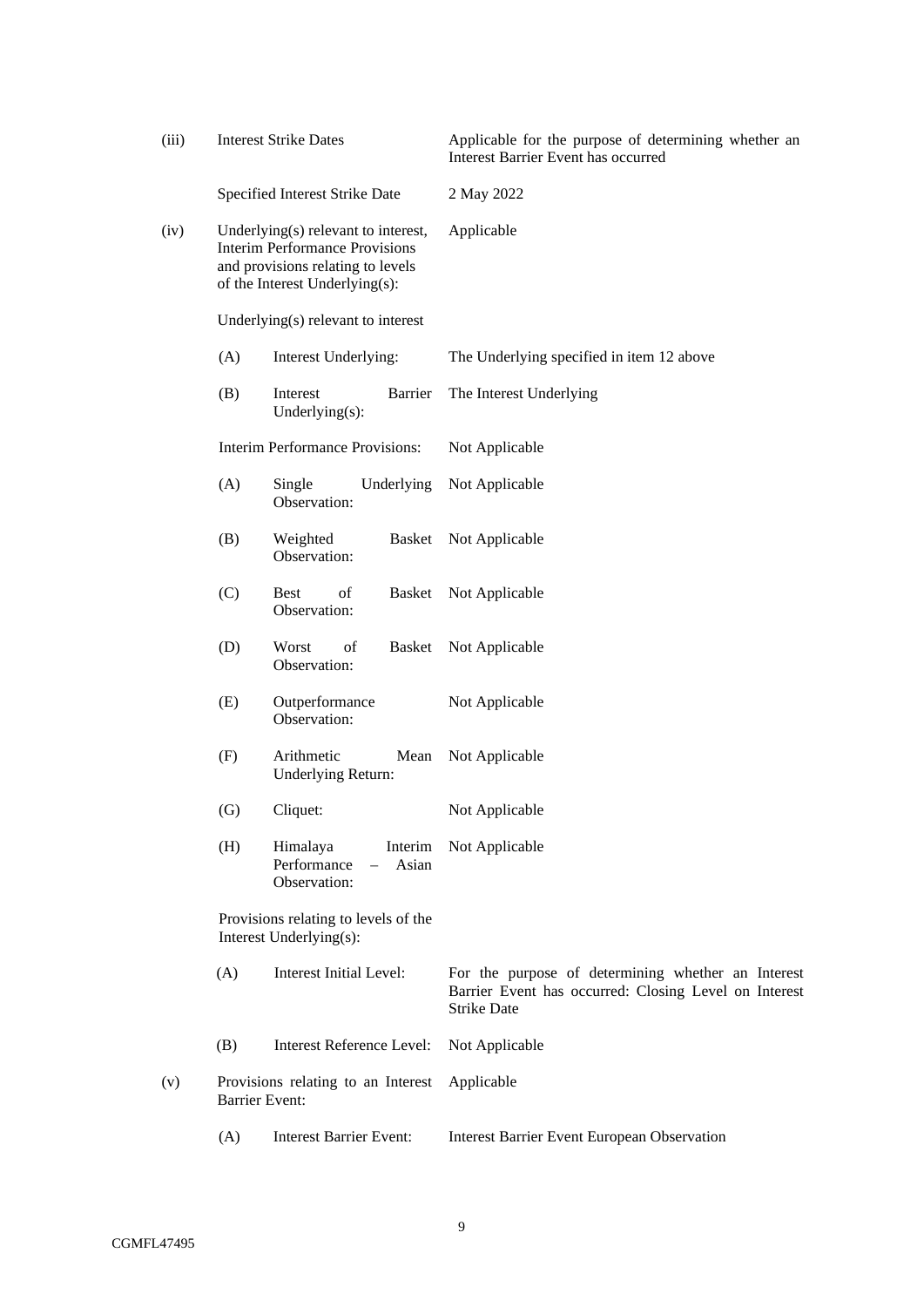| | | |
|---|---|---|
| (iii) | Interest Strike Dates | Applicable for the purpose of determining whether an Interest Barrier Event has occurred |
| | Specified Interest Strike Date | 2 May 2022 |
| (iv) | Underlying(s) relevant to interest, Interim Performance Provisions and provisions relating to levels of the Interest Underlying(s): | Applicable |
| | Underlying(s) relevant to interest | |
| | (A) Interest Underlying: | The Underlying specified in item 12 above |
| | (B) Interest Barrier Underlying(s): | The Interest Underlying |
| | Interim Performance Provisions: | Not Applicable |
| | (A) Single Underlying Observation: | Not Applicable |
| | (B) Weighted Basket Observation: | Not Applicable |
| | (C) Best of Basket Observation: | Not Applicable |
| | (D) Worst of Basket Observation: | Not Applicable |
| | (E) Outperformance Observation: | Not Applicable |
| | (F) Arithmetic Mean Underlying Return: | Not Applicable |
| | (G) Cliquet: | Not Applicable |
| | (H) Himalaya Interim Performance – Asian Observation: | Not Applicable |
| | Provisions relating to levels of the Interest Underlying(s): | |
| | (A) Interest Initial Level: | For the purpose of determining whether an Interest Barrier Event has occurred: Closing Level on Interest Strike Date |
| | (B) Interest Reference Level: | Not Applicable |
| (v) | Provisions relating to an Interest Barrier Event: | Applicable |
| | (A) Interest Barrier Event: | Interest Barrier Event European Observation |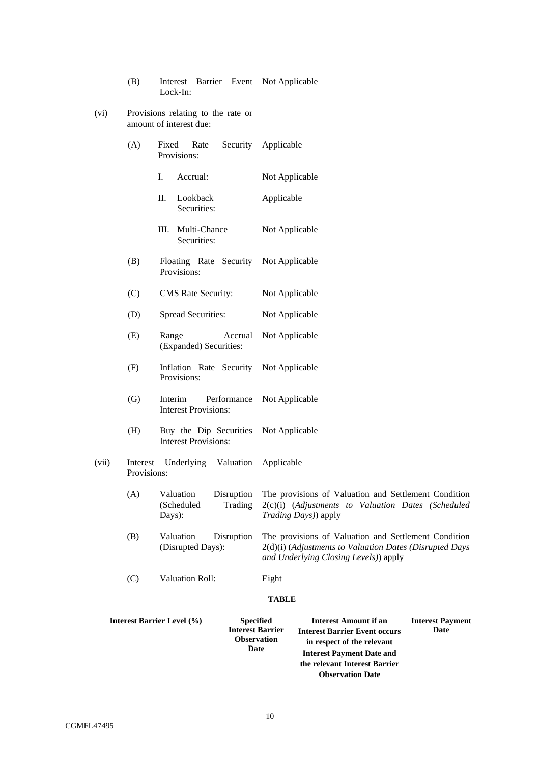(B) Interest Barrier Event Lock-In: Not Applicable

(vi) Provisions relating to the rate or amount of interest due:

(A) Fixed Rate Security Provisions: Applicable

I. Accrual: Not Applicable

II. Lookback Securities: Applicable

III. Multi-Chance Securities: Not Applicable

(B) Floating Rate Security Provisions: Not Applicable

(C) CMS Rate Security: Not Applicable

(D) Spread Securities: Not Applicable

(E) Range Accrual (Expanded) Securities: Not Applicable

(F) Inflation Rate Security Provisions: Not Applicable

(G) Interim Performance Interest Provisions: Not Applicable

(H) Buy the Dip Securities Interest Provisions: Not Applicable

(vii) Interest Underlying Valuation Provisions: Applicable

(A) Valuation Disruption (Scheduled Trading Days): The provisions of Valuation and Settlement Condition 2(c)(i) (*Adjustments to Valuation Dates (Scheduled Trading Days)*) apply

(B) Valuation Disruption (Disrupted Days): The provisions of Valuation and Settlement Condition 2(d)(i) (*Adjustments to Valuation Dates (Disrupted Days and Underlying Closing Levels)*) apply

(C) Valuation Roll: Eight

**TABLE**

| Interest Barrier Level (%) | Specified Interest Barrier Observation Date | Interest Amount if an Interest Barrier Event occurs in respect of the relevant Interest Payment Date and the relevant Interest Barrier Observation Date | Interest Payment Date |
|---|---|---|---|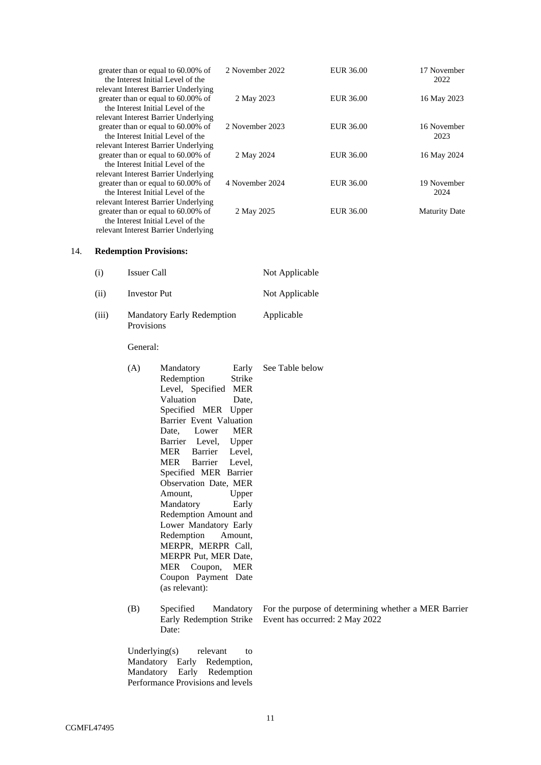| | | | |
|---|---|---|---|
| greater than or equal to 60.00% of the Interest Initial Level of the relevant Interest Barrier Underlying | 2 November 2022 | EUR 36.00 | 17 November 2022 |
| greater than or equal to 60.00% of the Interest Initial Level of the relevant Interest Barrier Underlying | 2 May 2023 | EUR 36.00 | 16 May 2023 |
| greater than or equal to 60.00% of the Interest Initial Level of the relevant Interest Barrier Underlying | 2 November 2023 | EUR 36.00 | 16 November 2023 |
| greater than or equal to 60.00% of the Interest Initial Level of the relevant Interest Barrier Underlying | 2 May 2024 | EUR 36.00 | 16 May 2024 |
| greater than or equal to 60.00% of the Interest Initial Level of the relevant Interest Barrier Underlying | 4 November 2024 | EUR 36.00 | 19 November 2024 |
| greater than or equal to 60.00% of the Interest Initial Level of the relevant Interest Barrier Underlying | 2 May 2025 | EUR 36.00 | Maturity Date |

14. **Redemption Provisions:**

(i) Issuer Call — Not Applicable

(ii) Investor Put — Not Applicable

(iii) Mandatory Early Redemption Provisions — Applicable

General:

(A) Mandatory Early Redemption Strike Level, Specified MER Valuation Date, Specified MER Upper Barrier Event Valuation Date, Lower MER Barrier Level, Upper MER Barrier Level, MER Barrier Level, Specified MER Barrier Observation Date, MER Amount, Upper Mandatory Early Redemption Amount and Lower Mandatory Early Redemption Amount, MERPR, MERPR Call, MERPR Put, MER Date, MER Coupon, MER Coupon Payment Date (as relevant): — See Table below

(B) Specified Mandatory Early Redemption Strike Date: — For the purpose of determining whether a MER Barrier Event has occurred: 2 May 2022

Underlying(s) relevant to Mandatory Early Redemption, Mandatory Early Redemption Performance Provisions and levels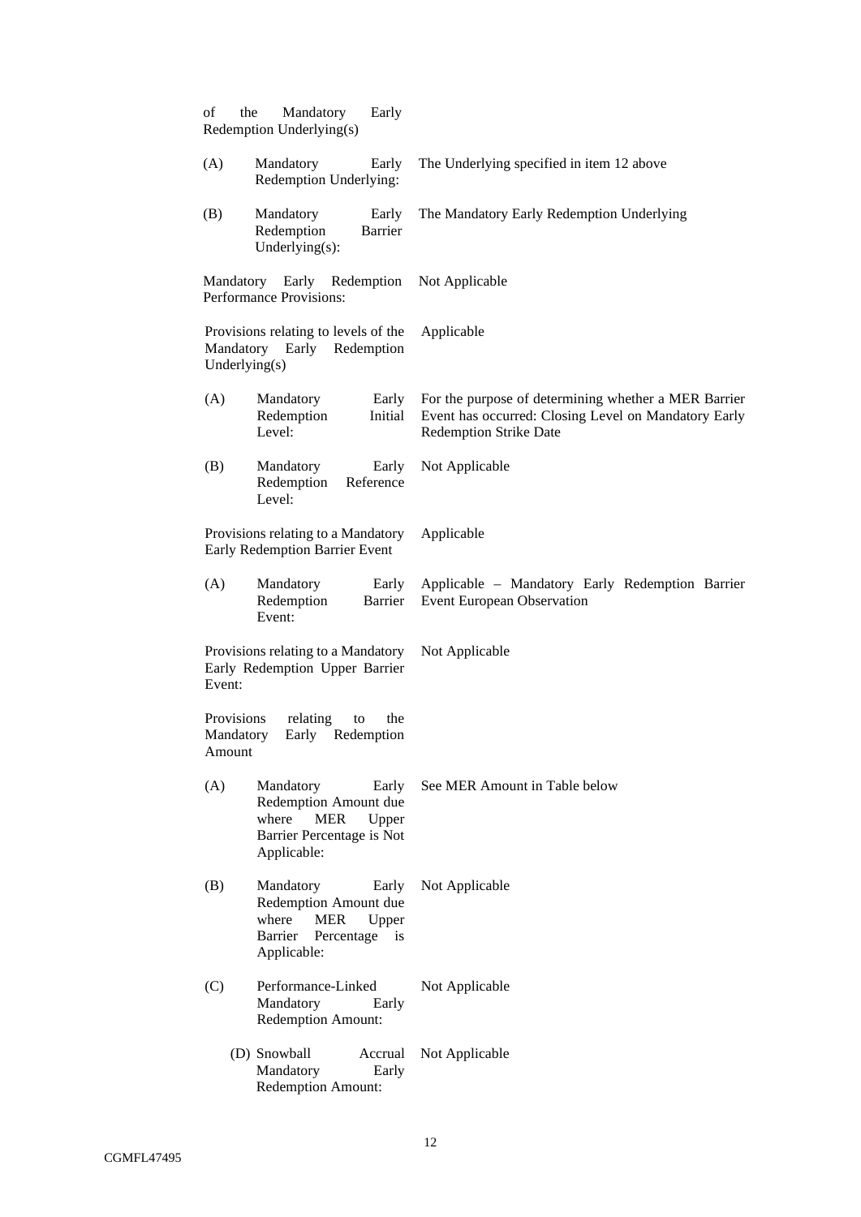| | |
|---|---|
| of the Mandatory Early Redemption Underlying(s) | |
| (A) Mandatory Early Redemption Underlying: | The Underlying specified in item 12 above |
| (B) Mandatory Early Redemption Barrier Underlying(s): | The Mandatory Early Redemption Underlying |
| Mandatory Early Redemption Performance Provisions: | Not Applicable |
| Provisions relating to levels of the Mandatory Early Redemption Underlying(s) | Applicable |
| (A) Mandatory Early Redemption Initial Level: | For the purpose of determining whether a MER Barrier Event has occurred: Closing Level on Mandatory Early Redemption Strike Date |
| (B) Mandatory Early Redemption Reference Level: | Not Applicable |
| Provisions relating to a Mandatory Early Redemption Barrier Event | Applicable |
| (A) Mandatory Early Redemption Barrier Event: | Applicable – Mandatory Early Redemption Barrier Event European Observation |
| Provisions relating to a Mandatory Early Redemption Upper Barrier Event: | Not Applicable |
| Provisions relating to the Mandatory Early Redemption Amount | |
| (A) Mandatory Early Redemption Amount due where MER Upper Barrier Percentage is Not Applicable: | See MER Amount in Table below |
| (B) Mandatory Early Redemption Amount due where MER Upper Barrier Percentage is Applicable: | Not Applicable |
| (C) Performance-Linked Mandatory Early Redemption Amount: | Not Applicable |
| (D) Snowball Accrual Mandatory Early Redemption Amount: | Not Applicable |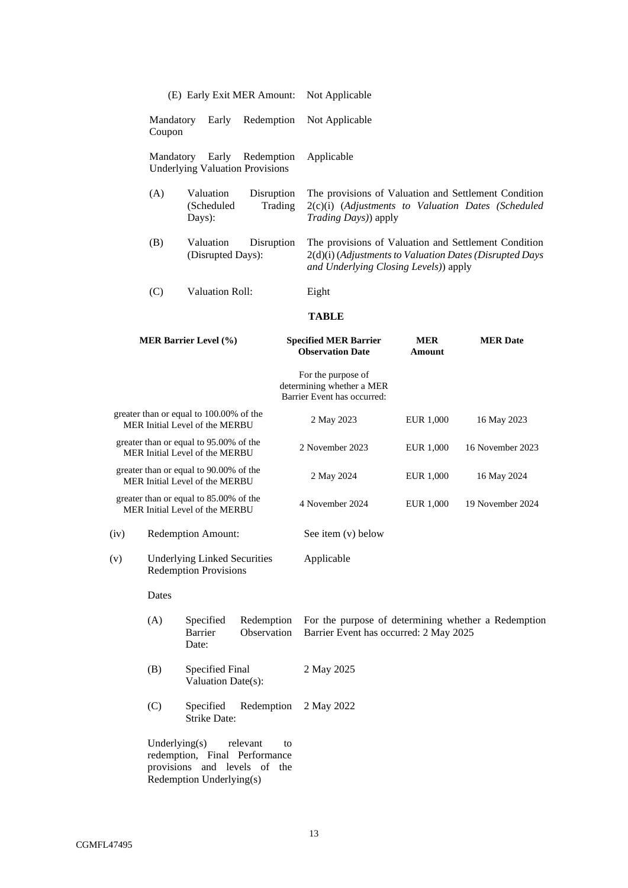(E) Early Exit MER Amount: Not Applicable

Mandatory Early Redemption Coupon: Not Applicable

Mandatory Early Redemption Underlying Valuation Provisions: Applicable

(A) Valuation Disruption (Scheduled Trading Days): The provisions of Valuation and Settlement Condition 2(c)(i) (*Adjustments to Valuation Dates (Scheduled Trading Days)*) apply

(B) Valuation Disruption (Disrupted Days): The provisions of Valuation and Settlement Condition 2(d)(i) (*Adjustments to Valuation Dates (Disrupted Days and Underlying Closing Levels)*) apply

(C) Valuation Roll: Eight

**TABLE**

| MER Barrier Level (%) | Specified MER Barrier Observation Date | MER Amount | MER Date |
|---|---|---|---|
| | For the purpose of determining whether a MER Barrier Event has occurred: | | |
| greater than or equal to 100.00% of the MER Initial Level of the MERBU | 2 May 2023 | EUR 1,000 | 16 May 2023 |
| greater than or equal to 95.00% of the MER Initial Level of the MERBU | 2 November 2023 | EUR 1,000 | 16 November 2023 |
| greater than or equal to 90.00% of the MER Initial Level of the MERBU | 2 May 2024 | EUR 1,000 | 16 May 2024 |
| greater than or equal to 85.00% of the MER Initial Level of the MERBU | 4 November 2024 | EUR 1,000 | 19 November 2024 |

(iv) Redemption Amount: See item (v) below

(v) Underlying Linked Securities Redemption Provisions: Applicable

Dates

(A) Specified Redemption Barrier Observation Date: For the purpose of determining whether a Redemption Barrier Event has occurred: 2 May 2025

(B) Specified Final Valuation Date(s): 2 May 2025

(C) Specified Redemption Strike Date: 2 May 2022

Underlying(s) relevant to redemption, Final Performance provisions and levels of the Redemption Underlying(s)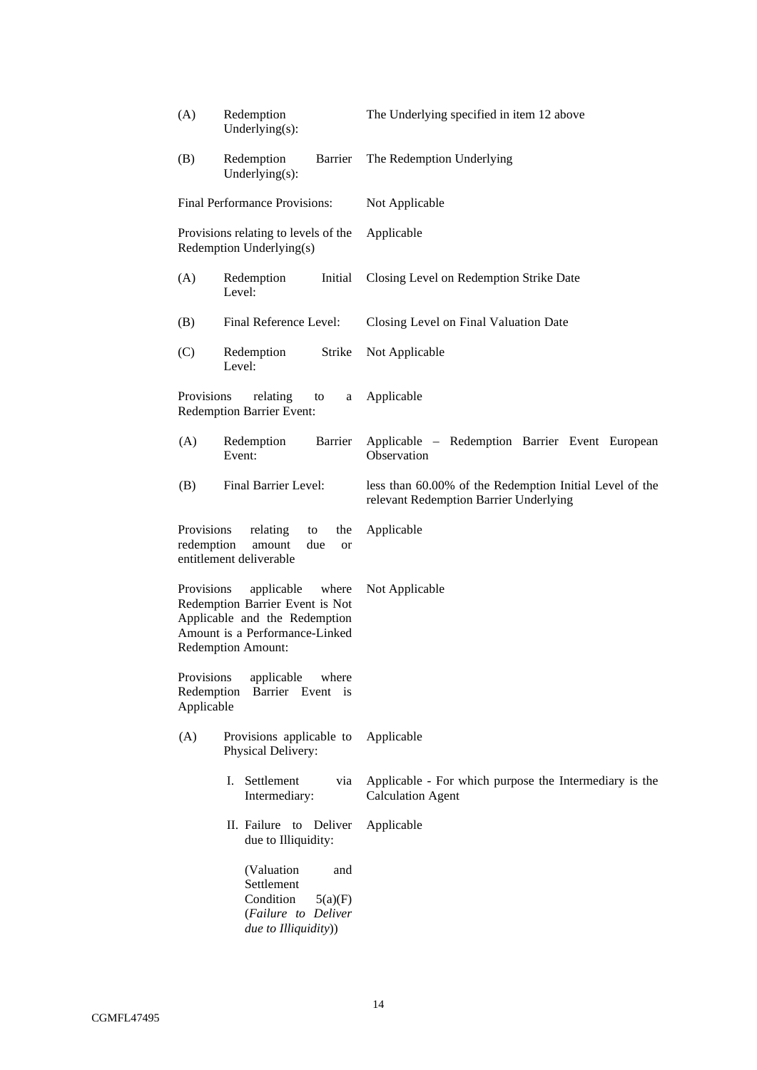| | | |
|---|---|---|
| (A) | Redemption Underlying(s): | The Underlying specified in item 12 above |
| (B) | Redemption Barrier Underlying(s): | The Redemption Underlying |
| Final Performance Provisions: | | Not Applicable |
| Provisions relating to levels of the Redemption Underlying(s) | | Applicable |
| (A) | Redemption Initial Level: | Closing Level on Redemption Strike Date |
| (B) | Final Reference Level: | Closing Level on Final Valuation Date |
| (C) | Redemption Strike Level: | Not Applicable |
| Provisions relating to a Redemption Barrier Event: | | Applicable |
| (A) | Redemption Barrier Event: | Applicable – Redemption Barrier Event European Observation |
| (B) | Final Barrier Level: | less than 60.00% of the Redemption Initial Level of the relevant Redemption Barrier Underlying |
| Provisions relating to the redemption amount due or entitlement deliverable | | Applicable |
| Provisions applicable where Redemption Barrier Event is Not Applicable and the Redemption Amount is a Performance-Linked Redemption Amount: | | Not Applicable |
| Provisions applicable where Redemption Barrier Event is Applicable | | |
| (A) | Provisions applicable to Physical Delivery: | Applicable |
| | I. Settlement via Intermediary: | Applicable - For which purpose the Intermediary is the Calculation Agent |
| | II. Failure to Deliver due to Illiquidity: | Applicable |
| | (Valuation and Settlement Condition 5(a)(F) (*Failure to Deliver due to Illiquidity*)) | |

CGMFL47495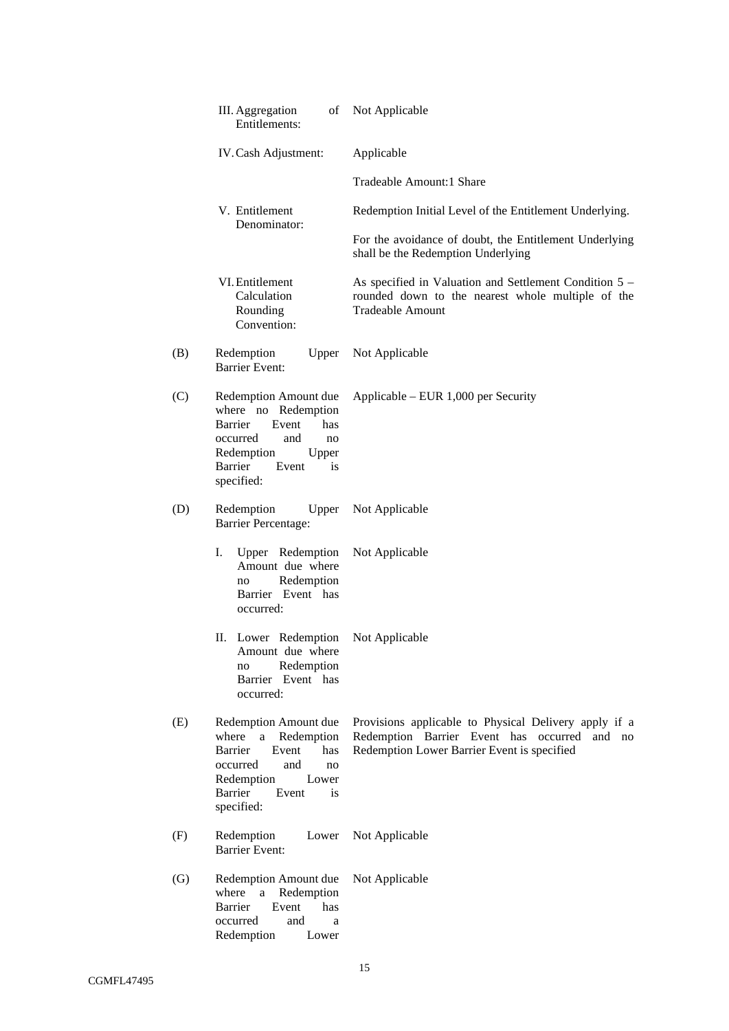| | | |
|---|---|---|
| | III. Aggregation of Entitlements: | Not Applicable |
| | IV. Cash Adjustment: | Applicable<br><br>Tradeable Amount:1 Share |
| | V. Entitlement Denominator: | Redemption Initial Level of the Entitlement Underlying.<br><br>For the avoidance of doubt, the Entitlement Underlying shall be the Redemption Underlying |
| | VI. Entitlement Calculation Rounding Convention: | As specified in Valuation and Settlement Condition 5 – rounded down to the nearest whole multiple of the Tradeable Amount |
| (B) | Redemption Upper Barrier Event: | Not Applicable |
| (C) | Redemption Amount due where no Redemption Barrier Event has occurred and no Redemption Upper Barrier Event is specified: | Applicable – EUR 1,000 per Security |
| (D) | Redemption Upper Barrier Percentage: | Not Applicable |
| | I. Upper Redemption Amount due where no Redemption Barrier Event has occurred: | Not Applicable |
| | II. Lower Redemption Amount due where no Redemption Barrier Event has occurred: | Not Applicable |
| (E) | Redemption Amount due where a Redemption Barrier Event has occurred and no Redemption Lower Barrier Event is specified: | Provisions applicable to Physical Delivery apply if a Redemption Barrier Event has occurred and no Redemption Lower Barrier Event is specified |
| (F) | Redemption Lower Barrier Event: | Not Applicable |
| (G) | Redemption Amount due where a Redemption Barrier Event has occurred and a Redemption Lower | Not Applicable |

CGMFL47495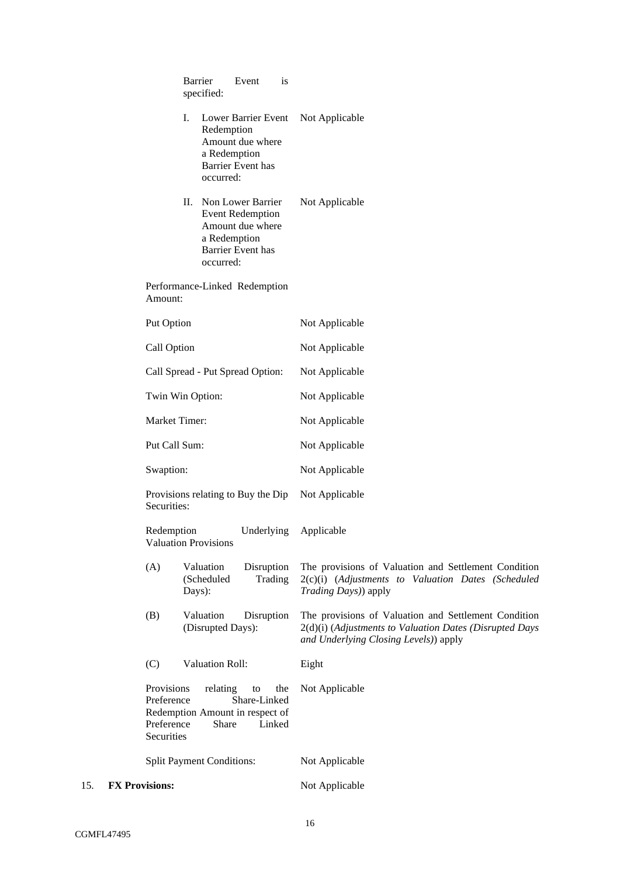| | |
|---|---|
| Barrier Event is specified: | |
| I. Lower Barrier Event Redemption Amount due where a Redemption Barrier Event has occurred: | Not Applicable |
| II. Non Lower Barrier Event Redemption Amount due where a Redemption Barrier Event has occurred: | Not Applicable |
| Performance-Linked Redemption Amount: | |
| Put Option | Not Applicable |
| Call Option | Not Applicable |
| Call Spread - Put Spread Option: | Not Applicable |
| Twin Win Option: | Not Applicable |
| Market Timer: | Not Applicable |
| Put Call Sum: | Not Applicable |
| Swaption: | Not Applicable |
| Provisions relating to Buy the Dip Securities: | Not Applicable |
| Redemption Underlying Valuation Provisions | Applicable |
| (A) Valuation Disruption (Scheduled Trading Days): | The provisions of Valuation and Settlement Condition 2(c)(i) (*Adjustments to Valuation Dates (Scheduled Trading Days)*) apply |
| (B) Valuation Disruption (Disrupted Days): | The provisions of Valuation and Settlement Condition 2(d)(i) (*Adjustments to Valuation Dates (Disrupted Days and Underlying Closing Levels)*) apply |
| (C) Valuation Roll: | Eight |
| Provisions relating to the Preference Share-Linked Redemption Amount in respect of Preference Share Linked Securities | Not Applicable |
| Split Payment Conditions: | Not Applicable |

15. **FX Provisions:** Not Applicable

CGMFL47495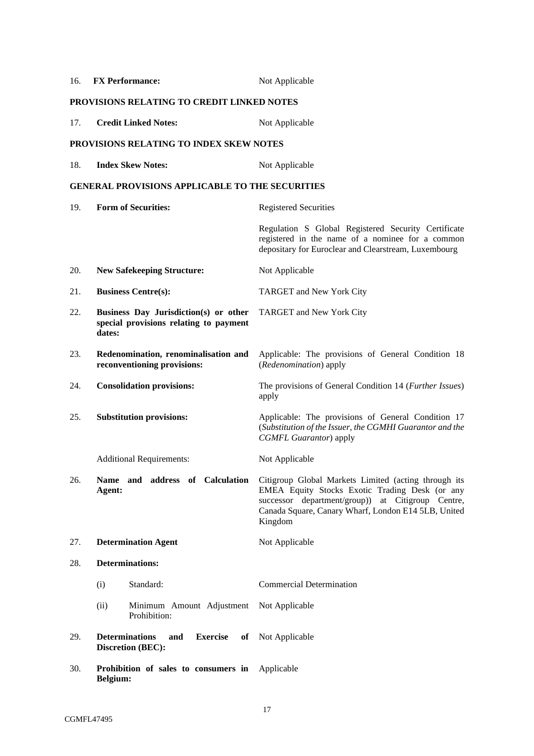| | | |
|---|---|---|
| 16. | **FX Performance:** | Not Applicable |

**PROVISIONS RELATING TO CREDIT LINKED NOTES**

| | | |
|---|---|---|
| 17. | **Credit Linked Notes:** | Not Applicable |

**PROVISIONS RELATING TO INDEX SKEW NOTES**

| | | |
|---|---|---|
| 18. | **Index Skew Notes:** | Not Applicable |

**GENERAL PROVISIONS APPLICABLE TO THE SECURITIES**

| | | |
|---|---|---|
| 19. | **Form of Securities:** | Registered Securities<br><br>Regulation S Global Registered Security Certificate registered in the name of a nominee for a common depositary for Euroclear and Clearstream, Luxembourg |
| 20. | **New Safekeeping Structure:** | Not Applicable |
| 21. | **Business Centre(s):** | TARGET and New York City |
| 22. | **Business Day Jurisdiction(s) or other special provisions relating to payment dates:** | TARGET and New York City |
| 23. | **Redenomination, renominalisation and reconventioning provisions:** | Applicable: The provisions of General Condition 18 (*Redenomination*) apply |
| 24. | **Consolidation provisions:** | The provisions of General Condition 14 (*Further Issues*) apply |
| 25. | **Substitution provisions:** | Applicable: The provisions of General Condition 17 (*Substitution of the Issuer, the CGMHI Guarantor and the CGMFL Guarantor*) apply |
| | Additional Requirements: | Not Applicable |
| 26. | **Name and address of Calculation Agent:** | Citigroup Global Markets Limited (acting through its EMEA Equity Stocks Exotic Trading Desk (or any successor department/group)) at Citigroup Centre, Canada Square, Canary Wharf, London E14 5LB, United Kingdom |
| 27. | **Determination Agent** | Not Applicable |
| 28. | **Determinations:** | |
| | (i) Standard: | Commercial Determination |
| | (ii) Minimum Amount Adjustment Prohibition: | Not Applicable |
| 29. | **Determinations and Exercise of Discretion (BEC):** | Not Applicable |
| 30. | **Prohibition of sales to consumers in Belgium:** | Applicable |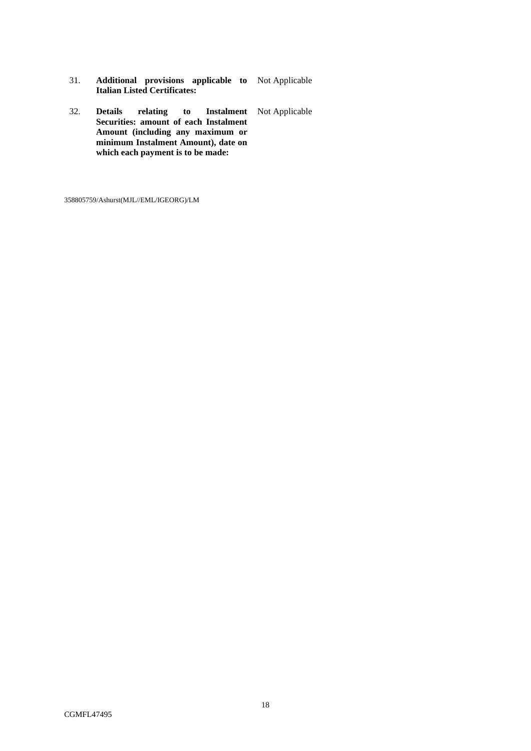| | | |
|---|---|---|
| 31. | **Additional provisions applicable to Italian Listed Certificates:** | Not Applicable |
| 32. | **Details relating to Instalment Securities: amount of each Instalment Amount (including any maximum or minimum Instalment Amount), date on which each payment is to be made:** | Not Applicable |

358805759/Ashurst(MJL//EML/IGEORG)/LM

CGMFL47495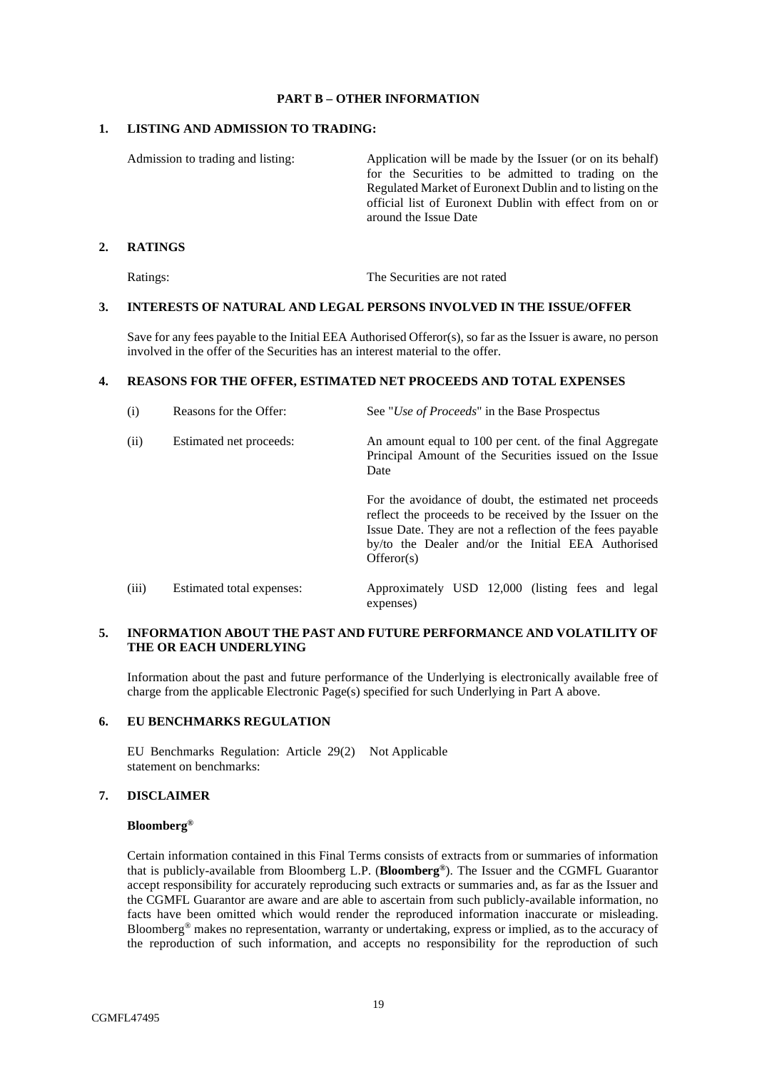**PART B – OTHER INFORMATION**

**1. LISTING AND ADMISSION TO TRADING:**

| | |
|---|---|
| Admission to trading and listing: | Application will be made by the Issuer (or on its behalf) for the Securities to be admitted to trading on the Regulated Market of Euronext Dublin and to listing on the official list of Euronext Dublin with effect from on or around the Issue Date |

**2. RATINGS**

| | |
|---|---|
| Ratings: | The Securities are not rated |

**3. INTERESTS OF NATURAL AND LEGAL PERSONS INVOLVED IN THE ISSUE/OFFER**

Save for any fees payable to the Initial EEA Authorised Offeror(s), so far as the Issuer is aware, no person involved in the offer of the Securities has an interest material to the offer.

**4. REASONS FOR THE OFFER, ESTIMATED NET PROCEEDS AND TOTAL EXPENSES**

| | | |
|---|---|---|
| (i) | Reasons for the Offer: | See "*Use of Proceeds*" in the Base Prospectus |
| (ii) | Estimated net proceeds: | An amount equal to 100 per cent. of the final Aggregate Principal Amount of the Securities issued on the Issue Date<br><br>For the avoidance of doubt, the estimated net proceeds reflect the proceeds to be received by the Issuer on the Issue Date. They are not a reflection of the fees payable by/to the Dealer and/or the Initial EEA Authorised Offeror(s) |
| (iii) | Estimated total expenses: | Approximately USD 12,000 (listing fees and legal expenses) |

**5. INFORMATION ABOUT THE PAST AND FUTURE PERFORMANCE AND VOLATILITY OF THE OR EACH UNDERLYING**

Information about the past and future performance of the Underlying is electronically available free of charge from the applicable Electronic Page(s) specified for such Underlying in Part A above.

**6. EU BENCHMARKS REGULATION**

| | |
|---|---|
| EU Benchmarks Regulation: Article 29(2) statement on benchmarks: | Not Applicable |

**7. DISCLAIMER**

**Bloomberg®**

Certain information contained in this Final Terms consists of extracts from or summaries of information that is publicly-available from Bloomberg L.P. (**Bloomberg®**). The Issuer and the CGMFL Guarantor accept responsibility for accurately reproducing such extracts or summaries and, as far as the Issuer and the CGMFL Guarantor are aware and are able to ascertain from such publicly-available information, no facts have been omitted which would render the reproduced information inaccurate or misleading. Bloomberg® makes no representation, warranty or undertaking, express or implied, as to the accuracy of the reproduction of such information, and accepts no responsibility for the reproduction of such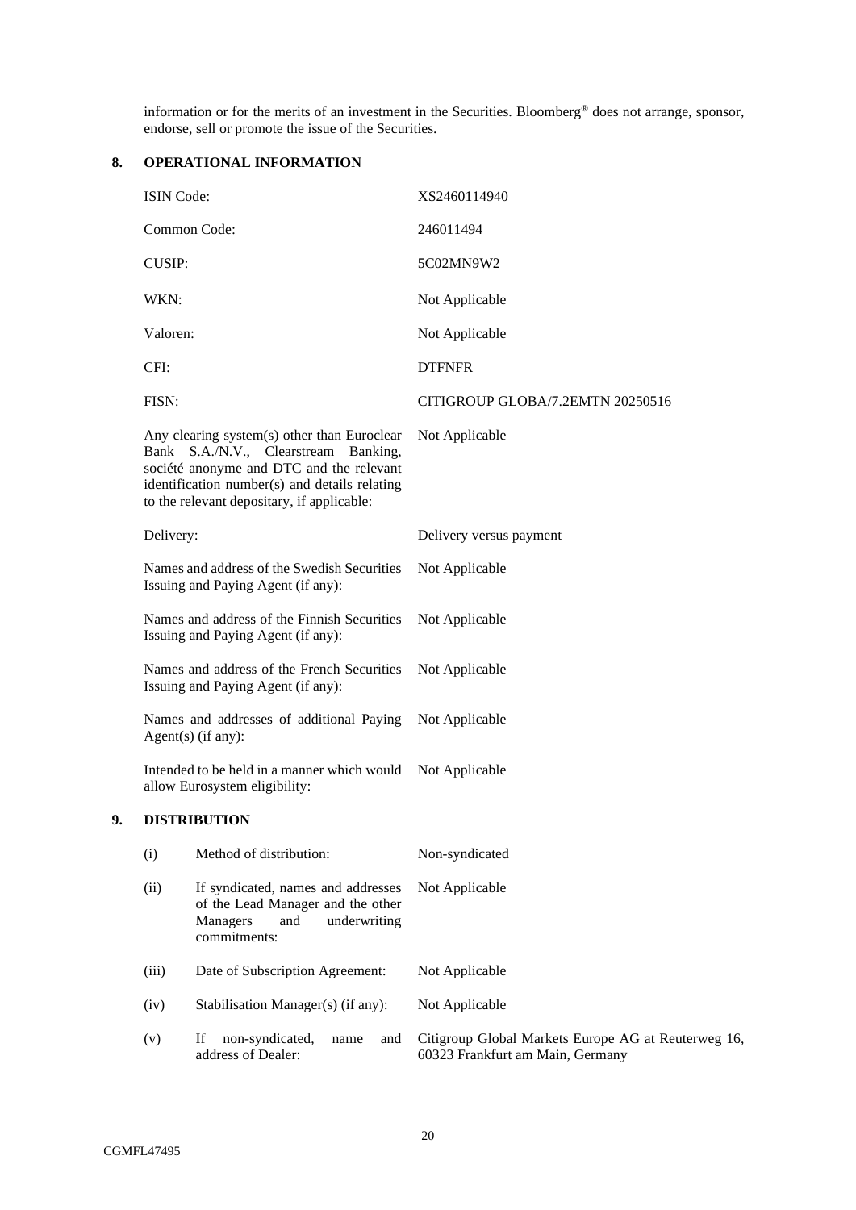information or for the merits of an investment in the Securities. Bloomberg® does not arrange, sponsor, endorse, sell or promote the issue of the Securities.

## 8. OPERATIONAL INFORMATION

| | |
|---|---|
| ISIN Code: | XS2460114940 |
| Common Code: | 246011494 |
| CUSIP: | 5C02MN9W2 |
| WKN: | Not Applicable |
| Valoren: | Not Applicable |
| CFI: | DTFNFR |
| FISN: | CITIGROUP GLOBA/7.2EMTN 20250516 |
| Any clearing system(s) other than Euroclear Bank S.A./N.V., Clearstream Banking, société anonyme and DTC and the relevant identification number(s) and details relating to the relevant depositary, if applicable: | Not Applicable |
| Delivery: | Delivery versus payment |
| Names and address of the Swedish Securities Issuing and Paying Agent (if any): | Not Applicable |
| Names and address of the Finnish Securities Issuing and Paying Agent (if any): | Not Applicable |
| Names and address of the French Securities Issuing and Paying Agent (if any): | Not Applicable |
| Names and addresses of additional Paying Agent(s) (if any): | Not Applicable |
| Intended to be held in a manner which would allow Eurosystem eligibility: | Not Applicable |

## 9. DISTRIBUTION

| | | |
|---|---|---|
| (i) | Method of distribution: | Non-syndicated |
| (ii) | If syndicated, names and addresses of the Lead Manager and the other Managers and underwriting commitments: | Not Applicable |
| (iii) | Date of Subscription Agreement: | Not Applicable |
| (iv) | Stabilisation Manager(s) (if any): | Not Applicable |
| (v) | If non-syndicated, name and address of Dealer: | Citigroup Global Markets Europe AG at Reuterweg 16, 60323 Frankfurt am Main, Germany |

CGMFL47495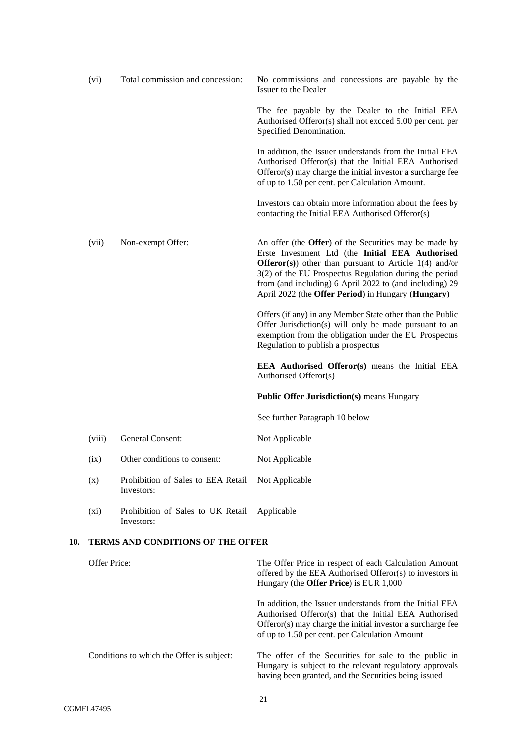| | | |
|---|---|---|
| (vi) | Total commission and concession: | No commissions and concessions are payable by the Issuer to the Dealer<br><br>The fee payable by the Dealer to the Initial EEA Authorised Offeror(s) shall not excced 5.00 per cent. per Specified Denomination.<br><br>In addition, the Issuer understands from the Initial EEA Authorised Offeror(s) that the Initial EEA Authorised Offeror(s) may charge the initial investor a surcharge fee of up to 1.50 per cent. per Calculation Amount.<br><br>Investors can obtain more information about the fees by contacting the Initial EEA Authorised Offeror(s) |
| (vii) | Non-exempt Offer: | An offer (the **Offer**) of the Securities may be made by Erste Investment Ltd (the **Initial EEA Authorised Offeror(s)**) other than pursuant to Article 1(4) and/or 3(2) of the EU Prospectus Regulation during the period from (and including) 6 April 2022 to (and including) 29 April 2022 (the **Offer Period**) in Hungary (**Hungary**)<br><br>Offers (if any) in any Member State other than the Public Offer Jurisdiction(s) will only be made pursuant to an exemption from the obligation under the EU Prospectus Regulation to publish a prospectus<br><br>**EEA Authorised Offeror(s)** means the Initial EEA Authorised Offeror(s)<br><br>**Public Offer Jurisdiction(s)** means Hungary<br><br>See further Paragraph 10 below |
| (viii) | General Consent: | Not Applicable |
| (ix) | Other conditions to consent: | Not Applicable |
| (x) | Prohibition of Sales to EEA Retail Investors: | Not Applicable |
| (xi) | Prohibition of Sales to UK Retail Investors: | Applicable |

## 10. TERMS AND CONDITIONS OF THE OFFER

| | |
|---|---|
| Offer Price: | The Offer Price in respect of each Calculation Amount offered by the EEA Authorised Offeror(s) to investors in Hungary (the **Offer Price**) is EUR 1,000<br><br>In addition, the Issuer understands from the Initial EEA Authorised Offeror(s) that the Initial EEA Authorised Offeror(s) may charge the initial investor a surcharge fee of up to 1.50 per cent. per Calculation Amount |
| Conditions to which the Offer is subject: | The offer of the Securities for sale to the public in Hungary is subject to the relevant regulatory approvals having been granted, and the Securities being issued |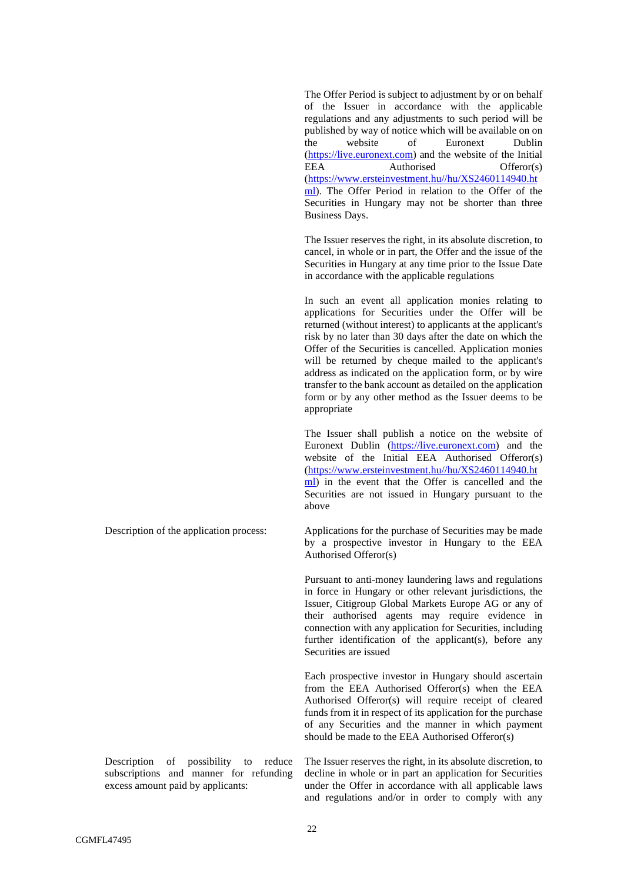| | |
|---|---|
| | The Offer Period is subject to adjustment by or on behalf of the Issuer in accordance with the applicable regulations and any adjustments to such period will be published by way of notice which will be available on on the website of Euronext Dublin (https://live.euronext.com) and the website of the Initial EEA Authorised Offeror(s) (https://www.ersteinvestment.hu//hu/XS2460114940.html). The Offer Period in relation to the Offer of the Securities in Hungary may not be shorter than three Business Days.<br><br>The Issuer reserves the right, in its absolute discretion, to cancel, in whole or in part, the Offer and the issue of the Securities in Hungary at any time prior to the Issue Date in accordance with the applicable regulations<br><br>In such an event all application monies relating to applications for Securities under the Offer will be returned (without interest) to applicants at the applicant's risk by no later than 30 days after the date on which the Offer of the Securities is cancelled. Application monies will be returned by cheque mailed to the applicant's address as indicated on the application form, or by wire transfer to the bank account as detailed on the application form or by any other method as the Issuer deems to be appropriate<br><br>The Issuer shall publish a notice on the website of Euronext Dublin (https://live.euronext.com) and the website of the Initial EEA Authorised Offeror(s) (https://www.ersteinvestment.hu//hu/XS2460114940.html) in the event that the Offer is cancelled and the Securities are not issued in Hungary pursuant to the above |
| Description of the application process: | Applications for the purchase of Securities may be made by a prospective investor in Hungary to the EEA Authorised Offeror(s)<br><br>Pursuant to anti-money laundering laws and regulations in force in Hungary or other relevant jurisdictions, the Issuer, Citigroup Global Markets Europe AG or any of their authorised agents may require evidence in connection with any application for Securities, including further identification of the applicant(s), before any Securities are issued<br><br>Each prospective investor in Hungary should ascertain from the EEA Authorised Offeror(s) when the EEA Authorised Offeror(s) will require receipt of cleared funds from it in respect of its application for the purchase of any Securities and the manner in which payment should be made to the EEA Authorised Offeror(s) |
| Description of possibility to reduce subscriptions and manner for refunding excess amount paid by applicants: | The Issuer reserves the right, in its absolute discretion, to decline in whole or in part an application for Securities under the Offer in accordance with all applicable laws and regulations and/or in order to comply with any |

CGMFL47495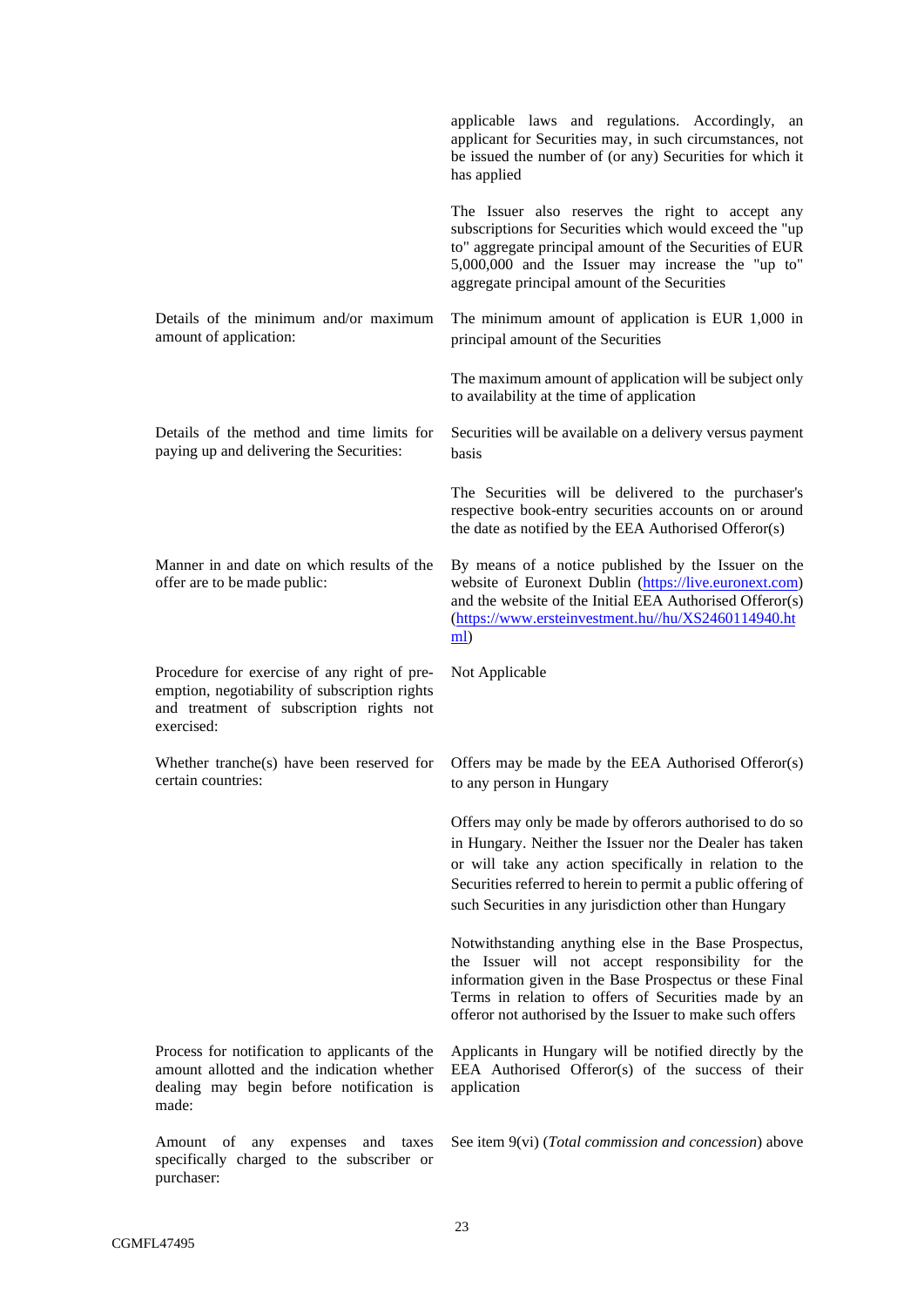| | |
|---|---|
| | applicable laws and regulations. Accordingly, an applicant for Securities may, in such circumstances, not be issued the number of (or any) Securities for which it has applied |
| | The Issuer also reserves the right to accept any subscriptions for Securities which would exceed the "up to" aggregate principal amount of the Securities of EUR 5,000,000 and the Issuer may increase the "up to" aggregate principal amount of the Securities |
| Details of the minimum and/or maximum amount of application: | The minimum amount of application is EUR 1,000 in principal amount of the Securities |
| | The maximum amount of application will be subject only to availability at the time of application |
| Details of the method and time limits for paying up and delivering the Securities: | Securities will be available on a delivery versus payment basis |
| | The Securities will be delivered to the purchaser's respective book-entry securities accounts on or around the date as notified by the EEA Authorised Offeror(s) |
| Manner in and date on which results of the offer are to be made public: | By means of a notice published by the Issuer on the website of Euronext Dublin (https://live.euronext.com) and the website of the Initial EEA Authorised Offeror(s) (https://www.ersteinvestment.hu//hu/XS2460114940.html) |
| Procedure for exercise of any right of pre-emption, negotiability of subscription rights and treatment of subscription rights not exercised: | Not Applicable |
| Whether tranche(s) have been reserved for certain countries: | Offers may be made by the EEA Authorised Offeror(s) to any person in Hungary |
| | Offers may only be made by offerors authorised to do so in Hungary. Neither the Issuer nor the Dealer has taken or will take any action specifically in relation to the Securities referred to herein to permit a public offering of such Securities in any jurisdiction other than Hungary |
| | Notwithstanding anything else in the Base Prospectus, the Issuer will not accept responsibility for the information given in the Base Prospectus or these Final Terms in relation to offers of Securities made by an offeror not authorised by the Issuer to make such offers |
| Process for notification to applicants of the amount allotted and the indication whether dealing may begin before notification is made: | Applicants in Hungary will be notified directly by the EEA Authorised Offeror(s) of the success of their application |
| Amount of any expenses and taxes specifically charged to the subscriber or purchaser: | See item 9(vi) (*Total commission and concession*) above |

CGMFL47495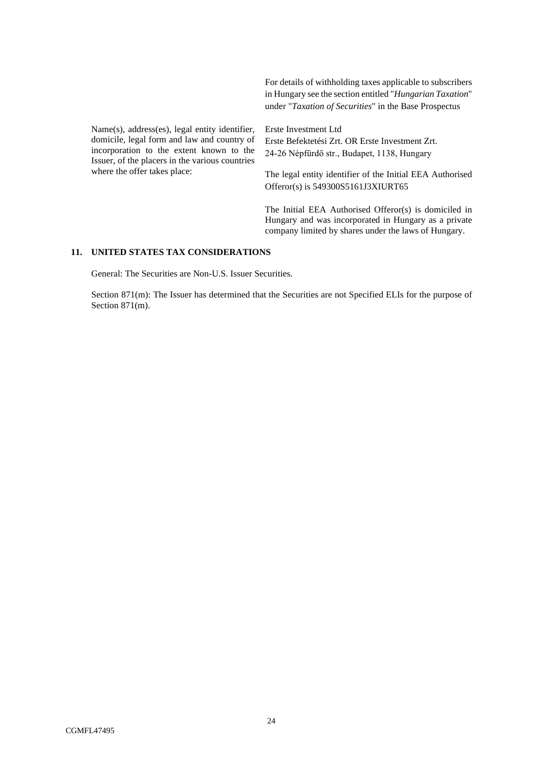| | |
|---|---|
| | For details of withholding taxes applicable to subscribers in Hungary see the section entitled "*Hungarian Taxation*" under "*Taxation of Securities*" in the Base Prospectus |
| Name(s), address(es), legal entity identifier, domicile, legal form and law and country of incorporation to the extent known to the Issuer, of the placers in the various countries where the offer takes place: | Erste Investment Ltd<br>Erste Befektetési Zrt. OR Erste Investment Zrt.<br>24-26 Népfürdő str., Budapet, 1138, Hungary<br><br>The legal entity identifier of the Initial EEA Authorised Offeror(s) is 549300S5161J3XIURT65<br><br>The Initial EEA Authorised Offeror(s) is domiciled in Hungary and was incorporated in Hungary as a private company limited by shares under the laws of Hungary. |

## 11. UNITED STATES TAX CONSIDERATIONS

General: The Securities are Non-U.S. Issuer Securities.

Section 871(m): The Issuer has determined that the Securities are not Specified ELIs for the purpose of Section 871(m).

CGMFL47495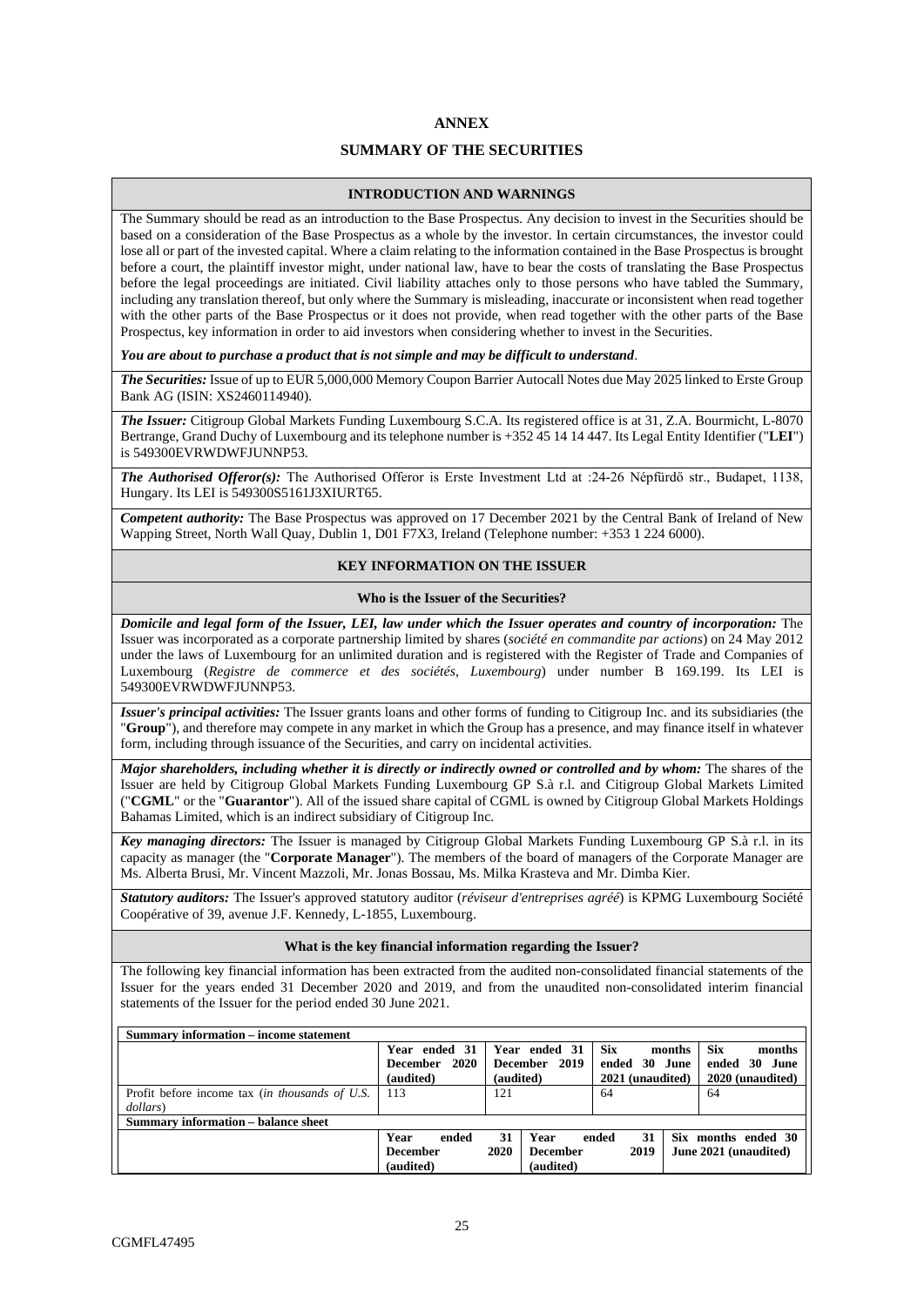# ANNEX

## SUMMARY OF THE SECURITIES

### INTRODUCTION AND WARNINGS

The Summary should be read as an introduction to the Base Prospectus. Any decision to invest in the Securities should be based on a consideration of the Base Prospectus as a whole by the investor. In certain circumstances, the investor could lose all or part of the invested capital. Where a claim relating to the information contained in the Base Prospectus is brought before a court, the plaintiff investor might, under national law, have to bear the costs of translating the Base Prospectus before the legal proceedings are initiated. Civil liability attaches only to those persons who have tabled the Summary, including any translation thereof, but only where the Summary is misleading, inaccurate or inconsistent when read together with the other parts of the Base Prospectus or it does not provide, when read together with the other parts of the Base Prospectus, key information in order to aid investors when considering whether to invest in the Securities.

***You are about to purchase a product that is not simple and may be difficult to understand***.

***The Securities:*** Issue of up to EUR 5,000,000 Memory Coupon Barrier Autocall Notes due May 2025 linked to Erste Group Bank AG (ISIN: XS2460114940).

***The Issuer:*** Citigroup Global Markets Funding Luxembourg S.C.A. Its registered office is at 31, Z.A. Bourmicht, L-8070 Bertrange, Grand Duchy of Luxembourg and its telephone number is +352 45 14 14 447. Its Legal Entity Identifier ("**LEI**") is 549300EVRWDWFJUNNP53.

***The Authorised Offeror(s):*** The Authorised Offeror is Erste Investment Ltd at :24-26 Népfürdő str., Budapet, 1138, Hungary. Its LEI is 549300S5161J3XIURT65.

***Competent authority:*** The Base Prospectus was approved on 17 December 2021 by the Central Bank of Ireland of New Wapping Street, North Wall Quay, Dublin 1, D01 F7X3, Ireland (Telephone number: +353 1 224 6000).

### KEY INFORMATION ON THE ISSUER

#### Who is the Issuer of the Securities?

***Domicile and legal form of the Issuer, LEI, law under which the Issuer operates and country of incorporation:*** The Issuer was incorporated as a corporate partnership limited by shares (*société en commandite par actions*) on 24 May 2012 under the laws of Luxembourg for an unlimited duration and is registered with the Register of Trade and Companies of Luxembourg (*Registre de commerce et des sociétés, Luxembourg*) under number B 169.199. Its LEI is 549300EVRWDWFJUNNP53.

***Issuer's principal activities:*** The Issuer grants loans and other forms of funding to Citigroup Inc. and its subsidiaries (the "**Group**"), and therefore may compete in any market in which the Group has a presence, and may finance itself in whatever form, including through issuance of the Securities, and carry on incidental activities.

***Major shareholders, including whether it is directly or indirectly owned or controlled and by whom:*** The shares of the Issuer are held by Citigroup Global Markets Funding Luxembourg GP S.à r.l. and Citigroup Global Markets Limited ("**CGML**" or the "**Guarantor**"). All of the issued share capital of CGML is owned by Citigroup Global Markets Holdings Bahamas Limited, which is an indirect subsidiary of Citigroup Inc.

***Key managing directors:*** The Issuer is managed by Citigroup Global Markets Funding Luxembourg GP S.à r.l. in its capacity as manager (the "**Corporate Manager**"). The members of the board of managers of the Corporate Manager are Ms. Alberta Brusi, Mr. Vincent Mazzoli, Mr. Jonas Bossau, Ms. Milka Krasteva and Mr. Dimba Kier.

***Statutory auditors:*** The Issuer's approved statutory auditor (*réviseur d'entreprises agréé*) is KPMG Luxembourg Société Coopérative of 39, avenue J.F. Kennedy, L-1855, Luxembourg.

#### What is the key financial information regarding the Issuer?

The following key financial information has been extracted from the audited non-consolidated financial statements of the Issuer for the years ended 31 December 2020 and 2019, and from the unaudited non-consolidated interim financial statements of the Issuer for the period ended 30 June 2021.

| **Summary information – income statement** | | | | |
|---|---|---|---|---|
| | **Year ended 31 December 2020 (audited)** | **Year ended 31 December 2019 (audited)** | **Six months ended 30 June 2021 (unaudited)** | **Six months ended 30 June 2020 (unaudited)** |
| Profit before income tax (*in thousands of U.S. dollars*) | 113 | 121 | 64 | 64 |

| **Summary information – balance sheet** | | | |
|---|---|---|---|
| | **Year ended 31 December 2020 (audited)** | **Year ended 31 December 2019 (audited)** | **Six months ended 30 June 2021 (unaudited)** |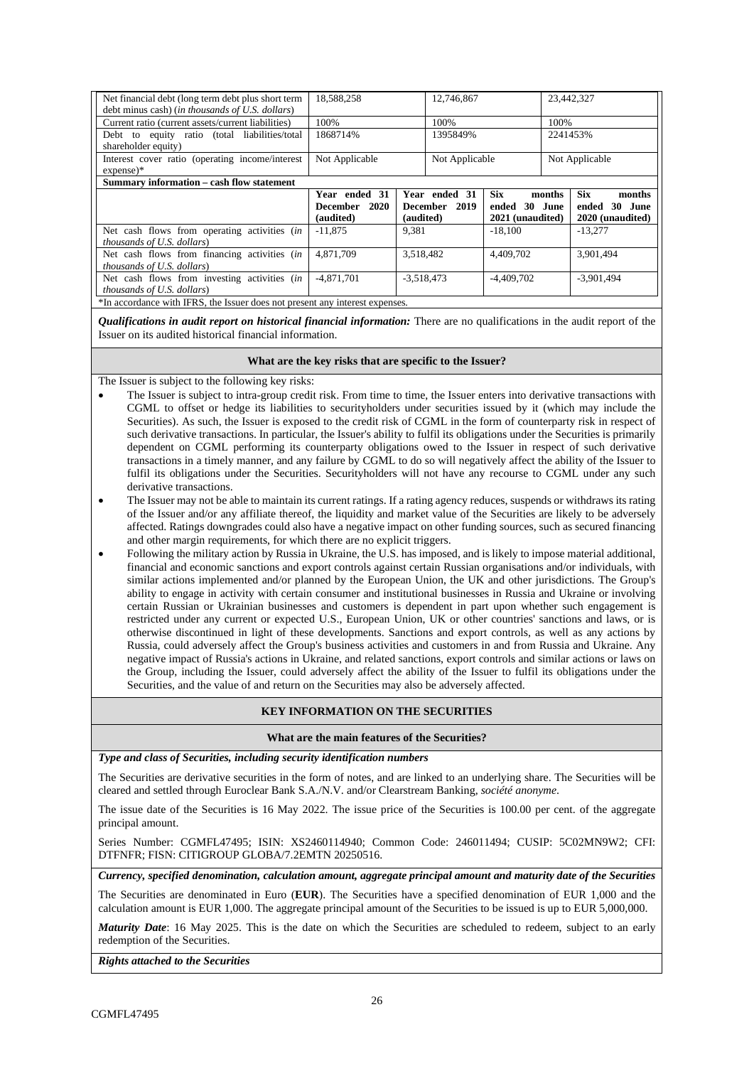| Net financial debt (long term debt plus short term debt minus cash) (*in thousands of U.S. dollars*) | 18,588,258 | 12,746,867 | | 23,442,327 |
|---|---|---|---|---|
| Current ratio (current assets/current liabilities) | 100% | 100% | | 100% |
| Debt to equity ratio (total liabilities/total shareholder equity) | 1868714% | 1395849% | | 2241453% |
| Interest cover ratio (operating income/interest expense)* | Not Applicable | Not Applicable | | Not Applicable |
| **Summary information – cash flow statement** | | | | |
| | **Year ended 31 December 2020 (audited)** | **Year ended 31 December 2019 (audited)** | **Six months ended 30 June 2021 (unaudited)** | **Six months ended 30 June 2020 (unaudited)** |
| Net cash flows from operating activities (*in thousands of U.S. dollars*) | -11,875 | 9,381 | -18,100 | -13,277 |
| Net cash flows from financing activities (*in thousands of U.S. dollars*) | 4,871,709 | 3,518,482 | 4,409,702 | 3,901,494 |
| Net cash flows from investing activities (*in thousands of U.S. dollars*) | -4,871,701 | -3,518,473 | -4,409,702 | -3,901,494 |

*In accordance with IFRS, the Issuer does not present any interest expenses.

***Qualifications in audit report on historical financial information:*** There are no qualifications in the audit report of the Issuer on its audited historical financial information.

**What are the key risks that are specific to the Issuer?**

The Issuer is subject to the following key risks:

- The Issuer is subject to intra-group credit risk. From time to time, the Issuer enters into derivative transactions with CGML to offset or hedge its liabilities to securityholders under securities issued by it (which may include the Securities). As such, the Issuer is exposed to the credit risk of CGML in the form of counterparty risk in respect of such derivative transactions. In particular, the Issuer's ability to fulfil its obligations under the Securities is primarily dependent on CGML performing its counterparty obligations owed to the Issuer in respect of such derivative transactions in a timely manner, and any failure by CGML to do so will negatively affect the ability of the Issuer to fulfil its obligations under the Securities. Securityholders will not have any recourse to CGML under any such derivative transactions.
- The Issuer may not be able to maintain its current ratings. If a rating agency reduces, suspends or withdraws its rating of the Issuer and/or any affiliate thereof, the liquidity and market value of the Securities are likely to be adversely affected. Ratings downgrades could also have a negative impact on other funding sources, such as secured financing and other margin requirements, for which there are no explicit triggers.
- Following the military action by Russia in Ukraine, the U.S. has imposed, and is likely to impose material additional, financial and economic sanctions and export controls against certain Russian organisations and/or individuals, with similar actions implemented and/or planned by the European Union, the UK and other jurisdictions. The Group's ability to engage in activity with certain consumer and institutional businesses in Russia and Ukraine or involving certain Russian or Ukrainian businesses and customers is dependent in part upon whether such engagement is restricted under any current or expected U.S., European Union, UK or other countries' sanctions and laws, or is otherwise discontinued in light of these developments. Sanctions and export controls, as well as any actions by Russia, could adversely affect the Group's business activities and customers in and from Russia and Ukraine. Any negative impact of Russia's actions in Ukraine, and related sanctions, export controls and similar actions or laws on the Group, including the Issuer, could adversely affect the ability of the Issuer to fulfil its obligations under the Securities, and the value of and return on the Securities may also be adversely affected.

**KEY INFORMATION ON THE SECURITIES**

**What are the main features of the Securities?**

***Type and class of Securities, including security identification numbers***

The Securities are derivative securities in the form of notes, and are linked to an underlying share. The Securities will be cleared and settled through Euroclear Bank S.A./N.V. and/or Clearstream Banking, *société anonyme*.

The issue date of the Securities is 16 May 2022. The issue price of the Securities is 100.00 per cent. of the aggregate principal amount.

Series Number: CGMFL47495; ISIN: XS2460114940; Common Code: 246011494; CUSIP: 5C02MN9W2; CFI: DTFNFR; FISN: CITIGROUP GLOBA/7.2EMTN 20250516.

***Currency, specified denomination, calculation amount, aggregate principal amount and maturity date of the Securities***

The Securities are denominated in Euro (**EUR**). The Securities have a specified denomination of EUR 1,000 and the calculation amount is EUR 1,000. The aggregate principal amount of the Securities to be issued is up to EUR 5,000,000.

***Maturity Date***: 16 May 2025. This is the date on which the Securities are scheduled to redeem, subject to an early redemption of the Securities.

***Rights attached to the Securities***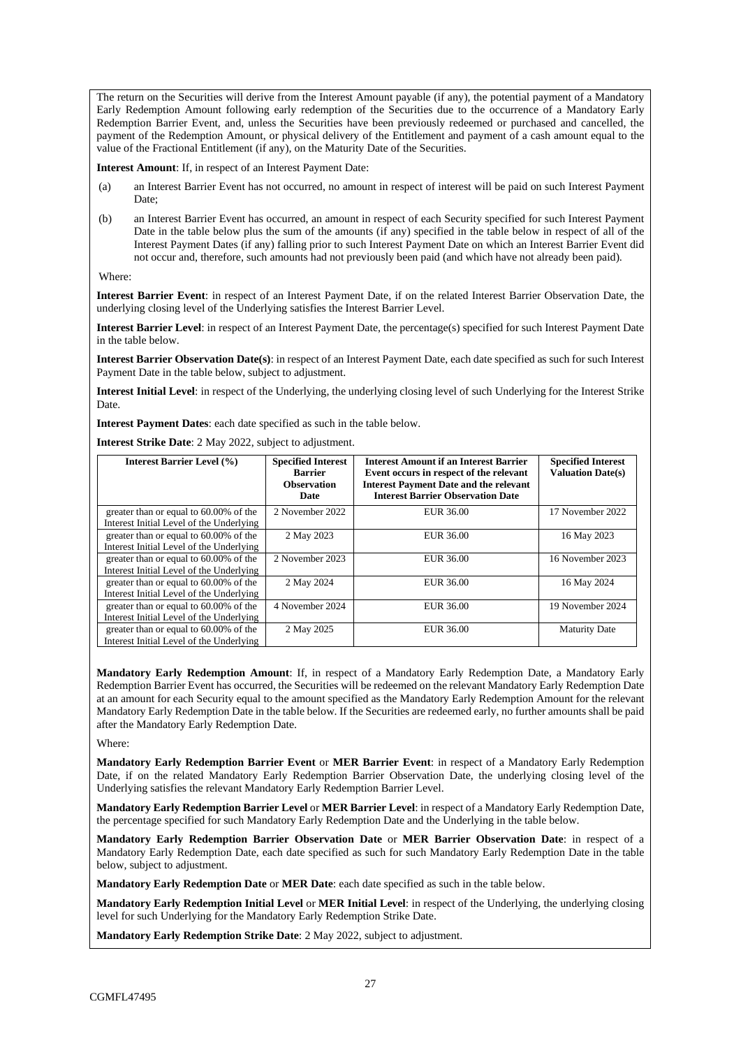The return on the Securities will derive from the Interest Amount payable (if any), the potential payment of a Mandatory Early Redemption Amount following early redemption of the Securities due to the occurrence of a Mandatory Early Redemption Barrier Event, and, unless the Securities have been previously redeemed or purchased and cancelled, the payment of the Redemption Amount, or physical delivery of the Entitlement and payment of a cash amount equal to the value of the Fractional Entitlement (if any), on the Maturity Date of the Securities.

**Interest Amount**: If, in respect of an Interest Payment Date:

(a) an Interest Barrier Event has not occurred, no amount in respect of interest will be paid on such Interest Payment Date;

(b) an Interest Barrier Event has occurred, an amount in respect of each Security specified for such Interest Payment Date in the table below plus the sum of the amounts (if any) specified in the table below in respect of all of the Interest Payment Dates (if any) falling prior to such Interest Payment Date on which an Interest Barrier Event did not occur and, therefore, such amounts had not previously been paid (and which have not already been paid).

Where:

**Interest Barrier Event**: in respect of an Interest Payment Date, if on the related Interest Barrier Observation Date, the underlying closing level of the Underlying satisfies the Interest Barrier Level.

**Interest Barrier Level**: in respect of an Interest Payment Date, the percentage(s) specified for such Interest Payment Date in the table below.

**Interest Barrier Observation Date(s)**: in respect of an Interest Payment Date, each date specified as such for such Interest Payment Date in the table below, subject to adjustment.

**Interest Initial Level**: in respect of the Underlying, the underlying closing level of such Underlying for the Interest Strike Date.

**Interest Payment Dates**: each date specified as such in the table below.

**Interest Strike Date**: 2 May 2022, subject to adjustment.

| Interest Barrier Level (%) | Specified Interest Barrier Observation Date | Interest Amount if an Interest Barrier Event occurs in respect of the relevant Interest Payment Date and the relevant Interest Barrier Observation Date | Specified Interest Valuation Date(s) |
|---|---|---|---|
| greater than or equal to 60.00% of the Interest Initial Level of the Underlying | 2 November 2022 | EUR 36.00 | 17 November 2022 |
| greater than or equal to 60.00% of the Interest Initial Level of the Underlying | 2 May 2023 | EUR 36.00 | 16 May 2023 |
| greater than or equal to 60.00% of the Interest Initial Level of the Underlying | 2 November 2023 | EUR 36.00 | 16 November 2023 |
| greater than or equal to 60.00% of the Interest Initial Level of the Underlying | 2 May 2024 | EUR 36.00 | 16 May 2024 |
| greater than or equal to 60.00% of the Interest Initial Level of the Underlying | 4 November 2024 | EUR 36.00 | 19 November 2024 |
| greater than or equal to 60.00% of the Interest Initial Level of the Underlying | 2 May 2025 | EUR 36.00 | Maturity Date |

**Mandatory Early Redemption Amount**: If, in respect of a Mandatory Early Redemption Date, a Mandatory Early Redemption Barrier Event has occurred, the Securities will be redeemed on the relevant Mandatory Early Redemption Date at an amount for each Security equal to the amount specified as the Mandatory Early Redemption Amount for the relevant Mandatory Early Redemption Date in the table below. If the Securities are redeemed early, no further amounts shall be paid after the Mandatory Early Redemption Date.

Where:

**Mandatory Early Redemption Barrier Event** or **MER Barrier Event**: in respect of a Mandatory Early Redemption Date, if on the related Mandatory Early Redemption Barrier Observation Date, the underlying closing level of the Underlying satisfies the relevant Mandatory Early Redemption Barrier Level.

**Mandatory Early Redemption Barrier Level** or **MER Barrier Level**: in respect of a Mandatory Early Redemption Date, the percentage specified for such Mandatory Early Redemption Date and the Underlying in the table below.

**Mandatory Early Redemption Barrier Observation Date** or **MER Barrier Observation Date**: in respect of a Mandatory Early Redemption Date, each date specified as such for such Mandatory Early Redemption Date in the table below, subject to adjustment.

**Mandatory Early Redemption Date** or **MER Date**: each date specified as such in the table below.

**Mandatory Early Redemption Initial Level** or **MER Initial Level**: in respect of the Underlying, the underlying closing level for such Underlying for the Mandatory Early Redemption Strike Date.

**Mandatory Early Redemption Strike Date**: 2 May 2022, subject to adjustment.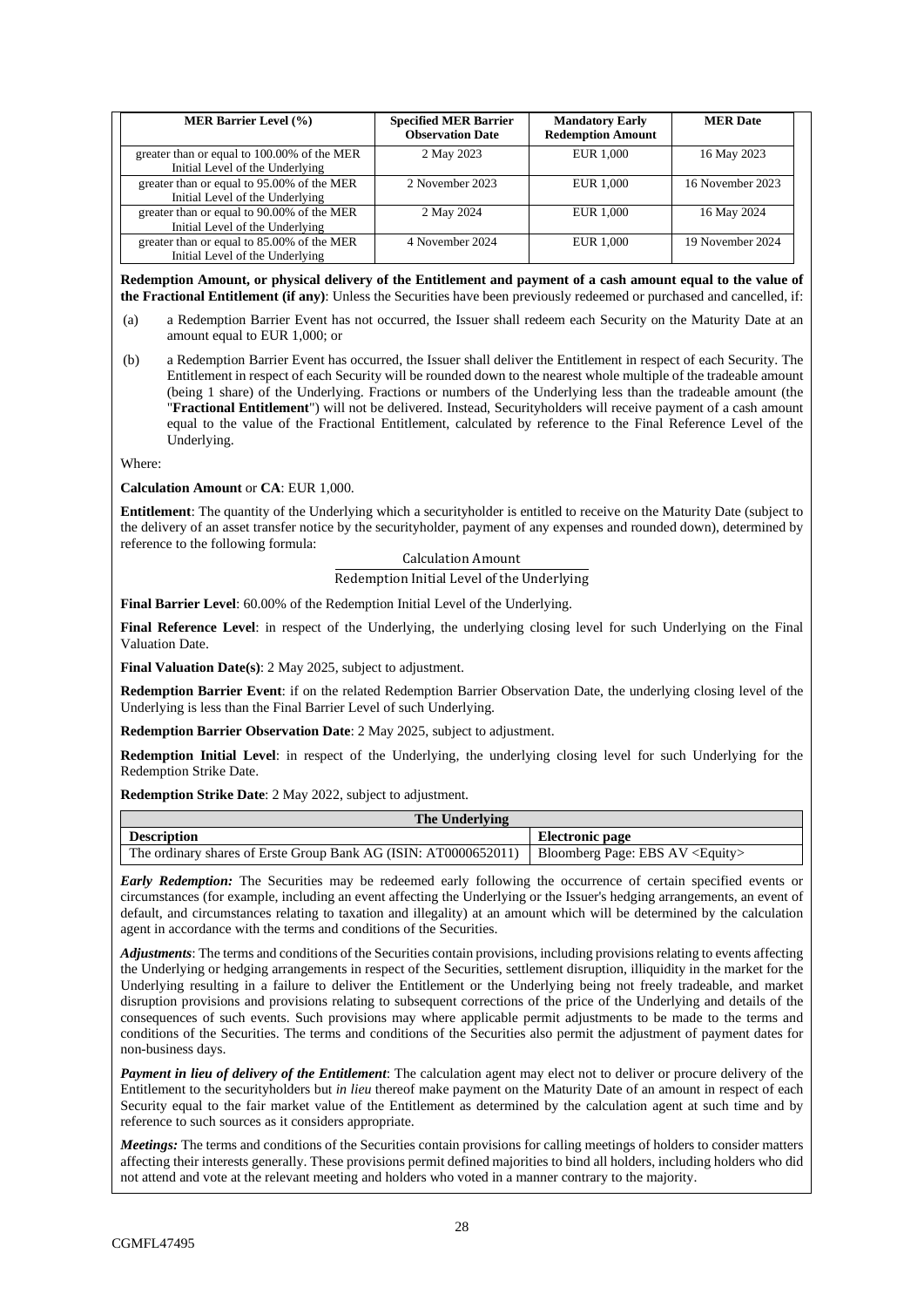| MER Barrier Level (%) | Specified MER Barrier Observation Date | Mandatory Early Redemption Amount | MER Date |
|---|---|---|---|
| greater than or equal to 100.00% of the MER Initial Level of the Underlying | 2 May 2023 | EUR 1,000 | 16 May 2023 |
| greater than or equal to 95.00% of the MER Initial Level of the Underlying | 2 November 2023 | EUR 1,000 | 16 November 2023 |
| greater than or equal to 90.00% of the MER Initial Level of the Underlying | 2 May 2024 | EUR 1,000 | 16 May 2024 |
| greater than or equal to 85.00% of the MER Initial Level of the Underlying | 4 November 2024 | EUR 1,000 | 19 November 2024 |

**Redemption Amount, or physical delivery of the Entitlement and payment of a cash amount equal to the value of the Fractional Entitlement (if any)**: Unless the Securities have been previously redeemed or purchased and cancelled, if:

(a) a Redemption Barrier Event has not occurred, the Issuer shall redeem each Security on the Maturity Date at an amount equal to EUR 1,000; or

(b) a Redemption Barrier Event has occurred, the Issuer shall deliver the Entitlement in respect of each Security. The Entitlement in respect of each Security will be rounded down to the nearest whole multiple of the tradeable amount (being 1 share) of the Underlying. Fractions or numbers of the Underlying less than the tradeable amount (the "**Fractional Entitlement**") will not be delivered. Instead, Securityholders will receive payment of a cash amount equal to the value of the Fractional Entitlement, calculated by reference to the Final Reference Level of the Underlying.

Where:

**Calculation Amount** or **CA**: EUR 1,000.

**Entitlement**: The quantity of the Underlying which a securityholder is entitled to receive on the Maturity Date (subject to the delivery of an asset transfer notice by the securityholder, payment of any expenses and rounded down), determined by reference to the following formula:

$$\frac{\text{Calculation Amount}}{\text{Redemption Initial Level of the Underlying}}$$

**Final Barrier Level**: 60.00% of the Redemption Initial Level of the Underlying.

**Final Reference Level**: in respect of the Underlying, the underlying closing level for such Underlying on the Final Valuation Date.

**Final Valuation Date(s)**: 2 May 2025, subject to adjustment.

**Redemption Barrier Event**: if on the related Redemption Barrier Observation Date, the underlying closing level of the Underlying is less than the Final Barrier Level of such Underlying.

**Redemption Barrier Observation Date**: 2 May 2025, subject to adjustment.

**Redemption Initial Level**: in respect of the Underlying, the underlying closing level for such Underlying for the Redemption Strike Date.

**Redemption Strike Date**: 2 May 2022, subject to adjustment.

| The Underlying | |
|---|---|
| **Description** | **Electronic page** |
| The ordinary shares of Erste Group Bank AG (ISIN: AT0000652011) | Bloomberg Page: EBS AV <Equity> |

***Early Redemption:*** The Securities may be redeemed early following the occurrence of certain specified events or circumstances (for example, including an event affecting the Underlying or the Issuer's hedging arrangements, an event of default, and circumstances relating to taxation and illegality) at an amount which will be determined by the calculation agent in accordance with the terms and conditions of the Securities.

***Adjustments***: The terms and conditions of the Securities contain provisions, including provisions relating to events affecting the Underlying or hedging arrangements in respect of the Securities, settlement disruption, illiquidity in the market for the Underlying resulting in a failure to deliver the Entitlement or the Underlying being not freely tradeable, and market disruption provisions and provisions relating to subsequent corrections of the price of the Underlying and details of the consequences of such events. Such provisions may where applicable permit adjustments to be made to the terms and conditions of the Securities. The terms and conditions of the Securities also permit the adjustment of payment dates for non-business days.

***Payment in lieu of delivery of the Entitlement***: The calculation agent may elect not to deliver or procure delivery of the Entitlement to the securityholders but *in lieu* thereof make payment on the Maturity Date of an amount in respect of each Security equal to the fair market value of the Entitlement as determined by the calculation agent at such time and by reference to such sources as it considers appropriate.

***Meetings:*** The terms and conditions of the Securities contain provisions for calling meetings of holders to consider matters affecting their interests generally. These provisions permit defined majorities to bind all holders, including holders who did not attend and vote at the relevant meeting and holders who voted in a manner contrary to the majority.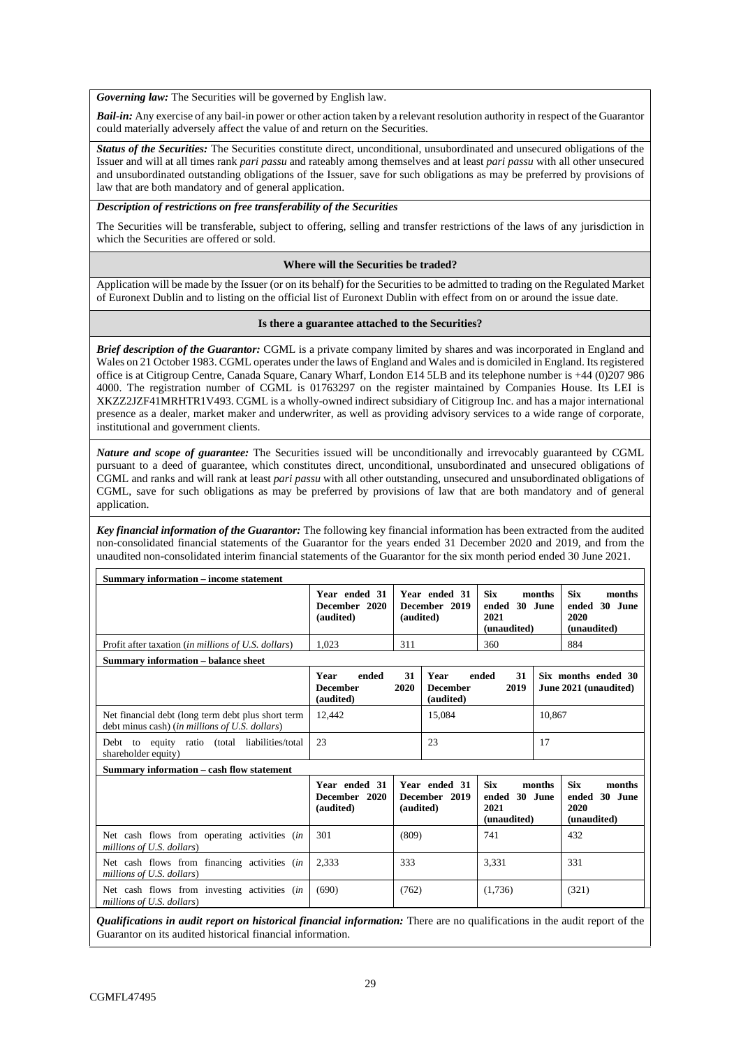***Governing law:*** The Securities will be governed by English law.

***Bail-in:*** Any exercise of any bail-in power or other action taken by a relevant resolution authority in respect of the Guarantor could materially adversely affect the value of and return on the Securities.

***Status of the Securities:*** The Securities constitute direct, unconditional, unsubordinated and unsecured obligations of the Issuer and will at all times rank *pari passu* and rateably among themselves and at least *pari passu* with all other unsecured and unsubordinated outstanding obligations of the Issuer, save for such obligations as may be preferred by provisions of law that are both mandatory and of general application.

***Description of restrictions on free transferability of the Securities***

The Securities will be transferable, subject to offering, selling and transfer restrictions of the laws of any jurisdiction in which the Securities are offered or sold.

**Where will the Securities be traded?**

Application will be made by the Issuer (or on its behalf) for the Securities to be admitted to trading on the Regulated Market of Euronext Dublin and to listing on the official list of Euronext Dublin with effect from on or around the issue date.

**Is there a guarantee attached to the Securities?**

***Brief description of the Guarantor:*** CGML is a private company limited by shares and was incorporated in England and Wales on 21 October 1983. CGML operates under the laws of England and Wales and is domiciled in England. Its registered office is at Citigroup Centre, Canada Square, Canary Wharf, London E14 5LB and its telephone number is +44 (0)207 986 4000. The registration number of CGML is 01763297 on the register maintained by Companies House. Its LEI is XKZZ2JZF41MRHTR1V493. CGML is a wholly-owned indirect subsidiary of Citigroup Inc. and has a major international presence as a dealer, market maker and underwriter, as well as providing advisory services to a wide range of corporate, institutional and government clients.

***Nature and scope of guarantee:*** The Securities issued will be unconditionally and irrevocably guaranteed by CGML pursuant to a deed of guarantee, which constitutes direct, unconditional, unsubordinated and unsecured obligations of CGML and ranks and will rank at least *pari passu* with all other outstanding, unsecured and unsubordinated obligations of CGML, save for such obligations as may be preferred by provisions of law that are both mandatory and of general application.

***Key financial information of the Guarantor:*** The following key financial information has been extracted from the audited non-consolidated financial statements of the Guarantor for the years ended 31 December 2020 and 2019, and from the unaudited non-consolidated interim financial statements of the Guarantor for the six month period ended 30 June 2021.

**Summary information – income statement**

| | **Year ended 31 December 2020 (audited)** | **Year ended 31 December 2019 (audited)** | **Six months ended 30 June 2021 (unaudited)** | **Six months ended 30 June 2020 (unaudited)** |
|---|---|---|---|---|
| Profit after taxation (*in millions of U.S. dollars*) | 1,023 | 311 | 360 | 884 |

**Summary information – balance sheet**

| | **Year ended 31 December 2020 (audited)** | **Year ended 31 December 2019 (audited)** | **Six months ended 30 June 2021 (unaudited)** |
|---|---|---|---|
| Net financial debt (long term debt plus short term debt minus cash) (*in millions of U.S. dollars*) | 12,442 | 15,084 | 10,867 |
| Debt to equity ratio (total liabilities/total shareholder equity) | 23 | 23 | 17 |

**Summary information – cash flow statement**

| | **Year ended 31 December 2020 (audited)** | **Year ended 31 December 2019 (audited)** | **Six months ended 30 June 2021 (unaudited)** | **Six months ended 30 June 2020 (unaudited)** |
|---|---|---|---|---|
| Net cash flows from operating activities (*in millions of U.S. dollars*) | 301 | (809) | 741 | 432 |
| Net cash flows from financing activities (*in millions of U.S. dollars*) | 2,333 | 333 | 3,331 | 331 |
| Net cash flows from investing activities (*in millions of U.S. dollars*) | (690) | (762) | (1,736) | (321) |

***Qualifications in audit report on historical financial information:*** There are no qualifications in the audit report of the Guarantor on its audited historical financial information.

CGMFL47495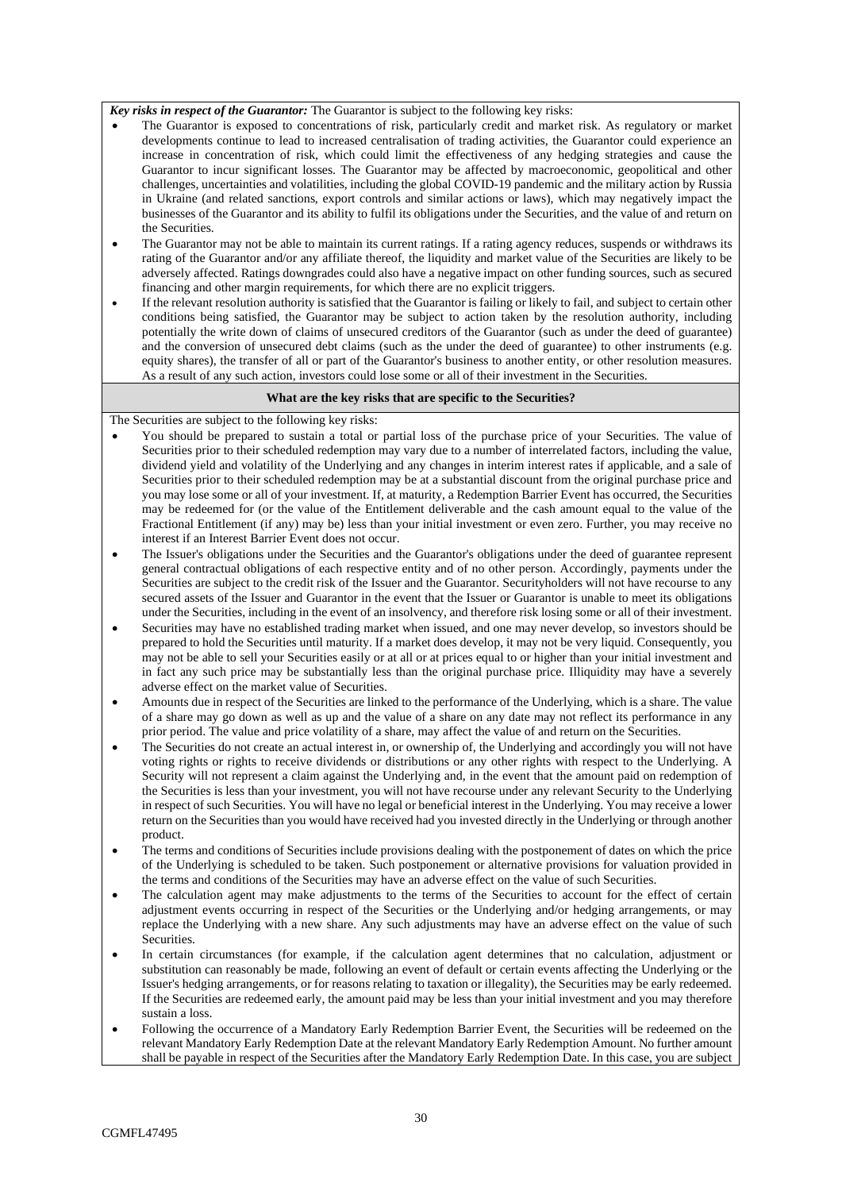***Key risks in respect of the Guarantor:*** The Guarantor is subject to the following key risks:

- The Guarantor is exposed to concentrations of risk, particularly credit and market risk. As regulatory or market developments continue to lead to increased centralisation of trading activities, the Guarantor could experience an increase in concentration of risk, which could limit the effectiveness of any hedging strategies and cause the Guarantor to incur significant losses. The Guarantor may be affected by macroeconomic, geopolitical and other challenges, uncertainties and volatilities, including the global COVID-19 pandemic and the military action by Russia in Ukraine (and related sanctions, export controls and similar actions or laws), which may negatively impact the businesses of the Guarantor and its ability to fulfil its obligations under the Securities, and the value of and return on the Securities.
- The Guarantor may not be able to maintain its current ratings. If a rating agency reduces, suspends or withdraws its rating of the Guarantor and/or any affiliate thereof, the liquidity and market value of the Securities are likely to be adversely affected. Ratings downgrades could also have a negative impact on other funding sources, such as secured financing and other margin requirements, for which there are no explicit triggers.
- If the relevant resolution authority is satisfied that the Guarantor is failing or likely to fail, and subject to certain other conditions being satisfied, the Guarantor may be subject to action taken by the resolution authority, including potentially the write down of claims of unsecured creditors of the Guarantor (such as under the deed of guarantee) and the conversion of unsecured debt claims (such as the under the deed of guarantee) to other instruments (e.g. equity shares), the transfer of all or part of the Guarantor's business to another entity, or other resolution measures. As a result of any such action, investors could lose some or all of their investment in the Securities.

**What are the key risks that are specific to the Securities?**

The Securities are subject to the following key risks:

- You should be prepared to sustain a total or partial loss of the purchase price of your Securities. The value of Securities prior to their scheduled redemption may vary due to a number of interrelated factors, including the value, dividend yield and volatility of the Underlying and any changes in interim interest rates if applicable, and a sale of Securities prior to their scheduled redemption may be at a substantial discount from the original purchase price and you may lose some or all of your investment. If, at maturity, a Redemption Barrier Event has occurred, the Securities may be redeemed for (or the value of the Entitlement deliverable and the cash amount equal to the value of the Fractional Entitlement (if any) may be) less than your initial investment or even zero. Further, you may receive no interest if an Interest Barrier Event does not occur.
- The Issuer's obligations under the Securities and the Guarantor's obligations under the deed of guarantee represent general contractual obligations of each respective entity and of no other person. Accordingly, payments under the Securities are subject to the credit risk of the Issuer and the Guarantor. Securityholders will not have recourse to any secured assets of the Issuer and Guarantor in the event that the Issuer or Guarantor is unable to meet its obligations under the Securities, including in the event of an insolvency, and therefore risk losing some or all of their investment.
- Securities may have no established trading market when issued, and one may never develop, so investors should be prepared to hold the Securities until maturity. If a market does develop, it may not be very liquid. Consequently, you may not be able to sell your Securities easily or at all or at prices equal to or higher than your initial investment and in fact any such price may be substantially less than the original purchase price. Illiquidity may have a severely adverse effect on the market value of Securities.
- Amounts due in respect of the Securities are linked to the performance of the Underlying, which is a share. The value of a share may go down as well as up and the value of a share on any date may not reflect its performance in any prior period. The value and price volatility of a share, may affect the value of and return on the Securities.
- The Securities do not create an actual interest in, or ownership of, the Underlying and accordingly you will not have voting rights or rights to receive dividends or distributions or any other rights with respect to the Underlying. A Security will not represent a claim against the Underlying and, in the event that the amount paid on redemption of the Securities is less than your investment, you will not have recourse under any relevant Security to the Underlying in respect of such Securities. You will have no legal or beneficial interest in the Underlying. You may receive a lower return on the Securities than you would have received had you invested directly in the Underlying or through another product.
- The terms and conditions of Securities include provisions dealing with the postponement of dates on which the price of the Underlying is scheduled to be taken. Such postponement or alternative provisions for valuation provided in the terms and conditions of the Securities may have an adverse effect on the value of such Securities.
- The calculation agent may make adjustments to the terms of the Securities to account for the effect of certain adjustment events occurring in respect of the Securities or the Underlying and/or hedging arrangements, or may replace the Underlying with a new share. Any such adjustments may have an adverse effect on the value of such Securities.
- In certain circumstances (for example, if the calculation agent determines that no calculation, adjustment or substitution can reasonably be made, following an event of default or certain events affecting the Underlying or the Issuer's hedging arrangements, or for reasons relating to taxation or illegality), the Securities may be early redeemed. If the Securities are redeemed early, the amount paid may be less than your initial investment and you may therefore sustain a loss.
- Following the occurrence of a Mandatory Early Redemption Barrier Event, the Securities will be redeemed on the relevant Mandatory Early Redemption Date at the relevant Mandatory Early Redemption Amount. No further amount shall be payable in respect of the Securities after the Mandatory Early Redemption Date. In this case, you are subject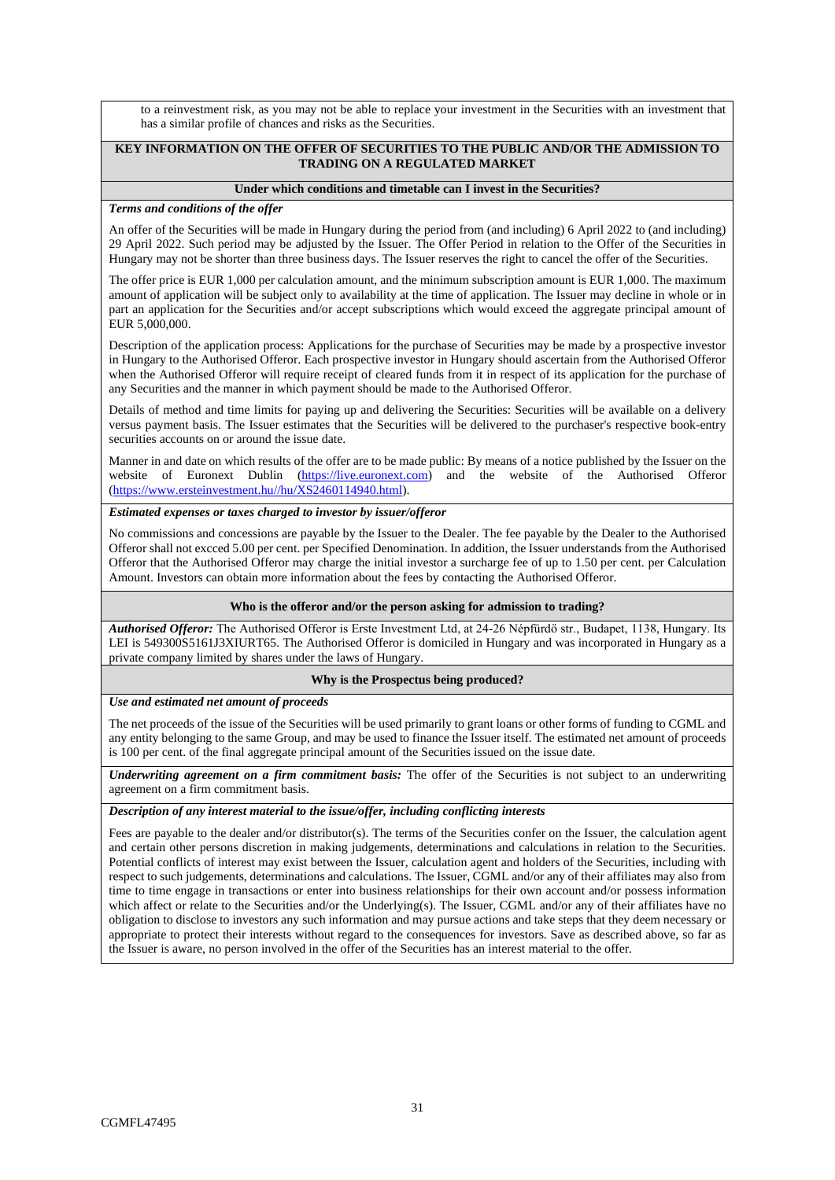to a reinvestment risk, as you may not be able to replace your investment in the Securities with an investment that has a similar profile of chances and risks as the Securities.

## KEY INFORMATION ON THE OFFER OF SECURITIES TO THE PUBLIC AND/OR THE ADMISSION TO TRADING ON A REGULATED MARKET

### Under which conditions and timetable can I invest in the Securities?

***Terms and conditions of the offer***

An offer of the Securities will be made in Hungary during the period from (and including) 6 April 2022 to (and including) 29 April 2022. Such period may be adjusted by the Issuer. The Offer Period in relation to the Offer of the Securities in Hungary may not be shorter than three business days. The Issuer reserves the right to cancel the offer of the Securities.

The offer price is EUR 1,000 per calculation amount, and the minimum subscription amount is EUR 1,000. The maximum amount of application will be subject only to availability at the time of application. The Issuer may decline in whole or in part an application for the Securities and/or accept subscriptions which would exceed the aggregate principal amount of EUR 5,000,000.

Description of the application process: Applications for the purchase of Securities may be made by a prospective investor in Hungary to the Authorised Offeror. Each prospective investor in Hungary should ascertain from the Authorised Offeror when the Authorised Offeror will require receipt of cleared funds from it in respect of its application for the purchase of any Securities and the manner in which payment should be made to the Authorised Offeror.

Details of method and time limits for paying up and delivering the Securities: Securities will be available on a delivery versus payment basis. The Issuer estimates that the Securities will be delivered to the purchaser's respective book-entry securities accounts on or around the issue date.

Manner in and date on which results of the offer are to be made public: By means of a notice published by the Issuer on the website of Euronext Dublin (https://live.euronext.com) and the website of the Authorised Offeror (https://www.ersteinvestment.hu//hu/XS2460114940.html).

***Estimated expenses or taxes charged to investor by issuer/offeror***

No commissions and concessions are payable by the Issuer to the Dealer. The fee payable by the Dealer to the Authorised Offeror shall not excced 5.00 per cent. per Specified Denomination. In addition, the Issuer understands from the Authorised Offeror that the Authorised Offeror may charge the initial investor a surcharge fee of up to 1.50 per cent. per Calculation Amount. Investors can obtain more information about the fees by contacting the Authorised Offeror.

### Who is the offeror and/or the person asking for admission to trading?

***Authorised Offeror:*** The Authorised Offeror is Erste Investment Ltd, at 24-26 Népfürdő str., Budapet, 1138, Hungary. Its LEI is 549300S5161J3XIURT65. The Authorised Offeror is domiciled in Hungary and was incorporated in Hungary as a private company limited by shares under the laws of Hungary.

### Why is the Prospectus being produced?

***Use and estimated net amount of proceeds***

The net proceeds of the issue of the Securities will be used primarily to grant loans or other forms of funding to CGML and any entity belonging to the same Group, and may be used to finance the Issuer itself. The estimated net amount of proceeds is 100 per cent. of the final aggregate principal amount of the Securities issued on the issue date.

***Underwriting agreement on a firm commitment basis:*** The offer of the Securities is not subject to an underwriting agreement on a firm commitment basis.

***Description of any interest material to the issue/offer, including conflicting interests***

Fees are payable to the dealer and/or distributor(s). The terms of the Securities confer on the Issuer, the calculation agent and certain other persons discretion in making judgements, determinations and calculations in relation to the Securities. Potential conflicts of interest may exist between the Issuer, calculation agent and holders of the Securities, including with respect to such judgements, determinations and calculations. The Issuer, CGML and/or any of their affiliates may also from time to time engage in transactions or enter into business relationships for their own account and/or possess information which affect or relate to the Securities and/or the Underlying(s). The Issuer, CGML and/or any of their affiliates have no obligation to disclose to investors any such information and may pursue actions and take steps that they deem necessary or appropriate to protect their interests without regard to the consequences for investors. Save as described above, so far as the Issuer is aware, no person involved in the offer of the Securities has an interest material to the offer.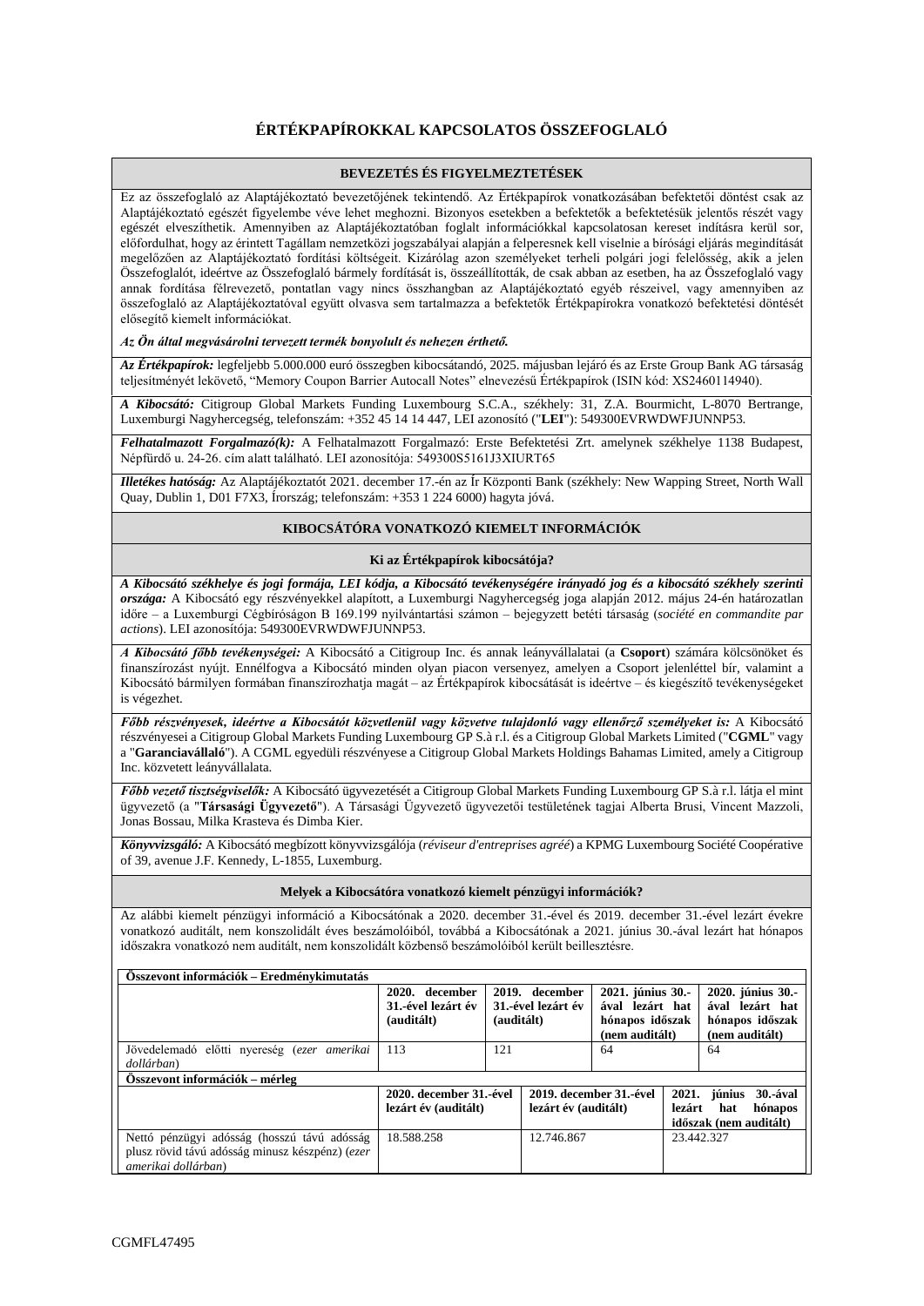# ÉRTÉKPAPÍROKKAL KAPCSOLATOS ÖSSZEFOGLALÓ

## BEVEZETÉS ÉS FIGYELMEZTETÉSEK

Ez az összefoglaló az Alaptájékoztató bevezetőjének tekintendő. Az Értékpapírok vonatkozásában befektetői döntést csak az Alaptájékoztató egészét figyelembe véve lehet meghozni. Bizonyos esetekben a befektetők a befektetésük jelentős részét vagy egészét elveszíthetik. Amennyiben az Alaptájékoztatóban foglalt információkkal kapcsolatosan kereset indításra kerül sor, előfordulhat, hogy az érintett Tagállam nemzetközi jogszabályai alapján a felperesnek kell viselnie a bírósági eljárás megindítását megelőzően az Alaptájékoztató fordítási költségeit. Kizárólag azon személyeket terheli polgári jogi felelősség, akik a jelen Összefoglalót, ideértve az Összefoglaló bármely fordítását is, összeállították, de csak abban az esetben, ha az Összefoglaló vagy annak fordítása félrevezető, pontatlan vagy nincs összhangban az Alaptájékoztató egyéb részeivel, vagy amennyiben az összefoglaló az Alaptájékoztatóval együtt olvasva sem tartalmazza a befektetők Értékpapírokra vonatkozó befektetési döntését elősegítő kiemelt információkat.

***Az Ön által megvásárolni tervezett termék bonyolult és nehezen érthető.***

***Az Értékpapírok:*** legfeljebb 5.000.000 euró összegben kibocsátandó, 2025. májusban lejáró és az Erste Group Bank AG társaság teljesítményét lekövető, "Memory Coupon Barrier Autocall Notes" elnevezésű Értékpapírok (ISIN kód: XS2460114940).

***A Kibocsátó:*** Citigroup Global Markets Funding Luxembourg S.C.A., székhely: 31, Z.A. Bourmicht, L-8070 Bertrange, Luxemburgi Nagyhercegség, telefonszám: +352 45 14 14 447, LEI azonosító ("**LEI**"): 549300EVRWDWFJUNNP53.

***Felhatalmazott Forgalmazó(k):*** A Felhatalmazott Forgalmazó: Erste Befektetési Zrt. amelynek székhelye 1138 Budapest, Népfürdő u. 24-26. cím alatt található. LEI azonosítója: 549300S5161J3XIURT65

***Illetékes hatóság:*** Az Alaptájékoztatót 2021. december 17.-én az Ír Központi Bank (székhely: New Wapping Street, North Wall Quay, Dublin 1, D01 F7X3, Írország; telefonszám: +353 1 224 6000) hagyta jóvá.

## KIBOCSÁTÓRA VONATKOZÓ KIEMELT INFORMÁCIÓK

### Ki az Értékpapírok kibocsátója?

***A Kibocsátó székhelye és jogi formája, LEI kódja, a Kibocsátó tevékenységére irányadó jog és a kibocsátó székhely szerinti országa:*** A Kibocsátó egy részvényekkel alapított, a Luxemburgi Nagyhercegség joga alapján 2012. május 24-én határozatlan időre – a Luxemburgi Cégbíróságon B 169.199 nyilvántartási számon – bejegyzett betéti társaság (*société en commandite par actions*). LEI azonosítója: 549300EVRWDWFJUNNP53.

***A Kibocsátó főbb tevékenységei:*** A Kibocsátó a Citigroup Inc. és annak leányvállalatai (a **Csoport**) számára kölcsönöket és finanszírozást nyújt. Ennélfogva a Kibocsátó minden olyan piacon versenyez, amelyen a Csoport jelenléttel bír, valamint a Kibocsátó bármilyen formában finanszírozhatja magát – az Értékpapírok kibocsátását is ideértve – és kiegészítő tevékenységeket is végezhet.

***Főbb részvényesek, ideértve a Kibocsátót közvetlenül vagy közvetve tulajdonló vagy ellenőrző személyeket is:*** A Kibocsátó részvényesei a Citigroup Global Markets Funding Luxembourg GP S.à r.l. és a Citigroup Global Markets Limited ("**CGML**" vagy a "**Garanciavállaló**"). A CGML egyedüli részvényese a Citigroup Global Markets Holdings Bahamas Limited, amely a Citigroup Inc. közvetett leányvállalata.

***Főbb vezető tisztségviselők:*** A Kibocsátó ügyvezetését a Citigroup Global Markets Funding Luxembourg GP S.à r.l. látja el mint ügyvezető (a "**Társasági Ügyvezető**"). A Társasági Ügyvezető ügyvezetői testületének tagjai Alberta Brusi, Vincent Mazzoli, Jonas Bossau, Milka Krasteva és Dimba Kier.

***Könyvvizsgáló:*** A Kibocsátó megbízott könyvvizsgálója (*réviseur d'entreprises agréé*) a KPMG Luxembourg Société Coopérative of 39, avenue J.F. Kennedy, L-1855, Luxemburg.

### Melyek a Kibocsátóra vonatkozó kiemelt pénzügyi információk?

Az alábbi kiemelt pénzügyi információ a Kibocsátónak a 2020. december 31.-ével és 2019. december 31.-ével lezárt évekre vonatkozó auditált, nem konszolidált éves beszámolóiból, továbbá a Kibocsátónak a 2021. június 30.-ával lezárt hat hónapos időszakra vonatkozó nem auditált, nem konszolidált közbenső beszámolóiból került beillesztésre.

| **Összevont információk – Eredménykimutatás** | | | | |
|---|---|---|---|---|
| | **2020. december 31.-ével lezárt év (auditált)** | **2019. december 31.-ével lezárt év (auditált)** | **2021. június 30.-ával lezárt hat hónapos időszak (nem auditált)** | **2020. június 30.-ával lezárt hat hónapos időszak (nem auditált)** |
| Jövedelemadó előtti nyereség (*ezer amerikai dollárban*) | 113 | 121 | 64 | 64 |

| **Összevont információk – mérleg** | | | |
|---|---|---|---|
| | **2020. december 31.-ével lezárt év (auditált)** | **2019. december 31.-ével lezárt év (auditált)** | **2021. június 30.-ával lezárt hat hónapos időszak (nem auditált)** |
| Nettó pénzügyi adósság (hosszú távú adósság plusz rövid távú adósság minusz készpénz) (*ezer amerikai dollárban*) | 18.588.258 | 12.746.867 | 23.442.327 |

CGMFL47495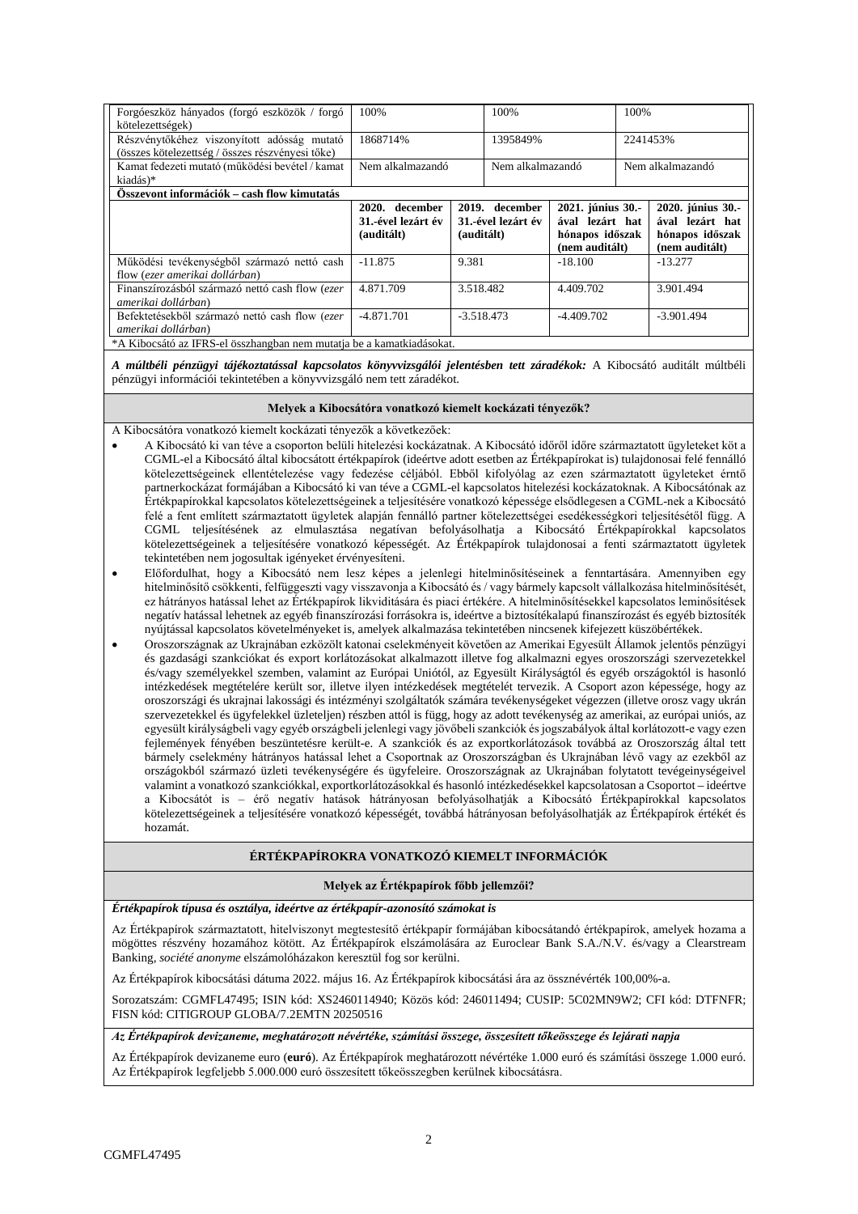| | | | |
|---|---|---|---|
| Forgóeszköz hányados (forgó eszközök / forgó kötelezettségek) | 100% | 100% | 100% |
| Részvénytőkéhez viszonyított adóssság mutató (összes kötelezettség / összes részvényesi tőke) | 1868714% | 1395849% | 2241453% |
| Kamat fedezeti mutató (működési bevétel / kamat kiadás)* | Nem alkalmazandó | Nem alkalmazandó | Nem alkalmazandó |

**Összevont információk – cash flow kimutatás**

| | 2020. december 31.-évél lezárt év (auditált) | 2019. december 31.-évél lezárt év (auditált) | 2021. június 30.-ával lezárt hat hónapos időszak (nem auditált) | 2020. június 30.-ával lezárt hat hónapos időszak (nem auditált) |
|---|---|---|---|---|
| Működési tevékenységből származó nettó cash flow (*ezer amerikai dollárban*) | -11.875 | 9.381 | -18.100 | -13.277 |
| Finanszírozásból származó nettó cash flow (*ezer amerikai dollárban*) | 4.871.709 | 3.518.482 | 4.409.702 | 3.901.494 |
| Befektetésekből származó nettó cash flow (*ezer amerikai dollárban*) | -4.871.701 | -3.518.473 | -4.409.702 | -3.901.494 |

*A Kibocsátó az IFRS-el összhangban nem mutatja be a kamatkiadásokat.

***A múltbéli pénzügyi tájékoztatással kapcsolatos könyvvizsgálói jelentésben tett záradékok:*** A Kibocsátó auditált múltbéli pénzügyi információi tekintetében a könyvvizsgáló nem tett záradékot.

**Melyek a Kibocsátóra vonatkozó kiemelt kockázati tényezők?**

A Kibocsátóra vonatkozó kiemelt kockázati tényezők a következők:

- A Kibocsátó ki van téve a csoporton belüli hitelezési kockázatnak. A Kibocsátó időről időre származtatott ügyleteket köt a CGML-el a Kibocsátó által kibocsátott értékpapírok (ideértve adott esetben az Értékpapírokat is) tulajdonosai felé fennálló kötelezettségeinek ellentételezése vagy fedezése céljából. Ebből kifolyólag az ezen származtatott ügyleteket érintő partnerkockázat formájában a Kibocsátó ki van téve a CGML-el kapcsolatos hitelezési kockázatoknak. A Kibocsátónak az Értékpapírokkal kapcsolatos kötelezettségeinek a teljesítésére vonatkozó képessége elsődlegesen a CGML-nek a Kibocsátó felé a fent említett származtatott ügyletek alapján fennálló partner kötelezettségei esedékességkori teljesítésétől függ. A CGML teljesítésének az elmulasztása negatívan befolyásolhatja a Kibocsátó Értékpapírokkal kapcsolatos kötelezettségeinek a teljesítésére vonatkozó képességét. Az Értékpapírok tulajdonosai a fenti származtatott ügyletek tekintetében nem jogosultak igényeket érvényesíteni.
- Előfordulhat, hogy a Kibocsátó nem lesz képes a jelenlegi hitelminősítéseinek a fenntartására. Amennyiben egy hitelminősítő csökkenti, felfüggeszti vagy visszavonja a Kibocsátó és / vagy bármely kapcsolt vállalkozása hitelminősítését, ez hátrányos hatással lehet az Értékpapírok likviditására és piaci értékére. A hitelminősítésekkel kapcsolatos leminősítések negatív hatással lehetnek az egyéb finanszírozási forrásokra is, ideértve a biztosítékalapú finanszírozást és egyéb biztosíték nyújtással kapcsolatos követelményeket is, amelyek alkalmazása tekintetében nincsenek kifejezett küszöbértékek.
- Oroszországnak az Ukrajnában ezközölt katonai cselekményeit követően az Amerikai Egyesült Államok jelentős pénzügyi és gazdasági szankciókat és export korlátozásokat alkalmazott illetve fog alkalmazni egyes oroszországi szervezetekkel és/vagy személyekkel szemben, valamint az Európai Uniótól, az Egyesült Királyságtól és egyéb országoktól is hasonló intézkedések megtételére került sor, illetve ilyen intézkedések megtételét tervezik. A Csoport azon képessége, hogy az oroszországi és ukrajnai lakossági és intézményi szolgáltatók számára tevékenységeket végezzen (illetve orosz vagy ukrán szervezetekkel és ügyfelekkel üzleteljen) részben attól is függ, hogy az adott tevékenység az amerikai, az európai uniós, az egyesült királyságbeli vagy egyéb országbeli jelenlegi vagy jövőbeli szankciók és jogszabályok által korlátozott-e vagy ezen fejlemények fényében beszüntetésre került-e. A szankciók és az exportkorlátozások továbbá az Oroszország által tett bármely cselekmény hátrányos hatással lehet a Csoportnak az Oroszországban és Ukrajnában lévő vagy az ezekből az országokból származó üzleti tevékenységére és ügyfeleire. Oroszországnak az Ukrajnában folytatott tevégeinységeivel valamint a vonatkozó szankciókkal, exportkorlátozásokkal és hasonló intézkedésekkel kapcsolatosan a Csoportot – ideértve a Kibocsátót is – érő negatív hatások hátrányosan befolyásolhatják a Kibocsátó Értékpapírokkal kapcsolatos kötelezettségeinek a teljesítésére vonatkozó képességét, továbbá hátrányosan befolyásolhatják az Értékpapírok értékét és hozamát.

## ÉRTÉKPAPÍROKRA VONATKOZÓ KIEMELT INFORMÁCIÓK

**Melyek az Értékpapírok főbb jellemzői?**

***Értékpapírok típusa és osztálya, ideértve az értékpapír-azonosító számokat is***

Az Értékpapírok származtatott, hitelviszonyt megtestesítő értékpapír formájában kibocsátandó értékpapírok, amelyek hozama a mögöttes részvény hozamához kötött. Az Értékpapírok elszámolására az Euroclear Bank S.A./N.V. és/vagy a Clearstream Banking, *société anonyme* elszámolóházakon keresztül fog sor kerülni.

Az Értékpapírok kibocsátási dátuma 2022. május 16. Az Értékpapírok kibocsátási ára az össznévérték 100,00%-a.

Sorozatszám: CGMFL47495; ISIN kód: XS2460114940; Közös kód: 246011494; CUSIP: 5C02MN9W2; CFI kód: DTFNFR; FISN kód: CITIGROUP GLOBA/7.2EMTN 20250516

***Az Értékpapírok devizaneme, meghatározott névértéke, számítási összege, összesített tőkeösszege és lejárati napja***

Az Értékpapírok devizaneme euro (**euró**). Az Értékpapírok meghatározott névértéke 1.000 euró és számítási összege 1.000 euró. Az Értékpapírok legfeljebb 5.000.000 euró összesített tőkeösszegben kerülnek kibocsátásra.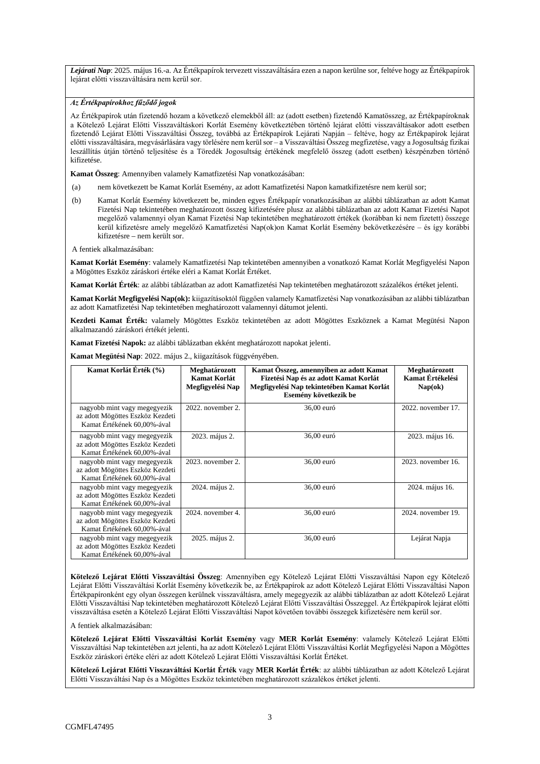***Lejárati Nap***: 2025. május 16.-a. Az Értékpapírok tervezett visszaváltására ezen a napon kerülne sor, feltéve hogy az Értékpapírok lejárat előtti visszaváltására nem kerül sor.

***Az Értékpapírokhoz fűződő jogok***

Az Értékpapírok után fizetendő hozam a következő elemekből áll: az (adott esetben) fizetendő Kamatösszeg, az Értékpapíroknak a Kötelező Lejárat Előtti Visszaváltáskori Korlát Esemény következtében történő lejárat előtti visszaváltásakor adott esetben fizetendő Lejárat Előtti Visszaváltási Összeg, továbbá az Értékpapírok Lejárati Napján – feltéve, hogy az Értékpapírok lejárat előtti visszaváltására, megvásárlására vagy törlésére nem kerül sor – a Visszaváltási Összeg megfizetése, vagy a Jogosultság fizikai leszállítás útján történő teljesítése és a Töredék Jogosultság értékének megfelelő összeg (adott esetben) készpénzben történő kifizetése.

**Kamat Összeg**: Amennyiben valamely Kamatfizetési Nap vonatkozásában:

(a) nem következett be Kamat Korlát Esemény, az adott Kamatfizetési Napon kamatkifizetésre nem kerül sor;

(b) Kamat Korlát Esemény következett be, minden egyes Értékpapír vonatkozásában az alábbi táblázatban az adott Kamat Fizetési Nap tekintetében meghatározott összeg kifizetésére plusz az alábbi táblázatban az adott Kamat Fizetési Napot megelőző valamennyi olyan Kamat Fizetési Nap tekintetében meghatározott értékek (korábban ki nem fizetett) összege kerül kifizetésre amely megelőző Kamatfizetési Nap(ok)on Kamat Korlát Esemény bekövetkezésére – és így korábbi kifizetésre – nem került sor.

A fentiek alkalmazásában:

**Kamat Korlát Esemény**: valamely Kamatfizetési Nap tekintetében amennyiben a vonatkozó Kamat Korlát Megfigyelési Napon a Mögöttes Eszköz záráskori értéke eléri a Kamat Korlát Értéket.

**Kamat Korlát Érték**: az alábbi táblázatban az adott Kamatfizetési Nap tekintetében meghatározott százalékos értéket jelenti.

**Kamat Korlát Megfigyelési Nap(ok):** kiigazításoktól függően valamely Kamatfizetési Nap vonatkozásában az alábbi táblázatban az adott Kamatfizetési Nap tekintetében meghatározott valamennyi dátumot jelenti.

**Kezdeti Kamat Érték:** valamely Mögöttes Eszköz tekintetében az adott Mögöttes Eszköznek a Kamat Megütési Napon alkalmazandó záráskori értékét jelenti.

**Kamat Fizetési Napok:** az alábbi táblázatban ekként meghatározott napokat jelenti.

**Kamat Megütési Nap**: 2022. május 2., kiigazítások függvényében.

| Kamat Korlát Érték (%) | Meghatározott Kamat Korlát Megfigyelési Nap | Kamat Összeg, amennyiben az adott Kamat Fizetési Nap és az adott Kamat Korlát Megfigyelési Nap tekintetében Kamat Korlát Esemény következik be | Meghatározott Kamat Értékelési Nap(ok) |
|---|---|---|---|
| nagyobb mint vagy megegyezik az adott Mögöttes Eszköz Kezdeti Kamat Értékének 60,00%-ával | 2022. november 2. | 36,00 euró | 2022. november 17. |
| nagyobb mint vagy megegyezik az adott Mögöttes Eszköz Kezdeti Kamat Értékének 60,00%-ával | 2023. május 2. | 36,00 euró | 2023. május 16. |
| nagyobb mint vagy megegyezik az adott Mögöttes Eszköz Kezdeti Kamat Értékének 60,00%-ával | 2023. november 2. | 36,00 euró | 2023. november 16. |
| nagyobb mint vagy megegyezik az adott Mögöttes Eszköz Kezdeti Kamat Értékének 60,00%-ával | 2024. május 2. | 36,00 euró | 2024. május 16. |
| nagyobb mint vagy megegyezik az adott Mögöttes Eszköz Kezdeti Kamat Értékének 60,00%-ával | 2024. november 4. | 36,00 euró | 2024. november 19. |
| nagyobb mint vagy megegyezik az adott Mögöttes Eszköz Kezdeti Kamat Értékének 60,00%-ával | 2025. május 2. | 36,00 euró | Lejárat Napja |

**Kötelező Lejárat Előtti Visszaváltási Összeg**: Amennyiben egy Kötelező Lejárat Előtti Visszaváltási Napon egy Kötelező Lejárat Előtti Visszaváltási Korlát Esemény következik be, az Értékpapírok az adott Kötelező Lejárat Előtti Visszaváltási Napon Értékpapíronként egy olyan összegen kerülnek visszaváltásra, amely megegyezik az alábbi táblázatban az adott Kötelező Lejárat Előtti Visszaváltási Nap tekintetében meghatározott Kötelező Lejárat Előtti Visszaváltási Összeggel. Az Értékpapírok lejárat előtti visszaváltása esetén a Kötelező Lejárat Előtti Visszaváltási Napot követően további összegek kifizetésére nem kerül sor.

A fentiek alkalmazásában:

**Kötelező Lejárat Előtti Visszaváltási Korlát Esemény** vagy **MER Korlát Esemény**: valamely Kötelező Lejárat Előtti Visszaváltási Nap tekintetében azt jelenti, ha az adott Kötelező Lejárat Előtti Visszaváltási Korlát Megfigyelési Napon a Mögöttes Eszköz záráskori értéke eléri az adott Kötelező Lejárat Előtti Visszaváltási Korlát Értéket.

**Kötelező Lejárat Előtti Visszaváltási Korlát Érték** vagy **MER Korlát Érték**: az alábbi táblázatban az adott Kötelező Lejárat Előtti Visszaváltási Nap és a Mögöttes Eszköz tekintetében meghatározott százalékos értéket jelenti.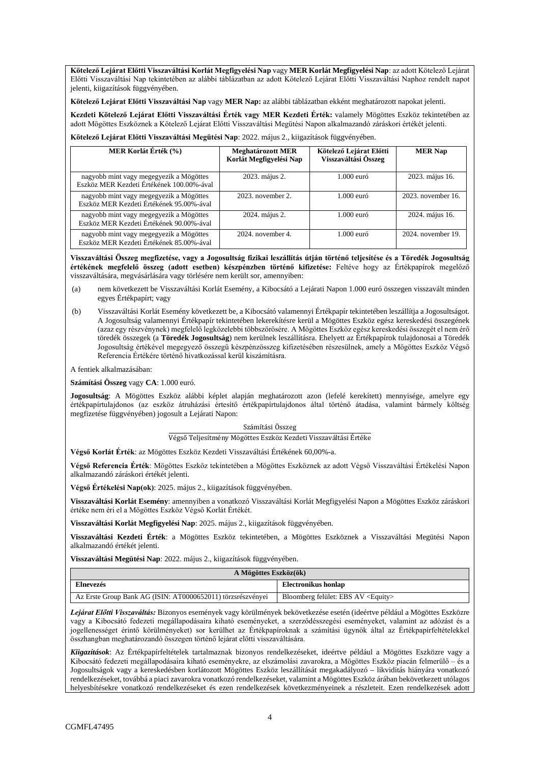**Kötelező Lejárat Előtti Visszaváltási Korlát Megfigyelési Nap** vagy **MER Korlát Megfigyelési Nap**: az adott Kötelező Lejárat Előtti Visszaváltási Nap tekintetében az alábbi táblázatban az adott Kötelező Lejárat Előtti Visszaváltási Naphoz rendelt napot jelenti, kiigazítások függvényében.

**Kötelező Lejárat Előtti Visszaváltási Nap** vagy **MER Nap:** az alábbi táblázatban ekként meghatározott napokat jelenti.

**Kezdeti Kötelező Lejárat Előtti Visszaváltási Érték vagy MER Kezdeti Érték:** valamely Mögöttes Eszköz tekintetében az adott Mögöttes Eszköznek a Kötelező Lejárat Előtti Visszaváltási Megütési Napon alkalmazandó záráskori értékét jelenti.

**Kötelező Lejárat Előtti Visszaváltási Megütési Nap**: 2022. május 2., kiigazítások függvényében.

| MER Korlát Érték (%) | Meghatározott MER Korlát Megfigyelési Nap | Kötelező Lejárat Előtti Visszaváltási Összeg | MER Nap |
|---|---|---|---|
| nagyobb mint vagy megegyezik a Mögöttes Eszköz MER Kezdeti Értékének 100.00%-ával | 2023. május 2. | 1.000 euró | 2023. május 16. |
| nagyobb mint vagy megegyezik a Mögöttes Eszköz MER Kezdeti Értékének 95.00%-ával | 2023. november 2. | 1.000 euró | 2023. november 16. |
| nagyobb mint vagy megegyezik a Mögöttes Eszköz MER Kezdeti Értékének 90.00%-ával | 2024. május 2. | 1.000 euró | 2024. május 16. |
| nagyobb mint vagy megegyezik a Mögöttes Eszköz MER Kezdeti Értékének 85.00%-ával | 2024. november 4. | 1.000 euró | 2024. november 19. |

**Visszaváltási Összeg megfizetése, vagy a Jogosultság fizikai leszállítás útján történő teljesítése és a Töredék Jogosultság értékének megfelelő összeg (adott esetben) készpénzben történő kifizetése:** Feltéve hogy az Értékpapírok megelőző visszaváltására, megvásárlására vagy törlésére nem került sor, amennyiben:

(a) nem következett be Visszaváltási Korlát Esemény, a Kibocsátó a Lejárati Napon 1.000 euró összegen visszavált minden egyes Értékpapírt; vagy

(b) Visszaváltási Korlát Esemény következett be, a Kibocsátó valamennyi Értékpapír tekintetében leszállítja a Jogosultságot. A Jogosultság valamennyi Értékpapír tekintetében lekerekítésre kerül a Mögöttes Eszköz egész kereskedési összegének (azaz egy részvénynek) megfelelő legközelebbi többszörösére. A Mögöttes Eszköz egész kereskedési összegét el nem érő töredék összegek (a **Töredék Jogosultság**) nem kerülnek leszállításra. Ehelyett az Értékpapírok tulajdonosai a Töredék Jogosultság értékével megegyező összegű készpénzösszeg kifizetésében részesülnek, amely a Mögöttes Eszköz Végső Referencia Értékére történő hivatkozással kerül kiszámításra.

A fentiek alkalmazásában:

**Számítási Összeg** vagy **CA**: 1.000 euró.

**Jogosultság**: A Mögöttes Eszköz alábbi képlet alapján meghatározott azon (lefelé kerekített) mennyisége, amelyre egy értékpapírtulajdonos (az eszköz átruházási értesítő értékpapírtulajdonos által történő átadása, valamint bármely költség megfizetése függvényében) jogosult a Lejárati Napon:

$$\frac{\text{Számítási Összeg}}{\text{Végső Teljesítmény Mögöttes Eszköz Kezdeti Visszaváltási Értéke}}$$

**Végső Korlát Érték**: az Mögöttes Eszköz Kezdeti Visszaváltási Értékének 60,00%-a.

**Végső Referencia Érték**: Mögöttes Eszköz tekintetében a Mögöttes Eszköznek az adott Végső Visszaváltási Értékelési Napon alkalmazandó záráskori értékét jelenti.

**Végső Értékelési Nap(ok)**: 2025. május 2., kiigazítások függvényében.

**Visszaváltási Korlát Esemény**: amennyiben a vonatkozó Visszaváltási Korlát Megfigyelési Napon a Mögöttes Eszköz záráskori értéke nem éri el a Mögöttes Eszköz Végső Korlát Értékét.

**Visszaváltási Korlát Megfigyelési Nap**: 2025. május 2., kiigazítások függvényében.

**Visszaváltási Kezdeti Érték**: a Mögöttes Eszköz tekintetében, a Mögöttes Eszköznek a Visszaváltási Megütési Napon alkalmazandó értékét jelenti.

**Visszaváltási Megütési Nap**: 2022. május 2., kiigazítások függvényében.

| A Mögöttes Eszköz(ök) | |
|---|---|
| **Elnevezés** | **Electronikus honlap** |
| Az Erste Group Bank AG (ISIN: AT0000652011) törzsrészvényei | Bloomberg felület: EBS AV <Equity> |

***Lejárat Előtti Visszaváltás:*** Bizonyos események vagy körülmények bekövetkezése esetén (ideértve például a Mögöttes Eszközre vagy a Kibocsátó fedezeti megállapodásaira kiható eseményeket, a szerződésszegési eseményeket, valamint az adózást és a jogellenességet érintő körülményeket) sor kerülhet az Értékpapíroknak a számítási ügynök által az Értékpapírfeltételekkel összhangban meghatározandó összegen történő lejárat előtti visszaváltására.

***Kiigazítások***: Az Értékpapírfeltételek tartalmaznak bizonyos rendelkezéseket, ideértve például a Mögöttes Eszközre vagy a Kibocsátó fedezeti megállapodásaira kiható eseményekre, az elszámolási zavarokra, a Mögöttes Eszköz piacán felmerülő – és a Jogosultságok vagy a kereskedésben korlátozott Mögöttes Eszköz leszállítását megakadályozó – likviditás hiányára vonatkozó rendelkezéseket, továbbá a piaci zavarokra vonatkozó rendelkezéseket, valamint a Mögöttes Eszköz árában bekövetkezett utólagos helyesbítésekre vonatkozó rendelkezéseket és ezen rendelkezések következményeinek a részleteit. Ezen rendelkezések adott

CGMFL47495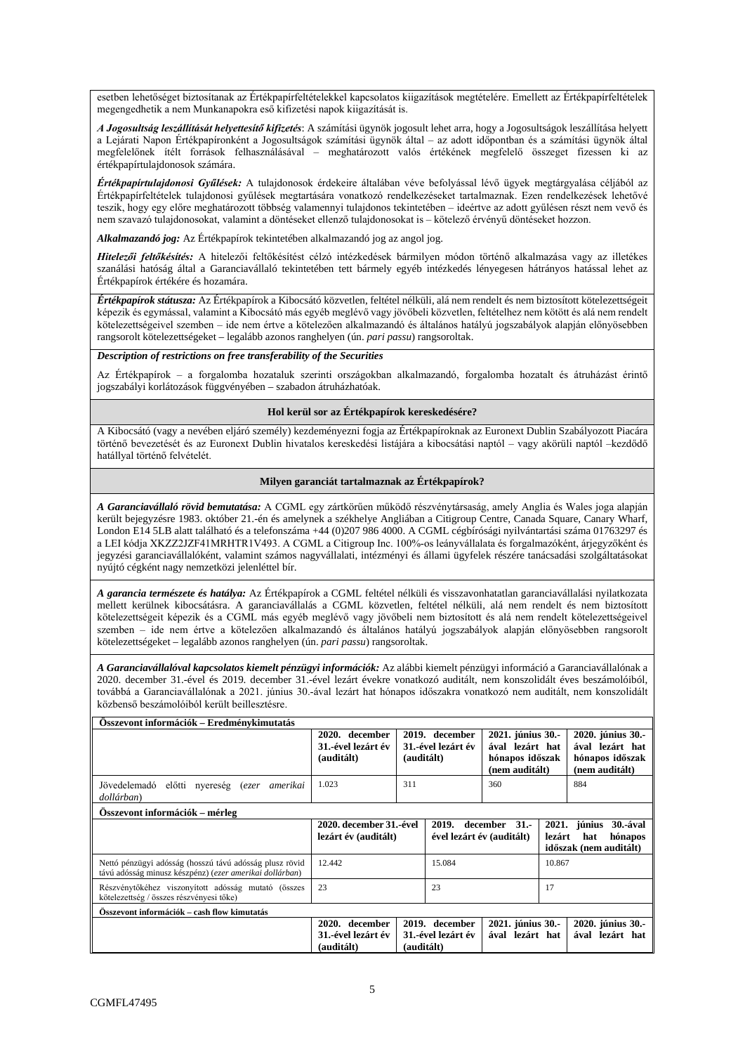esetben lehetőséget biztosítanak az Értékpapírfeltételekkel kapcsolatos kiigazítások megtételére. Emellett az Értékpapírfeltételek megengedhetik a nem Munkanapokra eső kifizetési napok kiigazítását is.

***A Jogosultság leszállítását helyettesítő kifizetés***: A számítási ügynök jogosult lehet arra, hogy a Jogosultságok leszállítása helyett a Lejárati Napon Értékpapíronként a Jogosultságok számítási ügynök által – az adott időpontban és a számítási ügynök által megfelelőnek ítélt források felhasználásával – meghatározott valós értékének megfelelő összeget fizessen ki az értékpapírtulajdonosok számára.

***Értékpapírtulajdonosi Gyűlések:*** A tulajdonosok érdekeire általában véve befolyással lévő ügyek megtárgyalása céljából az Értékpapírfeltételek tulajdonosi gyűlések megtartására vonatkozó rendelkezéseket tartalmaznak. Ezen rendelkezések lehetővé teszik, hogy egy előre meghatározott többség valamennyi tulajdonos tekintetében – ideértve az adott gyűlésen részt nem vevő és nem szavazó tulajdonosokat, valamint a döntéseket ellenző tulajdonosokat is – kötelező érvényű döntéseket hozzon.

***Alkalmazandó jog:*** Az Értékpapírok tekintetében alkalmazandó jog az angol jog.

***Hitelezői feltőkésítés:*** A hitelezői feltőkésítést célzó intézkedések bármilyen módon történő alkalmazása vagy az illetékes szanálási hatóság által a Garanciavállaló tekintetében tett bármely egyéb intézkedés lényegesen hátrányos hatással lehet az Értékpapírok értékére és hozamára.

***Értékpapírok státusza:*** Az Értékpapírok a Kibocsátó közvetlen, feltétel nélküli, alá nem rendelt és nem biztosított kötelezettségeit képezik és egymással, valamint a Kibocsátó más egyéb meglévő vagy jövőbeli közvetlen, feltételhez nem kötött és alá nem rendelt kötelezettségeivel szemben – ide nem értve a kötelezően alkalmazandó és általános hatályú jogszabályok alapján előnyösebben rangsorolt kötelezettségeket – legalább azonos ranghelyen (ún. *pari passu*) rangsoroltak.

***Description of restrictions on free transferability of the Securities***

Az Értékpapírok – a forgalomba hozataluk szerinti országokban alkalmazandó, forgalomba hozatalt és átruházást érintő jogszabályi korlátozások függvényében – szabadon átruházhatóak.

**Hol kerül sor az Értékpapírok kereskedésére?**

A Kibocsátó (vagy a nevében eljáró személy) kezdeményezni fogja az Értékpapíroknak az Euronext Dublin Szabályozott Piacára történő bevezetését és az Euronext Dublin hivatalos kereskedési listájára a kibocsátási naptól – vagy akörüli naptól –kezdődő hatállyal történő felvételét.

**Milyen garanciát tartalmaznak az Értékpapírok?**

***A Garanciavállaló rövid bemutatása:*** A CGML egy zártkörűen működő részvénytársaság, amely Anglia és Wales joga alapján került bejegyzésre 1983. október 21.-én és amelynek a székhelye Angliában a Citigroup Centre, Canada Square, Canary Wharf, London E14 5LB alatt található és a telefonszáma +44 (0)207 986 4000. A CGML cégbírósági nyilvántartási száma 01763297 és a LEI kódja XKZZ2JZF41MRHTR1V493. A CGML a Citigroup Inc. 100%-os leányvállalata és forgalmazóként, árjegyzőként és jegyzési garanciavállalóként, valamint számos nagyvállalati, intézményi és állami ügyfelek részére tanácsadási szolgáltatásokat nyújtó cégként nagy nemzetközi jelenléttel bír.

***A garancia természete és hatálya:*** Az Értékpapírok a CGML feltétel nélküli és visszavonhatatlan garanciavállalási nyilatkozata mellett kerülnek kibocsátásra. A garanciavállalás a CGML közvetlen, feltétel nélküli, alá nem rendelt és nem biztosított kötelezettségeit képezik és a CGML más egyéb meglévő vagy jövőbeli nem biztosított és alá nem rendelt kötelezettségeivel szemben – ide nem értve a kötelezően alkalmazandó és általános hatályú jogszabályok alapján előnyösebben rangsorolt kötelezettségeket – legalább azonos ranghelyen (ún. *pari passu*) rangsoroltak.

***A Garanciavállalóval kapcsolatos kiemelt pénzügyi információk:*** Az alábbi kiemelt pénzügyi információ a Garanciavállalónak a 2020. december 31.-ével és 2019. december 31.-ével lezárt évekre vonatkozó auditált, nem konszolidált éves beszámolóiból, továbbá a Garanciavállalónak a 2021. június 30.-ával lezárt hat hónapos időszakra vonatkozó nem auditált, nem konszolidált közbenső beszámolóiból került beillesztésre.

**Összevont információk – Eredménykimutatás**

| | **2020. december 31.-ével lezárt év (auditált)** | **2019. december 31.-ével lezárt év (auditált)** | **2021. június 30.-ával lezárt hat hónapos időszak (nem auditált)** | **2020. június 30.-ával lezárt hat hónapos időszak (nem auditált)** |
|---|---|---|---|---|
| Jövedelemadó előtti nyereség (*ezer amerikai dollárban*) | 1.023 | 311 | 360 | 884 |

**Összevont információk – mérleg**

| | **2020. december 31.-ével lezárt év (auditált)** | **2019. december 31.-ével lezárt év (auditált)** | **2021. június 30.-ával lezárt hat hónapos időszak (nem auditált)** |
|---|---|---|---|
| Nettó pénzügyi adósság (hosszú távú adósság plusz rövid távú adósság minusz készpénz) (*ezer amerikai dollárban*) | 12.442 | 15.084 | 10.867 |
| Részvénytőkéhez viszonyított adósság mutató (összes kötelezettség / összes részvényesi tőke) | 23 | 23 | 17 |

**Összevont információk – cash flow kimutatás**

| | **2020. december 31.-ével lezárt év (auditált)** | **2019. december 31.-ével lezárt év (auditált)** | **2021. június 30.-ával lezárt hat** | **2020. június 30.-ával lezárt hat** |
|---|---|---|---|---|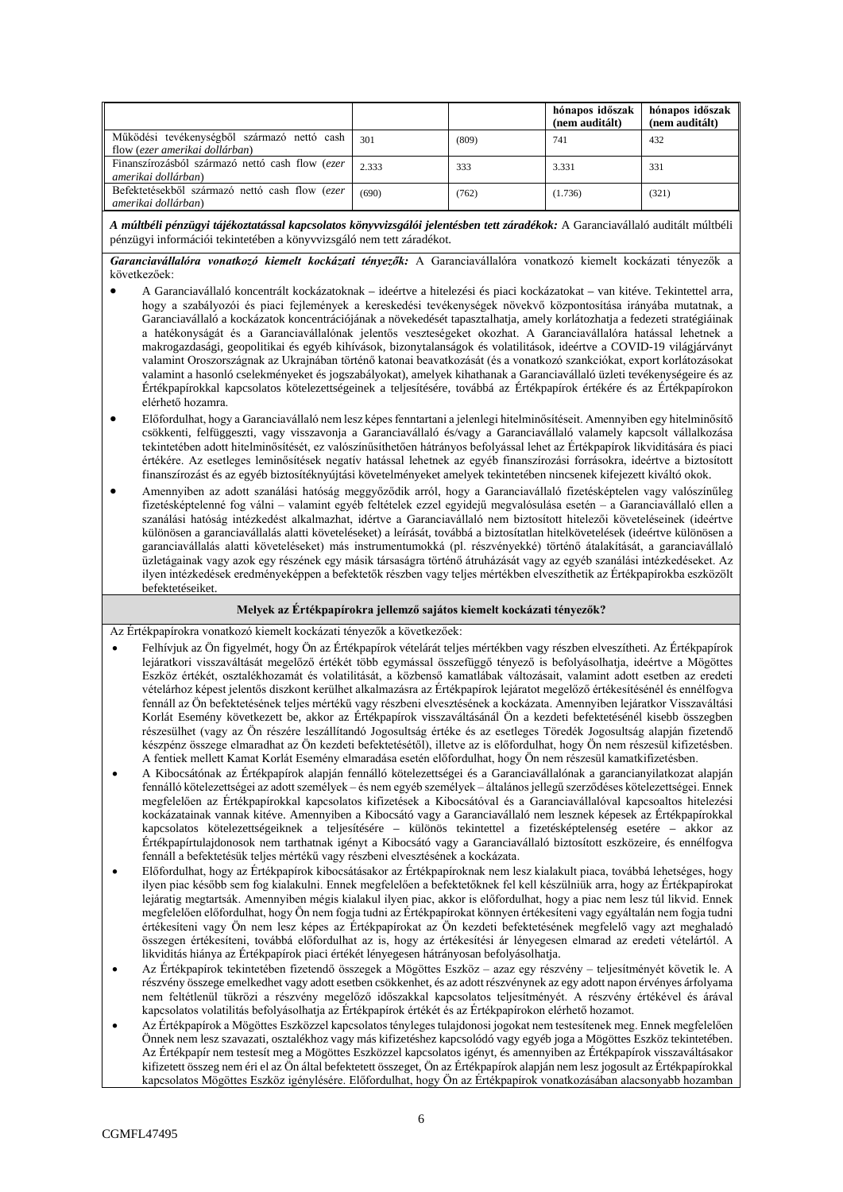| | | | hónapos időszak (nem auditált) | hónapos időszak (nem auditált) |
|---|---|---|---|---|
| Működési tevékenységből származó nettó cash flow (*ezer amerikai dollárban*) | 301 | (809) | 741 | 432 |
| Finanszírozásból származó nettó cash flow (*ezer amerikai dollárban*) | 2.333 | 333 | 3.331 | 331 |
| Befektetésekből származó nettó cash flow (*ezer amerikai dollárban*) | (690) | (762) | (1.736) | (321) |

***A múltbéli pénzügyi tájékoztatással kapcsolatos könyvvizsgálói jelentésben tett záradékok:*** A Garanciavállaló auditált múltbéli pénzügyi információi tekintetében a könyvvizsgáló nem tett záradékot.

***Garanciavállalóra vonatkozó kiemelt kockázati tényezők:*** A Garanciavállalóra vonatkozó kiemelt kockázati tényezők a következők:

- A Garanciavállaló koncentrált kockázatoknak – ideértve a hitelezési és piaci kockázatokat – van kitéve. Tekintettel arra, hogy a szabályozói és piaci fejlemények a kereskedési tevékenységek növekvő központosítása irányába mutatnak, a Garanciavállaló a kockázatok koncentrációjának a növekedését tapasztalhatja, amely korlátozhatja a fedezeti stratégiáinak a hatékonyságát és a Garanciavállalónak jelentős veszteségeket okozhat. A Garanciavállalóra hatással lehetnek a makrogazdasági, geopolitikai és egyéb kihívások, bizonytalanságok és volatilitások, ideértve a COVID-19 világjárványt valamint Oroszországnak az Ukrajnában történő katonai beavatkozását (és a vonatkozó szankciókat, export korlátozásokat valamint a hasonló cselekményeket és jogszabályokat), amelyek kihathanak a Garanciavállaló üzleti tevékenységeire és az Értékpapírokkal kapcsolatos kötelezettségeinek a teljesítésére, továbbá az Értékpapírok értékére és az Értékpapírokon elérhető hozamra.
- Előfordulhat, hogy a Garanciavállaló nem lesz képes fenntartani a jelenlegi hitelminősítéseit. Amennyiben egy hitelminősítő csökkenti, felfüggeszti, vagy visszavonja a Garanciavállaló és/vagy a Garanciavállaló valamely kapcsolt vállalkozása tekintetében adott hitelminősítést, ez valószínűsíthetően hátrányos befolyással lehet az Értékpapírok likviditására és piaci értékére. Az esetleges leminősítések negatív hatással lehetnek az egyéb finanszírozási forrásokra, ideértve a biztosított finanszírozást és az egyéb biztosítéknyújtási követelményeket amelyek tekintetében nincsenek kifejezett kiváltó okok.
- Amennyiben az adott szanálási hatóság meggyőződik arról, hogy a Garanciavállaló fizetésképtelen vagy valószínűleg fizetésképtelenné fog válni – valamint egyéb feltételek ezzel egyidejű megvalósulása esetén – a Garanciavállaló ellen a szanálási hatóság intézkedést alkalmazhat, ideértve a Garanciavállaló nem biztosított hitelezői követeléseinek (ideértve különösen a garanciavállalás alatti követeléseket) a leírását, továbbá a biztosítatlan hitelkövetelések (ideértve különösen a garanciavállalás alatti követeléseket) más instrumentumokká (pl. részvényekké) történő átalakítását, a garanciavállaló üzletágainak vagy azok egy részének egy másik társaságra történő átruházását vagy az egyéb szanálási intézkedéseket. Az ilyen intézkedések eredményeképpen a befektetők részben vagy teljes mértékben elveszíthetik az Értékpapírokba eszközölt befektetéseiket.

**Melyek az Értékpapírokra jellemző sajátos kiemelt kockázati tényezők?**

Az Értékpapírokra vonatkozó kiemelt kockázati tényezők a következőek:

- Felhívjuk az Ön figyelmét, hogy Ön az Értékpapírok vételárát teljes mértékben vagy részben elveszítheti. Az Értékpapírok lejáratkori visszaváltását megelőző értékét több egymással összefüggő tényező is befolyásolhatja, ideértve a Mögöttes Eszköz értékét, osztalékhozamát és volatilitását, a közbenső kamatlábak változásait, valamint adott esetben az eredeti vételárhoz képest jelentős diszkont kerülhet alkalmazásra az Értékpapírok lejáratot megelőző értékesítésénél és ennélfogva fennáll az Ön befektetésének teljes mértékű vagy részbeni elvesztésének a kockázata. Amennyiben lejáratkor Visszaváltási Korlát Esemény következett be, akkor az Értékpapírok visszaváltásánál Ön a kezdeti befektetésénél kisebb összegben részesülhet (vagy az Ön részére leszállítandó Jogosultság értéke és az esetleges Töredék Jogosultság alapján fizetendő készpénz összege elmaradhat az Ön kezdeti befektetésétől), illetve az is előfordulhat, hogy Ön nem részesül kifizetésben. A fentiek mellett Kamat Korlát Esemény elmaradása esetén előfordulhat, hogy Ön nem részesül kamatkifizetésben.
- A Kibocsátónak az Értékpapírok alapján fennálló kötelezettségei és a Garanciavállalónak a garancianyilatkozat alapján fennálló kötelezettségei az adott személyek – és nem egyéb személyek – általános jellegű szerződéses kötelezettségei. Ennek megfelelően az Értékpapírokkal kapcsolatos kifizetések a Kibocsátóval és a Garanciavállalóval kapcsoaltos hitelezési kockázatainak vannak kitéve. Amennyiben a Kibocsátó vagy a Garanciavállaló nem lesznek képesek az Értékpapírokkal kapcsolatos kötelezettségeiknek a teljesítésére – különös tekintettel a fizetésképtelenség esetére – akkor az Értékpapírtulajdonosok nem tarthatnak igényt a Kibocsátó vagy a Garanciavállaló biztosított eszközeire, és ennélfogva fennáll a befektetésük teljes mértékű vagy részbeni elvesztésének a kockázata.
- Előfordulhat, hogy az Értékpapírok kibocsátásakor az Értékpapíroknak nem lesz kialakult piaca, továbbá lehetséges, hogy ilyen piac később sem fog kialakulni. Ennek megfelelően a befektetőknek fel kell készülniük arra, hogy az Értékpapírokat lejáratig megtartsák. Amennyiben mégis kialakul ilyen piac, akkor is előfordulhat, hogy a piac nem lesz túl likvid. Ennek megfelelően előfordulhat, hogy Ön nem fogja tudni az Értékpapírokat könnyen értékesíteni vagy egyáltalán nem fogja tudni értékesíteni vagy Ön nem lesz képes az Értékpapírokat az Ön kezdeti befektetésének megfelelő vagy azt meghaladó összegen értékesíteni, továbbá előfordulhat az is, hogy az értékesítési ár lényegesen elmarad az eredeti vételártól. A likviditás hiánya az Értékpapírok piaci értékét lényegesen hátrányosan befolyásolhatja.
- Az Értékpapírok tekintetében fizetendő összegek a Mögöttes Eszköz – azaz egy részvény – teljesítményét követik le. A részvény összege emelkedhet vagy adott esetben csökkenhet, és az adott részvénynek az egy adott napon érvényes árfolyama nem feltétlenül tükrözi a részvény megelőző időszakkal kapcsolatos teljesítményét. A részvény értékével és árával kapcsolatos volatilitás befolyásolhatja az Értékpapírok értékét és az Értékpapírokon elérhető hozamot.
- Az Értékpapírok a Mögöttes Eszközzel kapcsolatos tényleges tulajdonosi jogokat nem testesítenek meg. Ennek megfelelően Önnek nem lesz szavazati, osztalékhoz vagy más kifizetéshez kapcsolódó vagy egyéb joga a Mögöttes Eszköz tekintetében. Az Értékpapír nem testesít meg a Mögöttes Eszközzel kapcsolatos igényt, és amennyiben az Értékpapírok visszaváltásakor kifizetett összeg nem éri el az Ön által befektetett összeget, Ön az Értékpapírok alapján nem lesz jogosult az Értékpapírokkal kapcsolatos Mögöttes Eszköz igénylésére. Előfordulhat, hogy Ön az Értékpapírok vonatkozásában alacsonyabb hozamban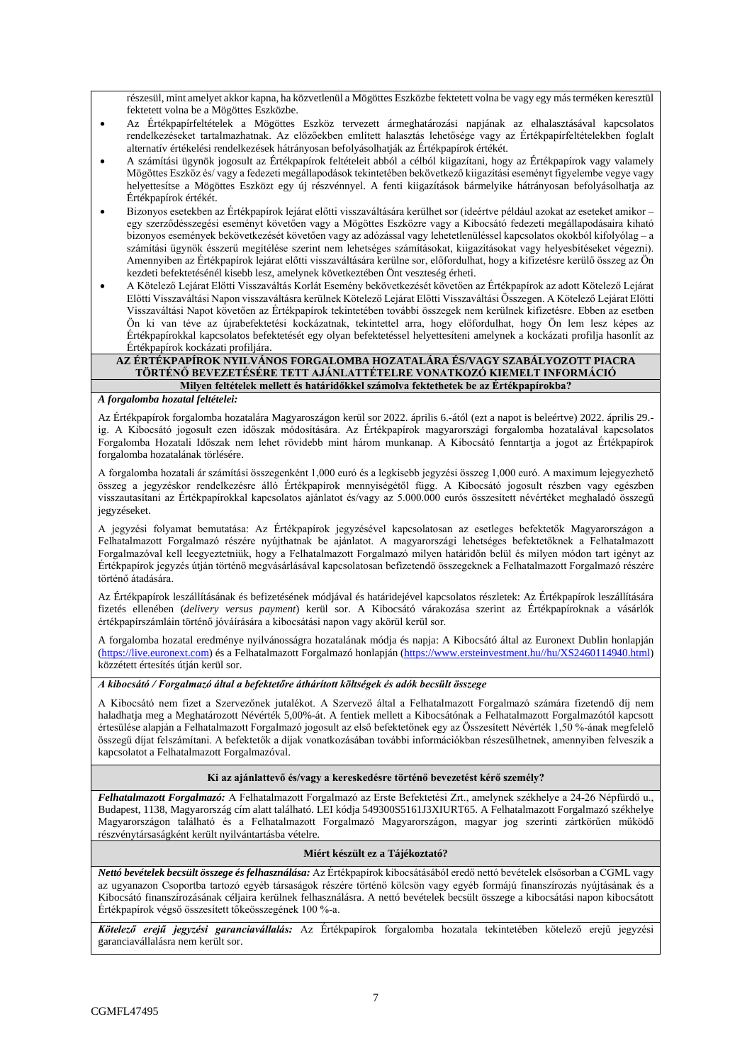részesül, mint amelyet akkor kapna, ha közvetlenül a Mögöttes Eszközbe fektetett volna be vagy egy más terméken keresztül fektetett volna be a Mögöttes Eszközbe.

- Az Értékpapírfeltételek a Mögöttes Eszköz tervezett ármeghatározási napjának az elhalasztásával kapcsolatos rendelkezéseket tartalmazhatnak. Az előzőekben említett halasztás lehetősége vagy az Értékpapírfeltételekben foglalt alternatív értékelési rendelkezések hátrányosan befolyásolhatják az Értékpapírok értékét.
- A számítási ügynök jogosult az Értékpapírok feltételeit abból a célból kiigazítani, hogy az Értékpapírok vagy valamely Mögöttes Eszköz és/ vagy a fedezeti megállapodások tekintetében bekövetkező kiigazítási eseményt figyelembe vegye vagy helyettesítse a Mögöttes Eszközt egy új részvénnyel. A fenti kiigazítások bármelyike hátrányosan befolyásolhatja az Értékpapírok értékét.
- Bizonyos esetekben az Értékpapírok lejárat előtti visszaváltására kerülhet sor (ideértve például azokat az eseteket amikor – egy szerződésszegési eseményt követően vagy a Mögöttes Eszközre vagy a Kibocsátó fedezeti megállapodásaira kiható bizonyos események bekövetkezését követően vagy az adózással vagy lehetetlenüléssel kapcsolatos okokból kifolyólag – a számítási ügynök ésszerű megítélése szerint nem lehetséges számításokat, kiigazításokat vagy helyesbítéseket végezni). Amennyiben az Értékpapírok lejárat előtti visszaváltására kerülne sor, előfordulhat, hogy a kifizetésre kerülő összeg az Ön kezdeti befektetésénél kisebb lesz, amelynek következtében Önt veszteség érheti.
- A Kötelező Lejárat Előtti Visszaváltás Korlát Esemény bekövetkezését követően az Értékpapírok az adott Kötelező Lejárat Előtti Visszaváltási Napon visszaváltásra kerülnek Kötelező Lejárat Előtti Visszaváltási Összegen. A Kötelező Lejárat Előtti Visszaváltási Napot követően az Értékpapírok tekintetében további összegek nem kerülnek kifizetésre. Ebben az esetben Ön ki van téve az újrabefektetési kockázatnak, tekintettel arra, hogy előfordulhat, hogy Ön lem lesz képes az Értékpapírokkal kapcsolatos befektetését egy olyan befektetéssel helyettesíteni amelynek a kockázati profilja hasonlít az Értékpapírok kockázati profiljára.

## AZ ÉRTÉKPAPÍROK NYILVÁNOS FORGALOMBA HOZATALÁRA ÉS/VAGY SZABÁLYOZOTT PIACRA TÖRTÉNŐ BEVEZETÉSÉRE TETT AJÁNLATTÉTELRE VONATKOZÓ KIEMELT INFORMÁCIÓ

### Milyen feltételek mellett és határidőkkel számolva fektethetek be az Értékpapírokba?

***A forgalomba hozatal feltételei:***

Az Értékpapírok forgalomba hozatalára Magyarországon kerül sor 2022. április 6.-ától (ezt a napot is beleértve) 2022. április 29.-ig. A Kibocsátó jogosult ezen időszak módosítására. Az Értékpapírok magyarországi forgalomba hozatalával kapcsolatos Forgalomba Hozatali Időszak nem lehet rövidebb mint három munkanap. A Kibocsátó fenntartja a jogot az Értékpapírok forgalomba hozatalának törlésére.

A forgalomba hozatali ár számítási összegenként 1,000 euró és a legkisebb jegyzési összeg 1,000 euró. A maximum lejegyezhető összeg a jegyzéskor rendelkezésre álló Értékpapírok mennyiségétől függ. A Kibocsátó jogosult részben vagy egészben visszautasítani az Értékpapírokkal kapcsolatos ajánlatot és/vagy az 5.000.000 eurós összesített névértéket meghaladó összegű jegyzéseket.

A jegyzési folyamat bemutatása: Az Értékpapírok jegyzésével kapcsolatosan az esetleges befektetők Magyarországon a Felhatalmazott Forgalmazó részére nyújthatnak be ajánlatot. A magyarországi lehetséges befektetőknek a Felhatalmazott Forgalmazóval kell leegyeztetniük, hogy a Felhatalmazott Forgalmazó milyen határidőn belül és milyen módon tart igényt az Értékpapírok jegyzés útján történő megvásárlásával kapcsolatosan befizetendő összegeknek a Felhatalmazott Forgalmazó részére történő átadására.

Az Értékpapírok leszállításának és befizetésének módjával és határidejével kapcsolatos részletek: Az Értékpapírok leszállítására fizetés ellenében (*delivery versus payment*) kerül sor. A Kibocsátó várakozása szerint az Értékpapíroknak a vásárlók értékpapírszámláin történő jóváírására a kibocsátási napon vagy akörül kerül sor.

A forgalomba hozatal eredménye nyilvánosságra hozatalának módja és napja: A Kibocsátó által az Euronext Dublin honlapján (https://live.euronext.com) és a Felhatalmazott Forgalmazó honlapján (https://www.ersteinvestment.hu//hu/XS2460114940.html) közzétett értesítés útján kerül sor.

***A kibocsátó / Forgalmazó által a befektetőre áthárított költségek és adók becsült összege***

A Kibocsátó nem fizet a Szervezőnek jutalékot. A Szervező által a Felhatalmazott Forgalmazó számára fizetendő díj nem haladhatja meg a Meghatározott Névérték 5,00%-át. A fentiek mellett a Kibocsátónak a Felhatalmazott Forgalmazótól kapcsott értesülése alapján a Felhatalmazott Forgalmazó jogosult az első befektetőnek egy az Összesített Névérték 1,50 %-ának megfelelő összegű díjat felszámítani. A befektetők a díjak vonatkozásában további információkban részesülhetnek, amennyiben felveszik a kapcsolatot a Felhatalmazott Forgalmazóval.

### Ki az ajánlattevő és/vagy a kereskedésre történő bevezetést kérő személy?

***Felhatalmazott Forgalmazó:*** A Felhatalmazott Forgalmazó az Erste Befektetési Zrt., amelynek székhelye a 24-26 Népfürdő u., Budapest, 1138, Magyarország cím alatt található. LEI kódja 549300S5161J3XIURT65. A Felhatalmazott Forgalmazó székhelye Magyarországon található és a Felhatalmazott Forgalmazó Magyarországon, magyar jog szerinti zártkörűen működő részvénytársaságként került nyilvántartásba vételre.

### Miért készült ez a Tájékoztató?

***Nettó bevételek becsült összege és felhasználása:*** Az Értékpapírok kibocsátásából eredő nettó bevételek elsősorban a CGML vagy az ugyanazon Csoportba tartozó egyéb társaságok részére történő kölcsön vagy egyéb formájú finanszírozás nyújtásának és a Kibocsátó finanszírozásának céljaira kerülnek felhasználásra. A nettó bevételek becsült összege a kibocsátási napon kibocsátott Értékpapírok végső összesített tőkeösszegének 100 %-a.

***Kötelező erejű jegyzési garanciavállalás:*** Az Értékpapírok forgalomba hozatala tekintetében kötelező erejű jegyzési garanciavállalásra nem került sor.

CGMFL47495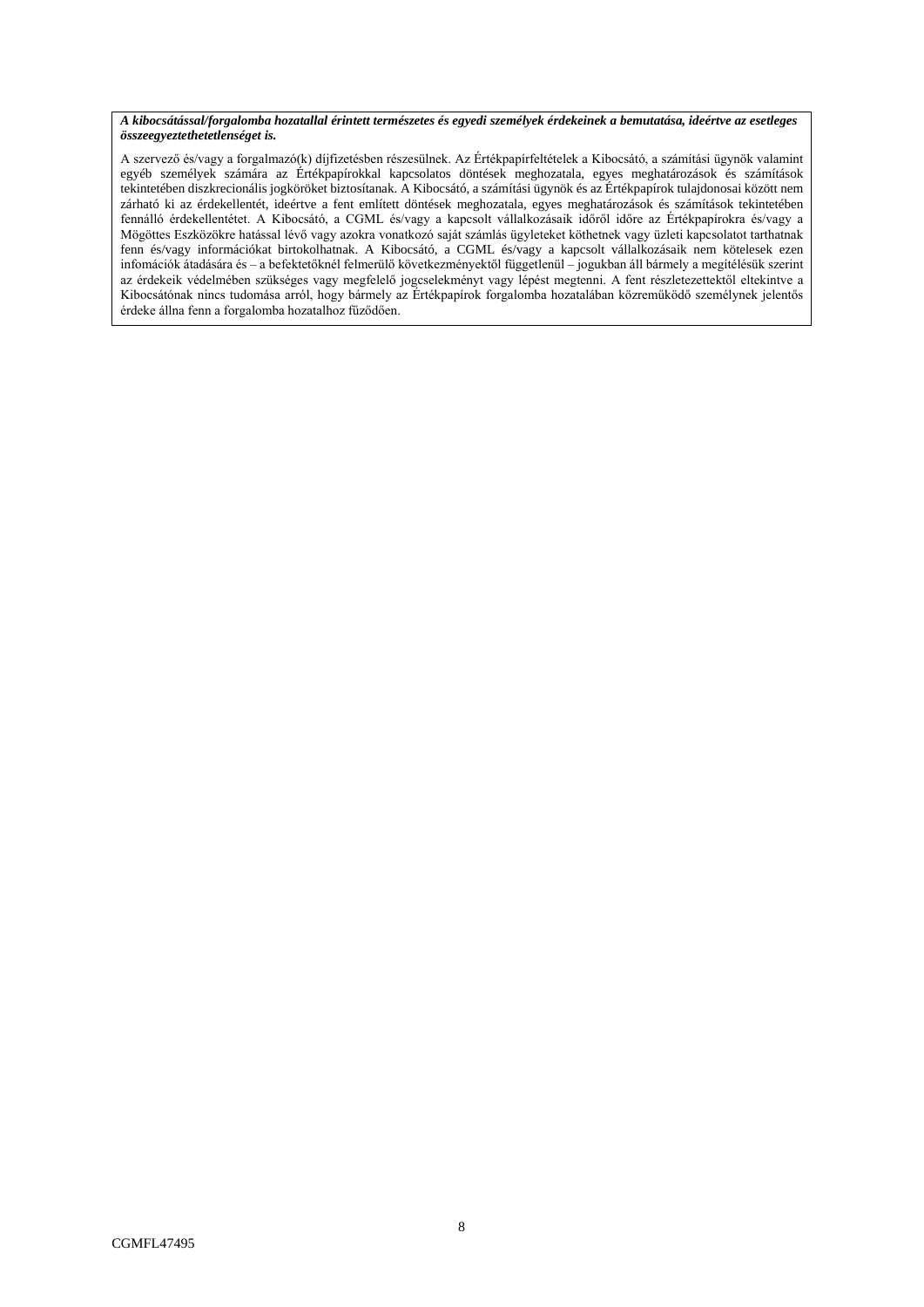***A kibocsátással/forgalomba hozatallal érintett természetes és egyedi személyek érdekeinek a bemutatása, ideértve az esetleges összeegyeztethetetlenséget is.***

A szervező és/vagy a forgalmazó(k) díjfizetésben részesülnek. Az Értékpapírfeltételek a Kibocsátó, a számítási ügynök valamint egyéb személyek számára az Értékpapírokkal kapcsolatos döntések meghozatala, egyes meghatározások és számítások tekintetében diszkrecionális jogköröket biztosítanak. A Kibocsátó, a számítási ügynök és az Értékpapírok tulajdonosai között nem zárható ki az érdekellentét, ideértve a fent említett döntések meghozatala, egyes meghatározások és számítások tekintetében fennálló érdekellentétet. A Kibocsátó, a CGML és/vagy a kapcsolt vállalkozásaik időről időre az Értékpapírokra és/vagy a Mögöttes Eszközökre hatással lévő vagy azokra vonatkozó saját számlás ügyleteket köthetnek vagy üzleti kapcsolatot tarthatnak fenn és/vagy információkat birtokolhatnak. A Kibocsátó, a CGML és/vagy a kapcsolt vállalkozásaik nem kötelesek ezen infomációk átadására és – a befektetőknél felmerülő következményektől függetlenül – jogukban áll bármely a megítélésük szerint az érdekeik védelmében szükséges vagy megfelelő jogcselekményt vagy lépést megtenni. A fent részletezettektől eltekintve a Kibocsátónak nincs tudomása arról, hogy bármely az Értékpapírok forgalomba hozatalában közreműködő személynek jelentős érdeke állna fenn a forgalomba hozatalhoz fűződően.